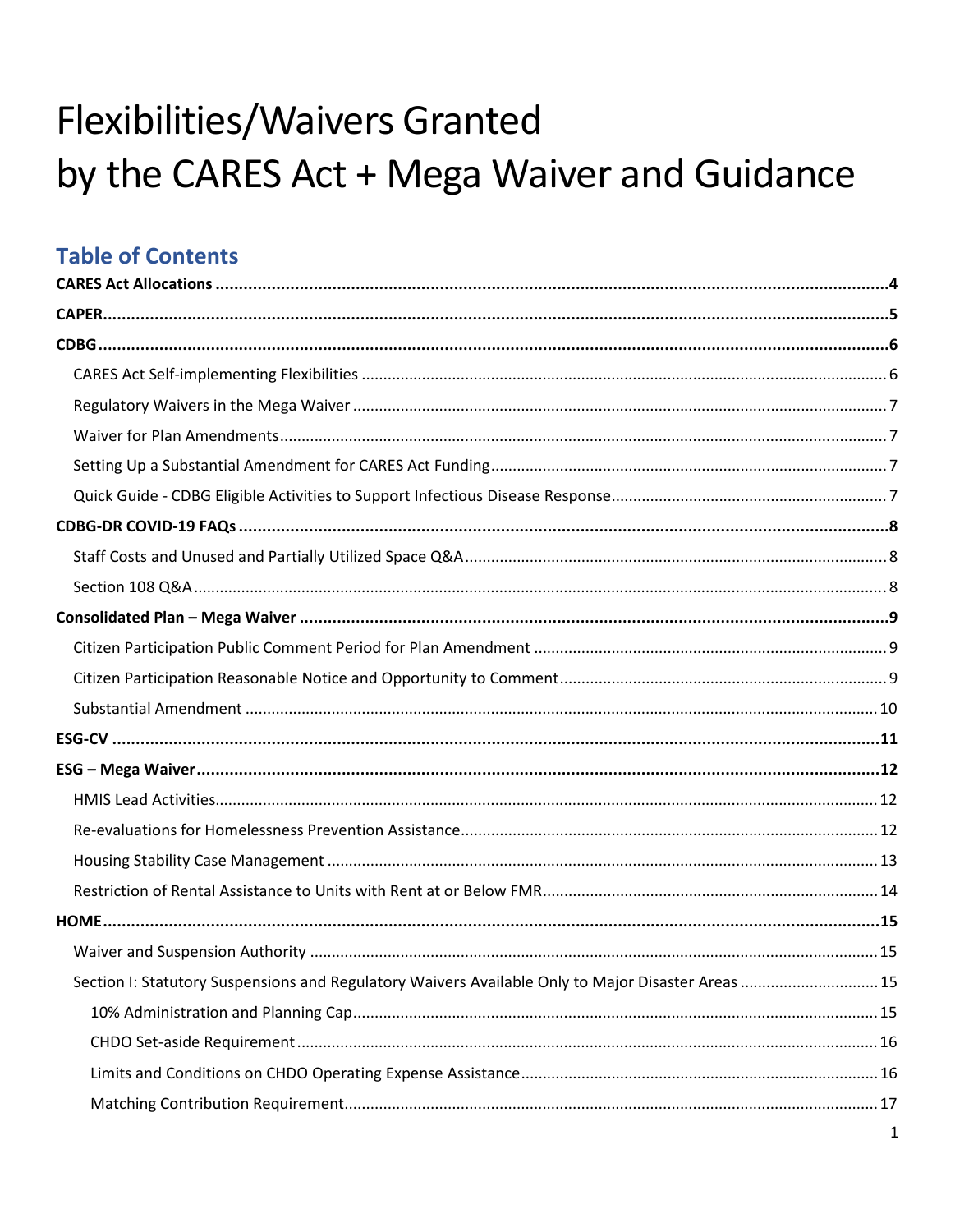# Flexibilities/Waivers Granted by the CARES Act + Mega Waiver and Guidance

## Table of Contents

**CARES Act Allocations** ..... 4

**CAPER** ..... 5

**CDBG** ..... 6

- CARES Act Self-implementing Flexibilities ..... 6
- Regulatory Waivers in the Mega Waiver ..... 7
- Waiver for Plan Amendments ..... 7
- Setting Up a Substantial Amendment for CARES Act Funding ..... 7
- Quick Guide - CDBG Eligible Activities to Support Infectious Disease Response ..... 7

**CDBG-DR COVID-19 FAQs** ..... 8

- Staff Costs and Unused and Partially Utilized Space Q&A ..... 8
- Section 108 Q&A ..... 8

**Consolidated Plan – Mega Waiver** ..... 9

- Citizen Participation Public Comment Period for Plan Amendment ..... 9
- Citizen Participation Reasonable Notice and Opportunity to Comment ..... 9
- Substantial Amendment ..... 10

**ESG-CV** ..... 11

**ESG – Mega Waiver** ..... 12

- HMIS Lead Activities ..... 12
- Re-evaluations for Homelessness Prevention Assistance ..... 12
- Housing Stability Case Management ..... 13
- Restriction of Rental Assistance to Units with Rent at or Below FMR ..... 14

**HOME** ..... 15

- Waiver and Suspension Authority ..... 15
- Section I: Statutory Suspensions and Regulatory Waivers Available Only to Major Disaster Areas ..... 15
  - 10% Administration and Planning Cap ..... 15
  - CHDO Set-aside Requirement ..... 16
  - Limits and Conditions on CHDO Operating Expense Assistance ..... 16
  - Matching Contribution Requirement ..... 17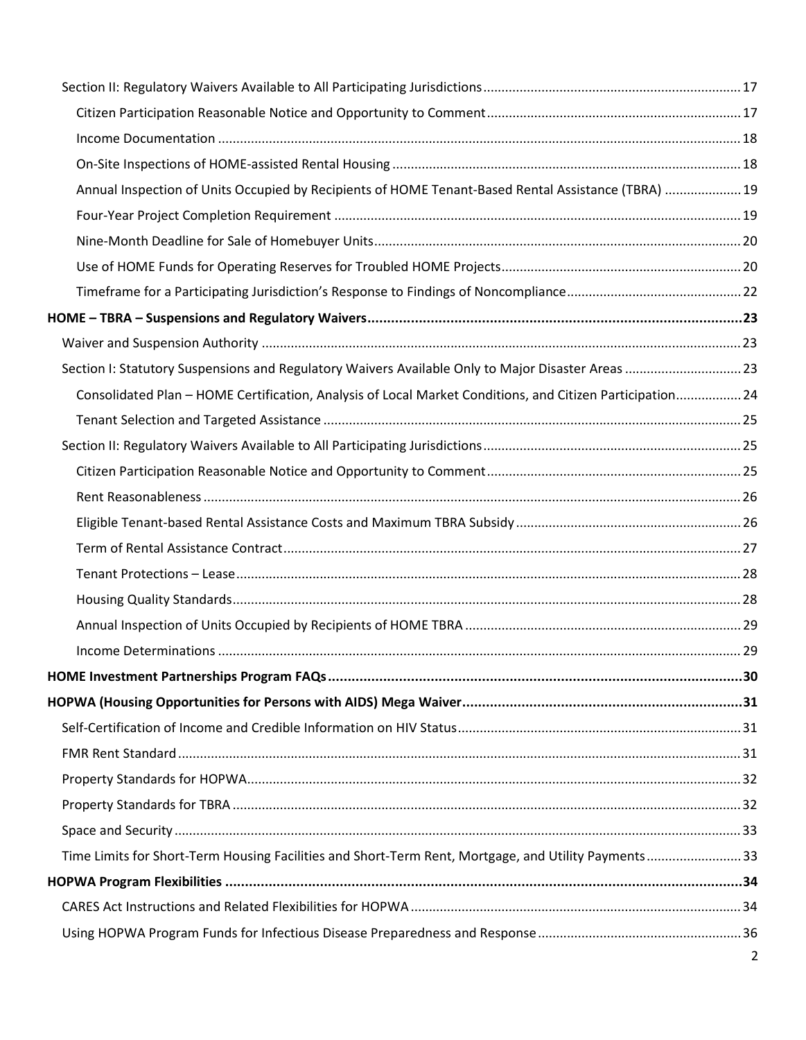- Section II: Regulatory Waivers Available to All Participating Jurisdictions ..... 17
  - Citizen Participation Reasonable Notice and Opportunity to Comment ..... 17
  - Income Documentation ..... 18
  - On-Site Inspections of HOME-assisted Rental Housing ..... 18
  - Annual Inspection of Units Occupied by Recipients of HOME Tenant-Based Rental Assistance (TBRA) ..... 19
  - Four-Year Project Completion Requirement ..... 19
  - Nine-Month Deadline for Sale of Homebuyer Units ..... 20
  - Use of HOME Funds for Operating Reserves for Troubled HOME Projects ..... 20
  - Timeframe for a Participating Jurisdiction's Response to Findings of Noncompliance ..... 22

**HOME – TBRA – Suspensions and Regulatory Waivers ..... 23**

- Waiver and Suspension Authority ..... 23
- Section I: Statutory Suspensions and Regulatory Waivers Available Only to Major Disaster Areas ..... 23
  - Consolidated Plan – HOME Certification, Analysis of Local Market Conditions, and Citizen Participation ..... 24
  - Tenant Selection and Targeted Assistance ..... 25
- Section II: Regulatory Waivers Available to All Participating Jurisdictions ..... 25
  - Citizen Participation Reasonable Notice and Opportunity to Comment ..... 25
  - Rent Reasonableness ..... 26
  - Eligible Tenant-based Rental Assistance Costs and Maximum TBRA Subsidy ..... 26
  - Term of Rental Assistance Contract ..... 27
  - Tenant Protections – Lease ..... 28
  - Housing Quality Standards ..... 28
  - Annual Inspection of Units Occupied by Recipients of HOME TBRA ..... 29
  - Income Determinations ..... 29

**HOME Investment Partnerships Program FAQs ..... 30**

**HOPWA (Housing Opportunities for Persons with AIDS) Mega Waiver ..... 31**

- Self-Certification of Income and Credible Information on HIV Status ..... 31
- FMR Rent Standard ..... 31
- Property Standards for HOPWA ..... 32
- Property Standards for TBRA ..... 32
- Space and Security ..... 33
- Time Limits for Short-Term Housing Facilities and Short-Term Rent, Mortgage, and Utility Payments ..... 33

**HOPWA Program Flexibilities ..... 34**

- CARES Act Instructions and Related Flexibilities for HOPWA ..... 34
- Using HOPWA Program Funds for Infectious Disease Preparedness and Response ..... 36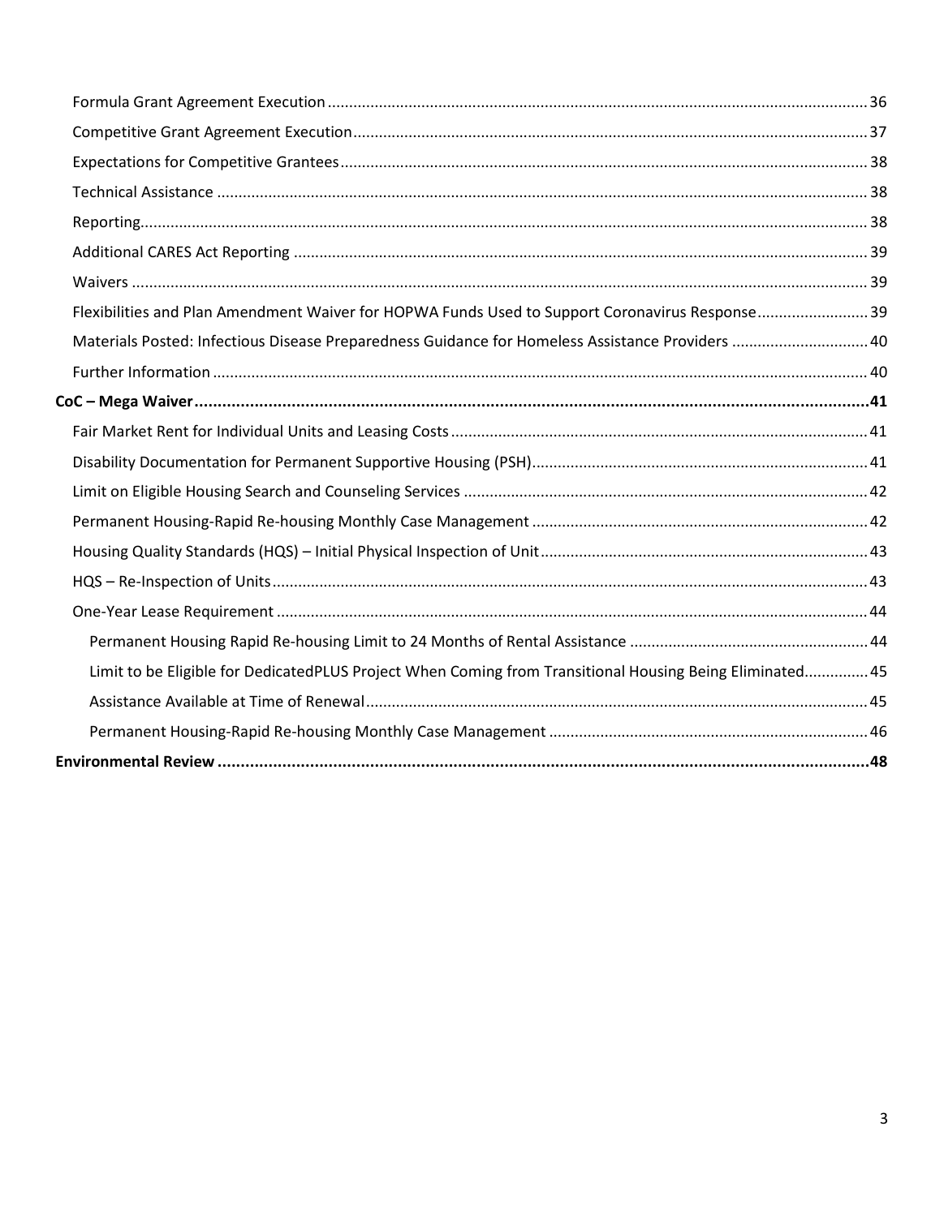- Formula Grant Agreement Execution ... 36
- Competitive Grant Agreement Execution ... 37
- Expectations for Competitive Grantees ... 38
- Technical Assistance ... 38
- Reporting ... 38
- Additional CARES Act Reporting ... 39
- Waivers ... 39
- Flexibilities and Plan Amendment Waiver for HOPWA Funds Used to Support Coronavirus Response ... 39
- Materials Posted: Infectious Disease Preparedness Guidance for Homeless Assistance Providers ... 40
- Further Information ... 40

**CoC – Mega Waiver ... 41**

- Fair Market Rent for Individual Units and Leasing Costs ... 41
- Disability Documentation for Permanent Supportive Housing (PSH) ... 41
- Limit on Eligible Housing Search and Counseling Services ... 42
- Permanent Housing-Rapid Re-housing Monthly Case Management ... 42
- Housing Quality Standards (HQS) – Initial Physical Inspection of Unit ... 43
- HQS – Re-Inspection of Units ... 43
- One-Year Lease Requirement ... 44
  - Permanent Housing Rapid Re-housing Limit to 24 Months of Rental Assistance ... 44
  - Limit to be Eligible for DedicatedPLUS Project When Coming from Transitional Housing Being Eliminated ... 45
  - Assistance Available at Time of Renewal ... 45
  - Permanent Housing-Rapid Re-housing Monthly Case Management ... 46

**Environmental Review ... 48**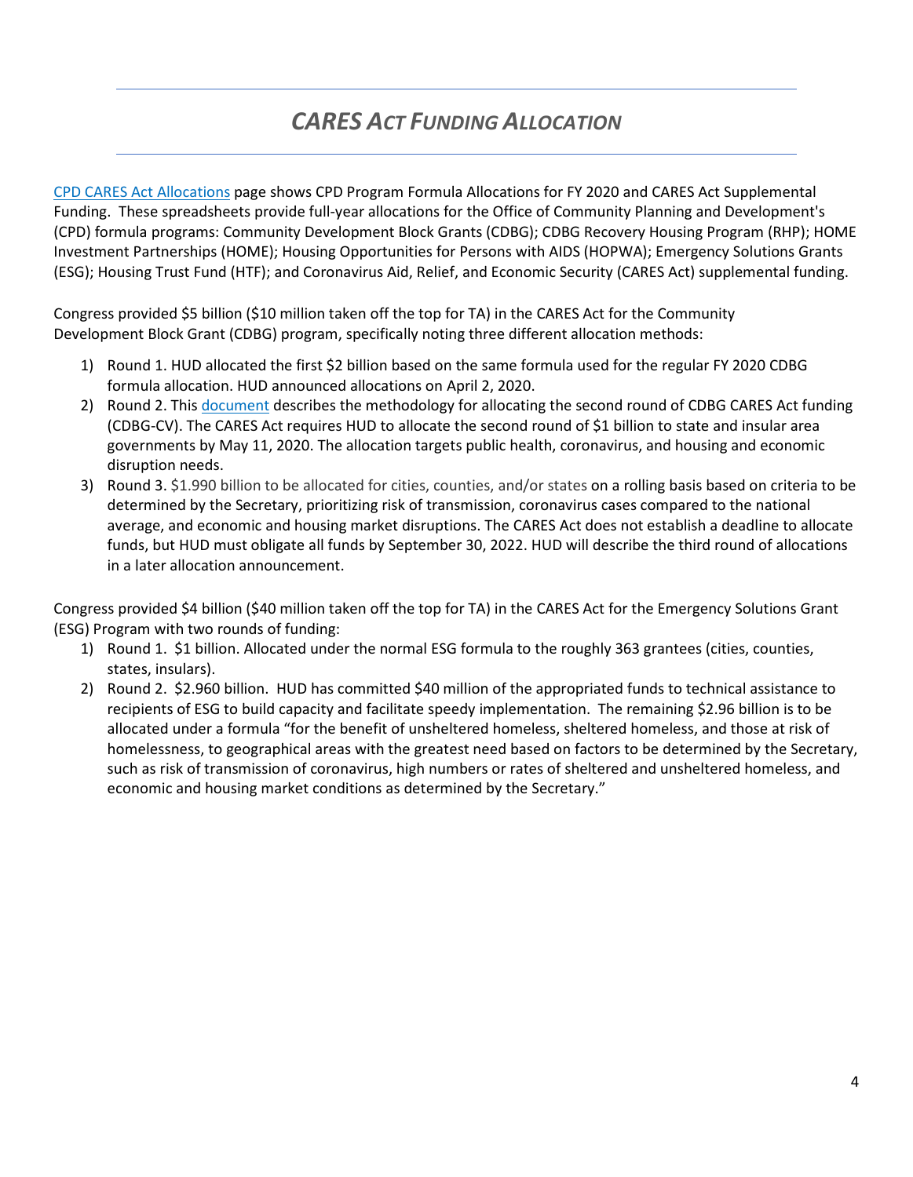# *CARES ACT FUNDING ALLOCATION*

CPD CARES Act Allocations page shows CPD Program Formula Allocations for FY 2020 and CARES Act Supplemental Funding. These spreadsheets provide full-year allocations for the Office of Community Planning and Development's (CPD) formula programs: Community Development Block Grants (CDBG); CDBG Recovery Housing Program (RHP); HOME Investment Partnerships (HOME); Housing Opportunities for Persons with AIDS (HOPWA); Emergency Solutions Grants (ESG); Housing Trust Fund (HTF); and Coronavirus Aid, Relief, and Economic Security (CARES Act) supplemental funding.

Congress provided $5 billion ($10 million taken off the top for TA) in the CARES Act for the Community Development Block Grant (CDBG) program, specifically noting three different allocation methods:

1) Round 1. HUD allocated the first $2 billion based on the same formula used for the regular FY 2020 CDBG formula allocation. HUD announced allocations on April 2, 2020.
2) Round 2. This document describes the methodology for allocating the second round of CDBG CARES Act funding (CDBG-CV). The CARES Act requires HUD to allocate the second round of $1 billion to state and insular area governments by May 11, 2020. The allocation targets public health, coronavirus, and housing and economic disruption needs.
3) Round 3. $1.990 billion to be allocated for cities, counties, and/or states on a rolling basis based on criteria to be determined by the Secretary, prioritizing risk of transmission, coronavirus cases compared to the national average, and economic and housing market disruptions. The CARES Act does not establish a deadline to allocate funds, but HUD must obligate all funds by September 30, 2022. HUD will describe the third round of allocations in a later allocation announcement.

Congress provided $4 billion ($40 million taken off the top for TA) in the CARES Act for the Emergency Solutions Grant (ESG) Program with two rounds of funding:

1) Round 1. $1 billion. Allocated under the normal ESG formula to the roughly 363 grantees (cities, counties, states, insulars).
2) Round 2. $2.960 billion. HUD has committed $40 million of the appropriated funds to technical assistance to recipients of ESG to build capacity and facilitate speedy implementation. The remaining $2.96 billion is to be allocated under a formula "for the benefit of unsheltered homeless, sheltered homeless, and those at risk of homelessness, to geographical areas with the greatest need based on factors to be determined by the Secretary, such as risk of transmission of coronavirus, high numbers or rates of sheltered and unsheltered homeless, and economic and housing market conditions as determined by the Secretary."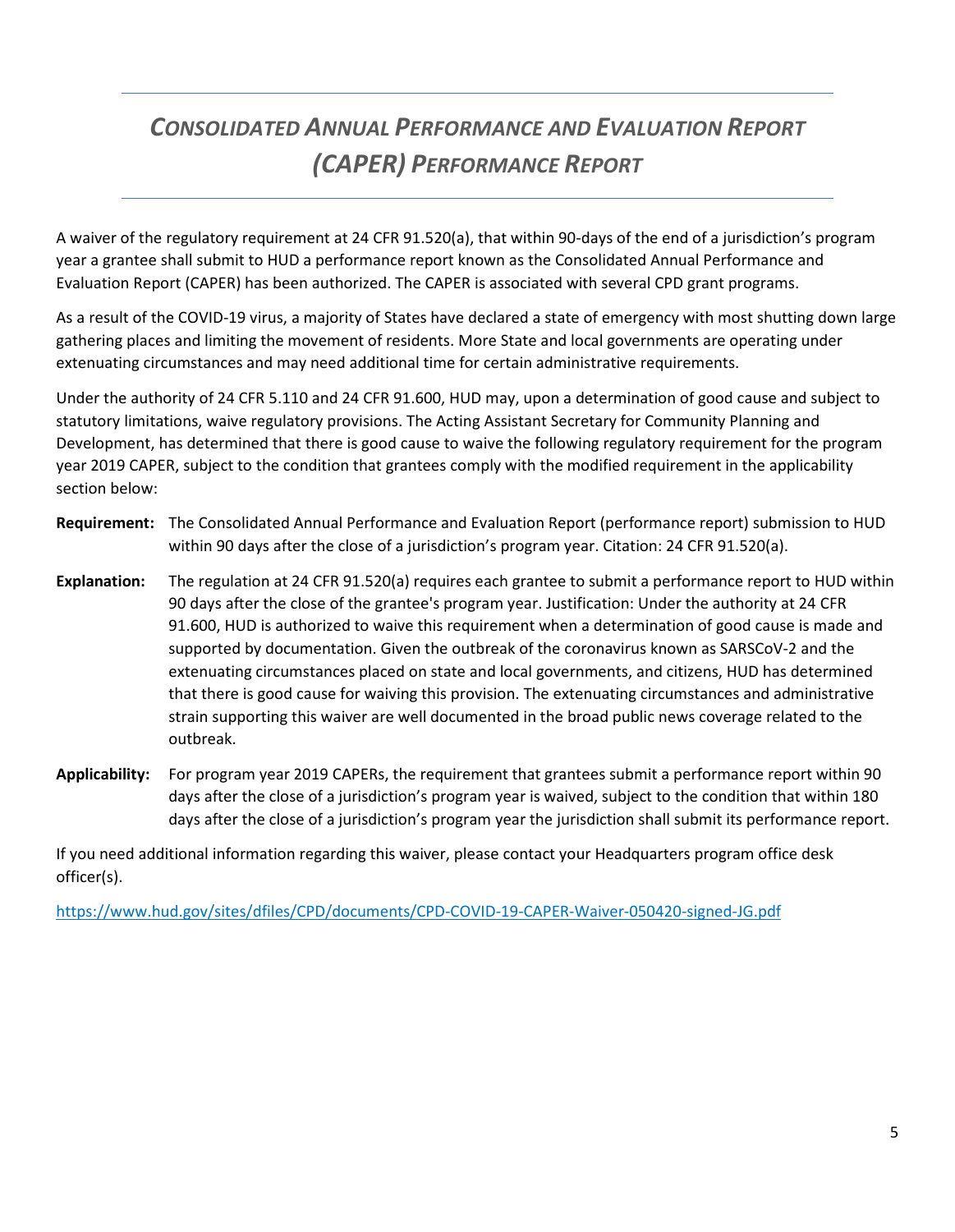# *CONSOLIDATED ANNUAL PERFORMANCE AND EVALUATION REPORT (CAPER) PERFORMANCE REPORT*

A waiver of the regulatory requirement at 24 CFR 91.520(a), that within 90-days of the end of a jurisdiction's program year a grantee shall submit to HUD a performance report known as the Consolidated Annual Performance and Evaluation Report (CAPER) has been authorized. The CAPER is associated with several CPD grant programs.

As a result of the COVID-19 virus, a majority of States have declared a state of emergency with most shutting down large gathering places and limiting the movement of residents. More State and local governments are operating under extenuating circumstances and may need additional time for certain administrative requirements.

Under the authority of 24 CFR 5.110 and 24 CFR 91.600, HUD may, upon a determination of good cause and subject to statutory limitations, waive regulatory provisions. The Acting Assistant Secretary for Community Planning and Development, has determined that there is good cause to waive the following regulatory requirement for the program year 2019 CAPER, subject to the condition that grantees comply with the modified requirement in the applicability section below:

**Requirement:** The Consolidated Annual Performance and Evaluation Report (performance report) submission to HUD within 90 days after the close of a jurisdiction's program year. Citation: 24 CFR 91.520(a).

**Explanation:** The regulation at 24 CFR 91.520(a) requires each grantee to submit a performance report to HUD within 90 days after the close of the grantee's program year. Justification: Under the authority at 24 CFR 91.600, HUD is authorized to waive this requirement when a determination of good cause is made and supported by documentation. Given the outbreak of the coronavirus known as SARSCoV-2 and the extenuating circumstances placed on state and local governments, and citizens, HUD has determined that there is good cause for waiving this provision. The extenuating circumstances and administrative strain supporting this waiver are well documented in the broad public news coverage related to the outbreak.

**Applicability:** For program year 2019 CAPERs, the requirement that grantees submit a performance report within 90 days after the close of a jurisdiction's program year is waived, subject to the condition that within 180 days after the close of a jurisdiction's program year the jurisdiction shall submit its performance report.

If you need additional information regarding this waiver, please contact your Headquarters program office desk officer(s).

https://www.hud.gov/sites/dfiles/CPD/documents/CPD-COVID-19-CAPER-Waiver-050420-signed-JG.pdf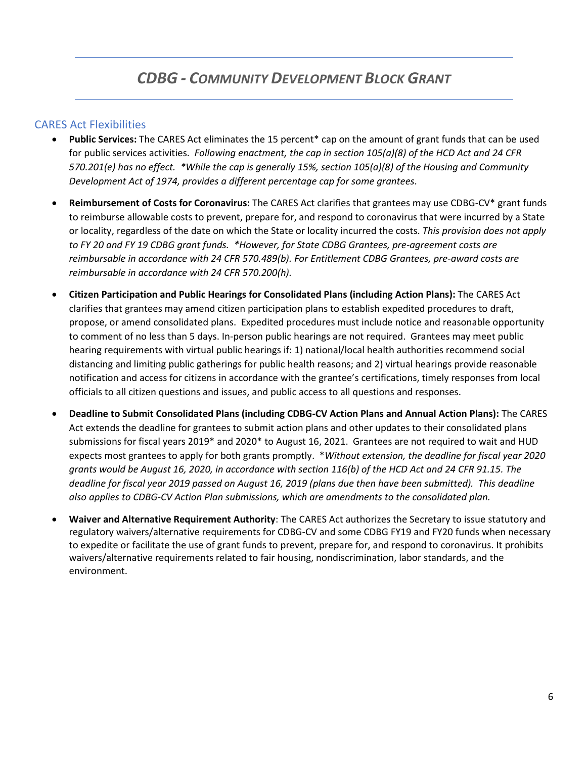# *CDBG - COMMUNITY DEVELOPMENT BLOCK GRANT*

## CARES Act Flexibilities

- **Public Services:** The CARES Act eliminates the 15 percent* cap on the amount of grant funds that can be used for public services activities. *Following enactment, the cap in section 105(a)(8) of the HCD Act and 24 CFR 570.201(e) has no effect. *While the cap is generally 15%, section 105(a)(8) of the Housing and Community Development Act of 1974, provides a different percentage cap for some grantees*.

- **Reimbursement of Costs for Coronavirus:** The CARES Act clarifies that grantees may use CDBG-CV* grant funds to reimburse allowable costs to prevent, prepare for, and respond to coronavirus that were incurred by a State or locality, regardless of the date on which the State or locality incurred the costs. *This provision does not apply to FY 20 and FY 19 CDBG grant funds. *However, for State CDBG Grantees, pre-agreement costs are reimbursable in accordance with 24 CFR 570.489(b). For Entitlement CDBG Grantees, pre-award costs are reimbursable in accordance with 24 CFR 570.200(h).*

- **Citizen Participation and Public Hearings for Consolidated Plans (including Action Plans):** The CARES Act clarifies that grantees may amend citizen participation plans to establish expedited procedures to draft, propose, or amend consolidated plans. Expedited procedures must include notice and reasonable opportunity to comment of no less than 5 days. In-person public hearings are not required. Grantees may meet public hearing requirements with virtual public hearings if: 1) national/local health authorities recommend social distancing and limiting public gatherings for public health reasons; and 2) virtual hearings provide reasonable notification and access for citizens in accordance with the grantee's certifications, timely responses from local officials to all citizen questions and issues, and public access to all questions and responses.

- **Deadline to Submit Consolidated Plans (including CDBG-CV Action Plans and Annual Action Plans):** The CARES Act extends the deadline for grantees to submit action plans and other updates to their consolidated plans submissions for fiscal years 2019* and 2020* to August 16, 2021. Grantees are not required to wait and HUD expects most grantees to apply for both grants promptly. **Without extension, the deadline for fiscal year 2020 grants would be August 16, 2020, in accordance with section 116(b) of the HCD Act and 24 CFR 91.15. The deadline for fiscal year 2019 passed on August 16, 2019 (plans due then have been submitted). This deadline also applies to CDBG-CV Action Plan submissions, which are amendments to the consolidated plan.*

- **Waiver and Alternative Requirement Authority**: The CARES Act authorizes the Secretary to issue statutory and regulatory waivers/alternative requirements for CDBG-CV and some CDBG FY19 and FY20 funds when necessary to expedite or facilitate the use of grant funds to prevent, prepare for, and respond to coronavirus. It prohibits waivers/alternative requirements related to fair housing, nondiscrimination, labor standards, and the environment.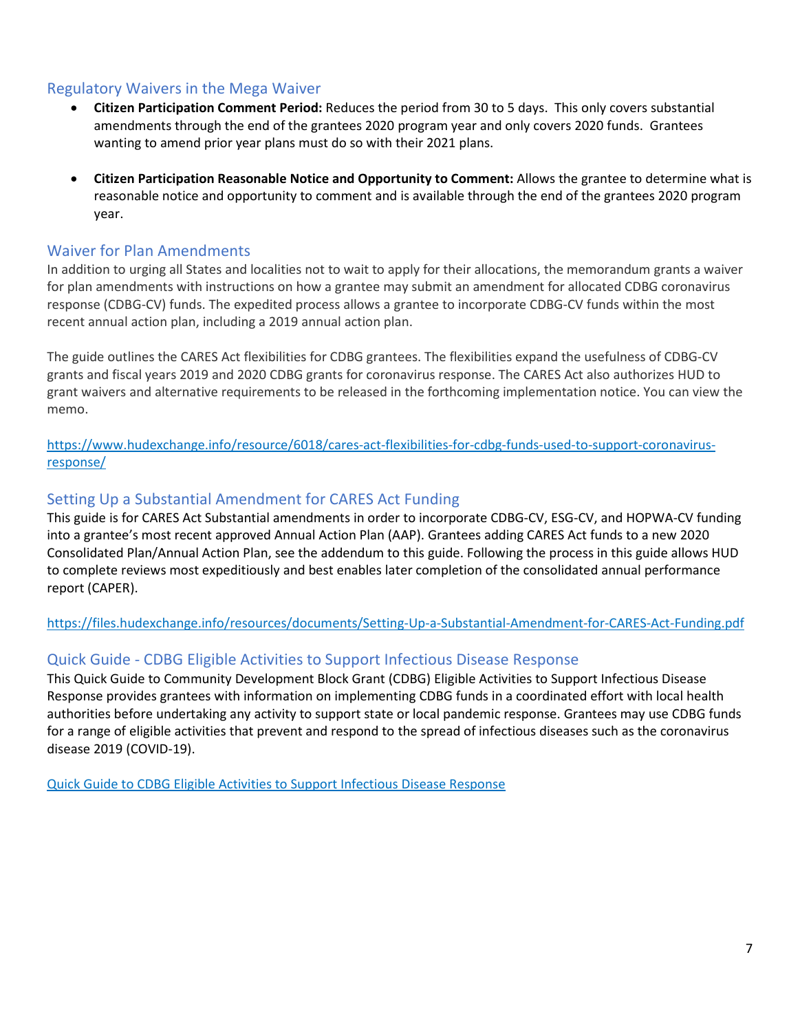## Regulatory Waivers in the Mega Waiver

- **Citizen Participation Comment Period:** Reduces the period from 30 to 5 days. This only covers substantial amendments through the end of the grantees 2020 program year and only covers 2020 funds. Grantees wanting to amend prior year plans must do so with their 2021 plans.
- **Citizen Participation Reasonable Notice and Opportunity to Comment:** Allows the grantee to determine what is reasonable notice and opportunity to comment and is available through the end of the grantees 2020 program year.

## Waiver for Plan Amendments

In addition to urging all States and localities not to wait to apply for their allocations, the memorandum grants a waiver for plan amendments with instructions on how a grantee may submit an amendment for allocated CDBG coronavirus response (CDBG-CV) funds. The expedited process allows a grantee to incorporate CDBG-CV funds within the most recent annual action plan, including a 2019 annual action plan.

The guide outlines the CARES Act flexibilities for CDBG grantees. The flexibilities expand the usefulness of CDBG-CV grants and fiscal years 2019 and 2020 CDBG grants for coronavirus response. The CARES Act also authorizes HUD to grant waivers and alternative requirements to be released in the forthcoming implementation notice. You can view the memo.

https://www.hudexchange.info/resource/6018/cares-act-flexibilities-for-cdbg-funds-used-to-support-coronavirus-response/

## Setting Up a Substantial Amendment for CARES Act Funding

This guide is for CARES Act Substantial amendments in order to incorporate CDBG-CV, ESG-CV, and HOPWA-CV funding into a grantee's most recent approved Annual Action Plan (AAP). Grantees adding CARES Act funds to a new 2020 Consolidated Plan/Annual Action Plan, see the addendum to this guide. Following the process in this guide allows HUD to complete reviews most expeditiously and best enables later completion of the consolidated annual performance report (CAPER).

https://files.hudexchange.info/resources/documents/Setting-Up-a-Substantial-Amendment-for-CARES-Act-Funding.pdf

## Quick Guide - CDBG Eligible Activities to Support Infectious Disease Response

This Quick Guide to Community Development Block Grant (CDBG) Eligible Activities to Support Infectious Disease Response provides grantees with information on implementing CDBG funds in a coordinated effort with local health authorities before undertaking any activity to support state or local pandemic response. Grantees may use CDBG funds for a range of eligible activities that prevent and respond to the spread of infectious diseases such as the coronavirus disease 2019 (COVID-19).

Quick Guide to CDBG Eligible Activities to Support Infectious Disease Response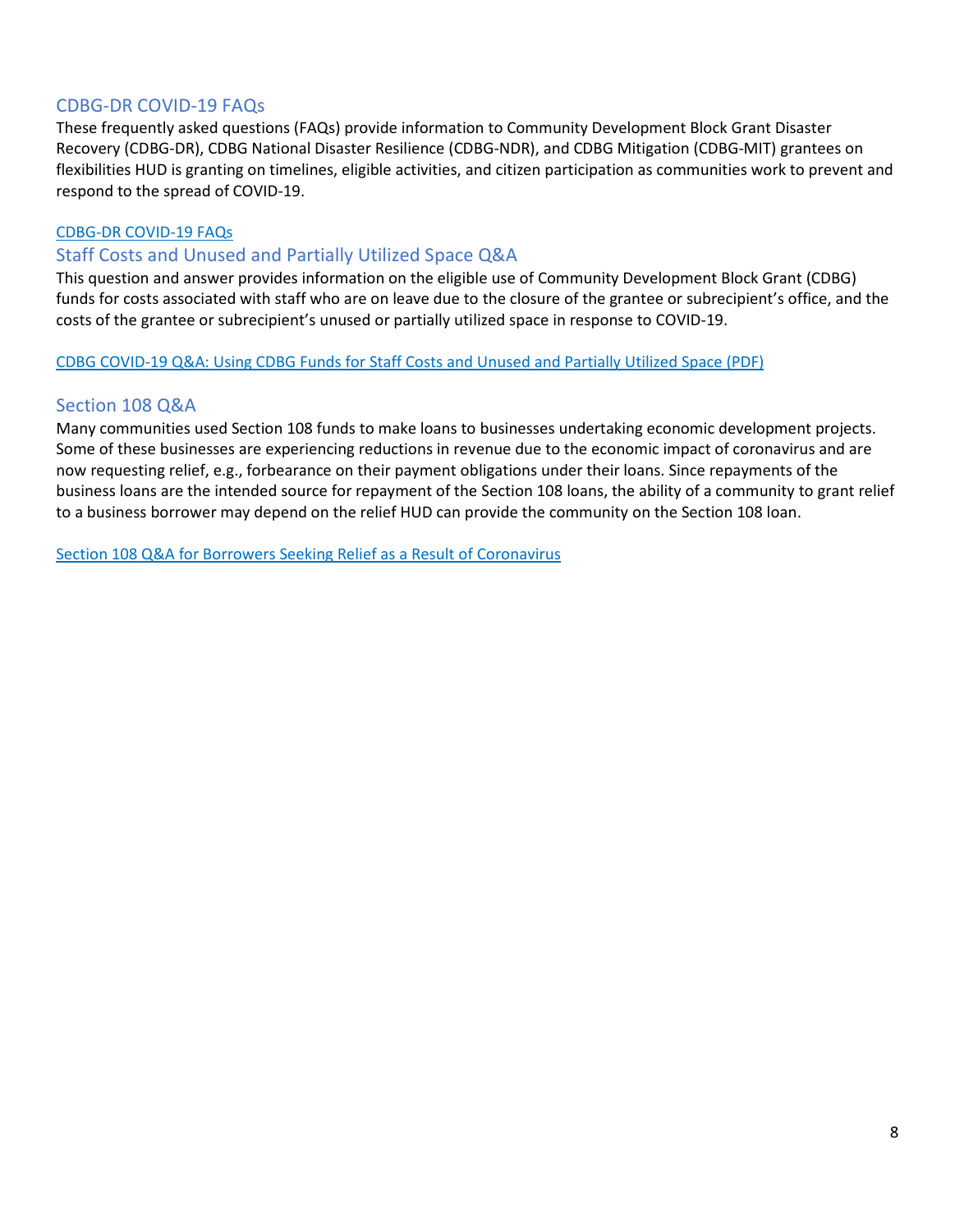## CDBG-DR COVID-19 FAQs

These frequently asked questions (FAQs) provide information to Community Development Block Grant Disaster Recovery (CDBG-DR), CDBG National Disaster Resilience (CDBG-NDR), and CDBG Mitigation (CDBG-MIT) grantees on flexibilities HUD is granting on timelines, eligible activities, and citizen participation as communities work to prevent and respond to the spread of COVID-19.

CDBG-DR COVID-19 FAQs

## Staff Costs and Unused and Partially Utilized Space Q&A

This question and answer provides information on the eligible use of Community Development Block Grant (CDBG) funds for costs associated with staff who are on leave due to the closure of the grantee or subrecipient's office, and the costs of the grantee or subrecipient's unused or partially utilized space in response to COVID-19.

CDBG COVID-19 Q&A: Using CDBG Funds for Staff Costs and Unused and Partially Utilized Space (PDF)

## Section 108 Q&A

Many communities used Section 108 funds to make loans to businesses undertaking economic development projects. Some of these businesses are experiencing reductions in revenue due to the economic impact of coronavirus and are now requesting relief, e.g., forbearance on their payment obligations under their loans. Since repayments of the business loans are the intended source for repayment of the Section 108 loans, the ability of a community to grant relief to a business borrower may depend on the relief HUD can provide the community on the Section 108 loan.

Section 108 Q&A for Borrowers Seeking Relief as a Result of Coronavirus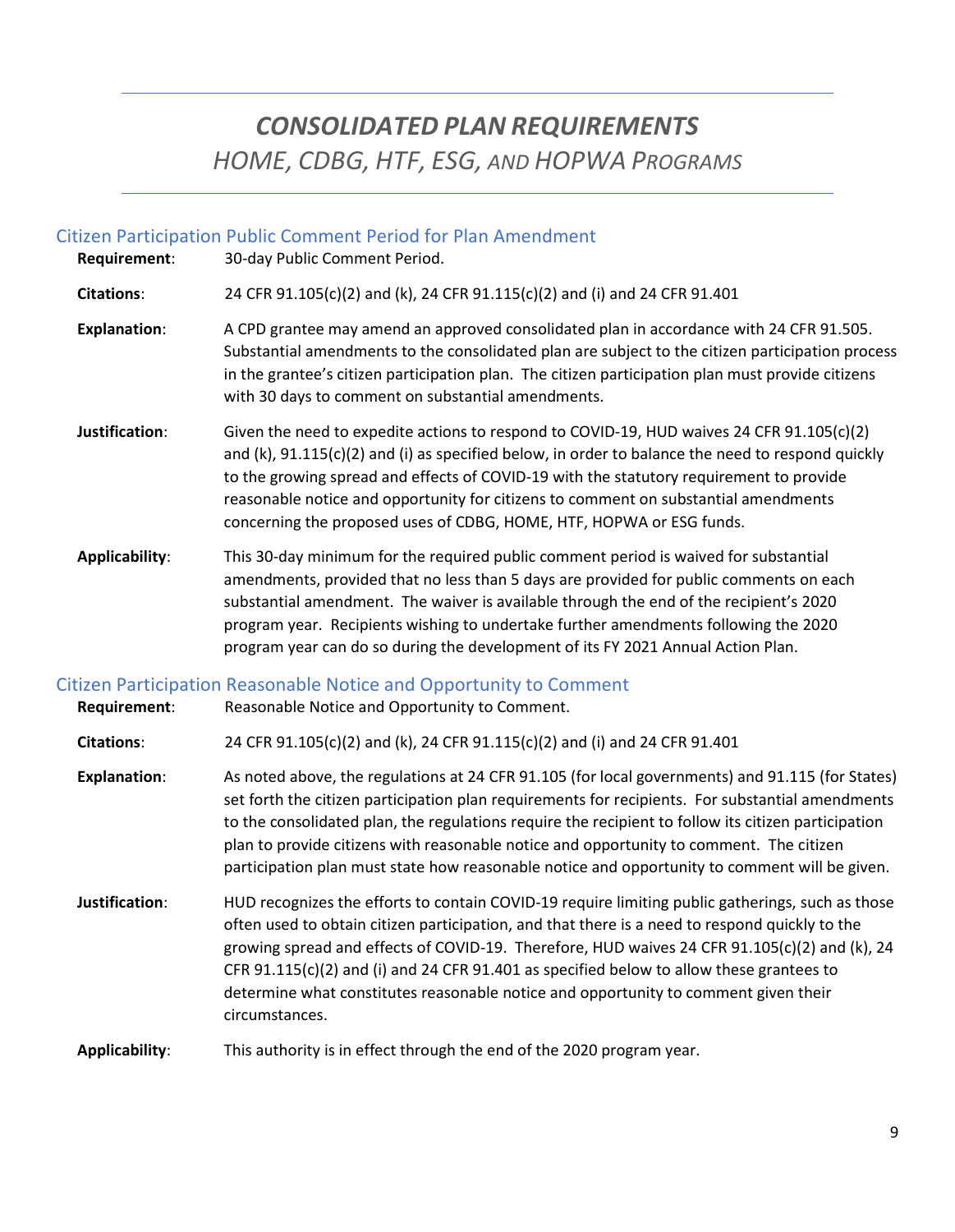# *CONSOLIDATED PLAN REQUIREMENTS*

## *HOME, CDBG, HTF, ESG, AND HOPWA PROGRAMS*

### Citizen Participation Public Comment Period for Plan Amendment

**Requirement**: 30-day Public Comment Period.

**Citations**: 24 CFR 91.105(c)(2) and (k), 24 CFR 91.115(c)(2) and (i) and 24 CFR 91.401

**Explanation**: A CPD grantee may amend an approved consolidated plan in accordance with 24 CFR 91.505. Substantial amendments to the consolidated plan are subject to the citizen participation process in the grantee's citizen participation plan. The citizen participation plan must provide citizens with 30 days to comment on substantial amendments.

**Justification**: Given the need to expedite actions to respond to COVID-19, HUD waives 24 CFR 91.105(c)(2) and (k), 91.115(c)(2) and (i) as specified below, in order to balance the need to respond quickly to the growing spread and effects of COVID-19 with the statutory requirement to provide reasonable notice and opportunity for citizens to comment on substantial amendments concerning the proposed uses of CDBG, HOME, HTF, HOPWA or ESG funds.

**Applicability**: This 30-day minimum for the required public comment period is waived for substantial amendments, provided that no less than 5 days are provided for public comments on each substantial amendment. The waiver is available through the end of the recipient's 2020 program year. Recipients wishing to undertake further amendments following the 2020 program year can do so during the development of its FY 2021 Annual Action Plan.

### Citizen Participation Reasonable Notice and Opportunity to Comment

**Requirement**: Reasonable Notice and Opportunity to Comment.

**Citations**: 24 CFR 91.105(c)(2) and (k), 24 CFR 91.115(c)(2) and (i) and 24 CFR 91.401

**Explanation**: As noted above, the regulations at 24 CFR 91.105 (for local governments) and 91.115 (for States) set forth the citizen participation plan requirements for recipients. For substantial amendments to the consolidated plan, the regulations require the recipient to follow its citizen participation plan to provide citizens with reasonable notice and opportunity to comment. The citizen participation plan must state how reasonable notice and opportunity to comment will be given.

**Justification**: HUD recognizes the efforts to contain COVID-19 require limiting public gatherings, such as those often used to obtain citizen participation, and that there is a need to respond quickly to the growing spread and effects of COVID-19. Therefore, HUD waives 24 CFR 91.105(c)(2) and (k), 24 CFR 91.115(c)(2) and (i) and 24 CFR 91.401 as specified below to allow these grantees to determine what constitutes reasonable notice and opportunity to comment given their circumstances.

**Applicability**: This authority is in effect through the end of the 2020 program year.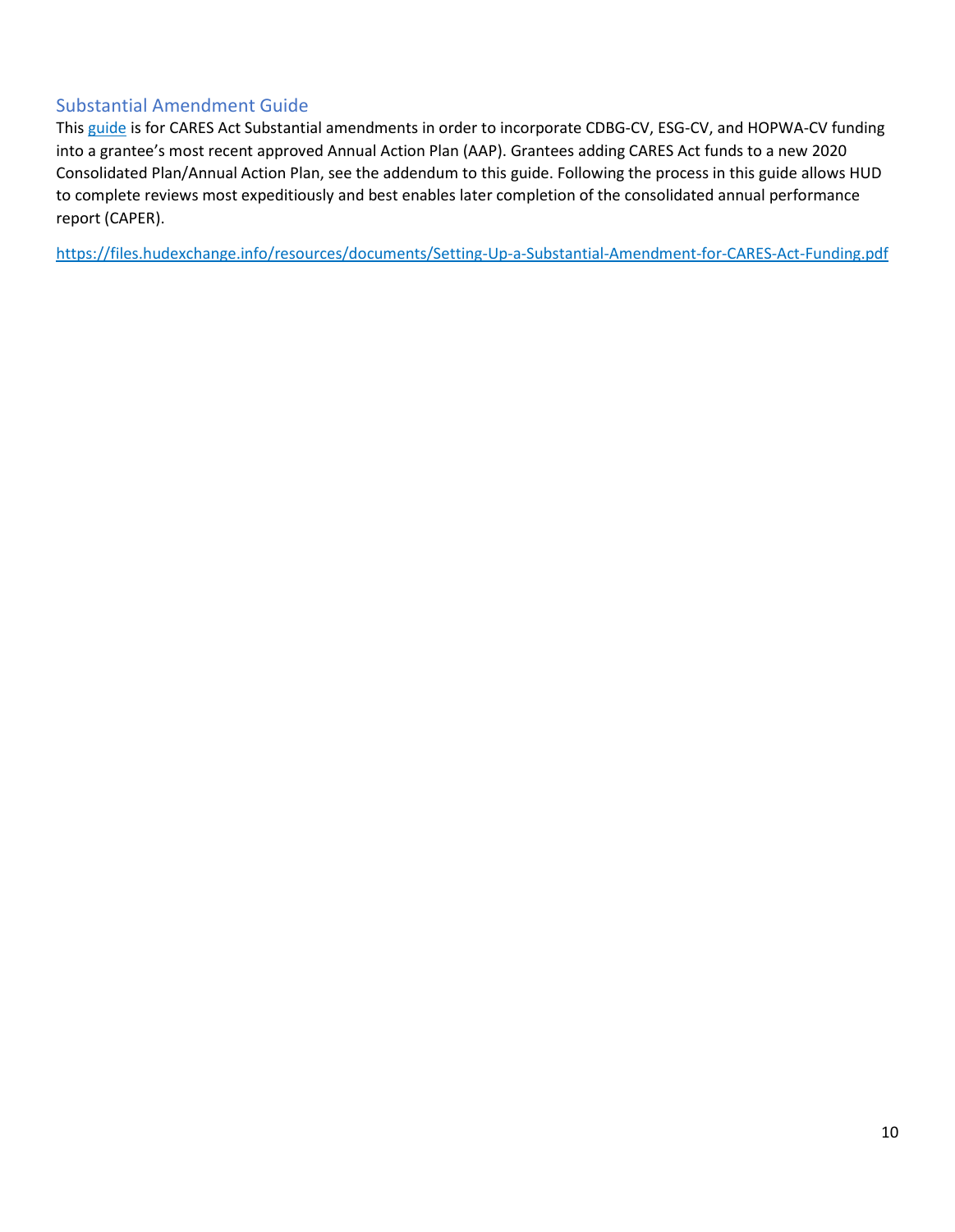## Substantial Amendment Guide

This [guide](https://files.hudexchange.info/resources/documents/Setting-Up-a-Substantial-Amendment-for-CARES-Act-Funding.pdf) is for CARES Act Substantial amendments in order to incorporate CDBG-CV, ESG-CV, and HOPWA-CV funding into a grantee's most recent approved Annual Action Plan (AAP). Grantees adding CARES Act funds to a new 2020 Consolidated Plan/Annual Action Plan, see the addendum to this guide. Following the process in this guide allows HUD to complete reviews most expeditiously and best enables later completion of the consolidated annual performance report (CAPER).

https://files.hudexchange.info/resources/documents/Setting-Up-a-Substantial-Amendment-for-CARES-Act-Funding.pdf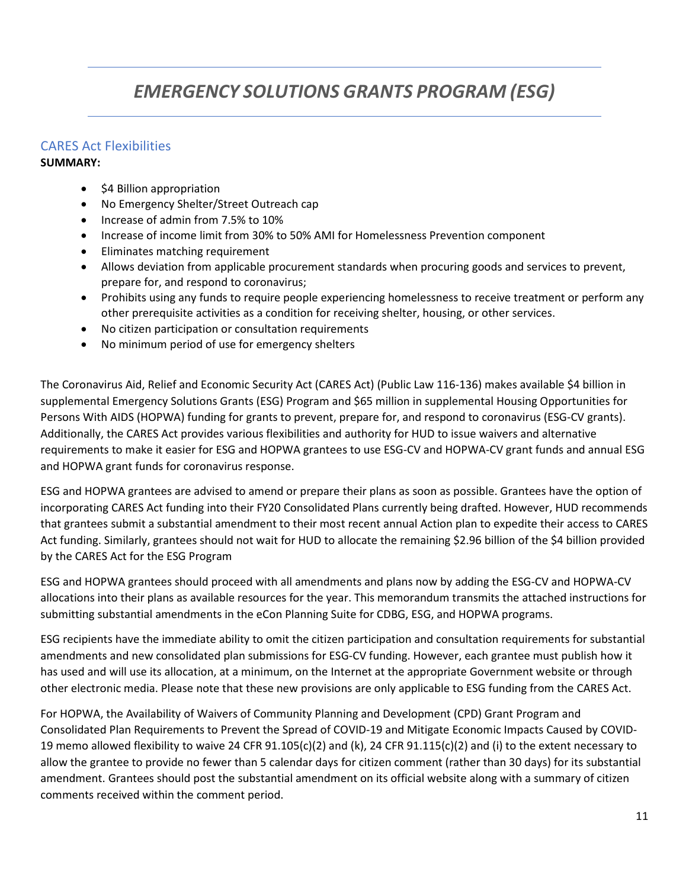# *EMERGENCY SOLUTIONS GRANTS PROGRAM (ESG)*

## CARES Act Flexibilities

**SUMMARY:**

- $4 Billion appropriation
- No Emergency Shelter/Street Outreach cap
- Increase of admin from 7.5% to 10%
- Increase of income limit from 30% to 50% AMI for Homelessness Prevention component
- Eliminates matching requirement
- Allows deviation from applicable procurement standards when procuring goods and services to prevent, prepare for, and respond to coronavirus;
- Prohibits using any funds to require people experiencing homelessness to receive treatment or perform any other prerequisite activities as a condition for receiving shelter, housing, or other services.
- No citizen participation or consultation requirements
- No minimum period of use for emergency shelters

The Coronavirus Aid, Relief and Economic Security Act (CARES Act) (Public Law 116-136) makes available $4 billion in supplemental Emergency Solutions Grants (ESG) Program and $65 million in supplemental Housing Opportunities for Persons With AIDS (HOPWA) funding for grants to prevent, prepare for, and respond to coronavirus (ESG-CV grants). Additionally, the CARES Act provides various flexibilities and authority for HUD to issue waivers and alternative requirements to make it easier for ESG and HOPWA grantees to use ESG-CV and HOPWA-CV grant funds and annual ESG and HOPWA grant funds for coronavirus response.

ESG and HOPWA grantees are advised to amend or prepare their plans as soon as possible. Grantees have the option of incorporating CARES Act funding into their FY20 Consolidated Plans currently being drafted. However, HUD recommends that grantees submit a substantial amendment to their most recent annual Action plan to expedite their access to CARES Act funding. Similarly, grantees should not wait for HUD to allocate the remaining $2.96 billion of the $4 billion provided by the CARES Act for the ESG Program

ESG and HOPWA grantees should proceed with all amendments and plans now by adding the ESG-CV and HOPWA-CV allocations into their plans as available resources for the year. This memorandum transmits the attached instructions for submitting substantial amendments in the eCon Planning Suite for CDBG, ESG, and HOPWA programs.

ESG recipients have the immediate ability to omit the citizen participation and consultation requirements for substantial amendments and new consolidated plan submissions for ESG-CV funding. However, each grantee must publish how it has used and will use its allocation, at a minimum, on the Internet at the appropriate Government website or through other electronic media. Please note that these new provisions are only applicable to ESG funding from the CARES Act.

For HOPWA, the Availability of Waivers of Community Planning and Development (CPD) Grant Program and Consolidated Plan Requirements to Prevent the Spread of COVID-19 and Mitigate Economic Impacts Caused by COVID-19 memo allowed flexibility to waive 24 CFR 91.105(c)(2) and (k), 24 CFR 91.115(c)(2) and (i) to the extent necessary to allow the grantee to provide no fewer than 5 calendar days for citizen comment (rather than 30 days) for its substantial amendment. Grantees should post the substantial amendment on its official website along with a summary of citizen comments received within the comment period.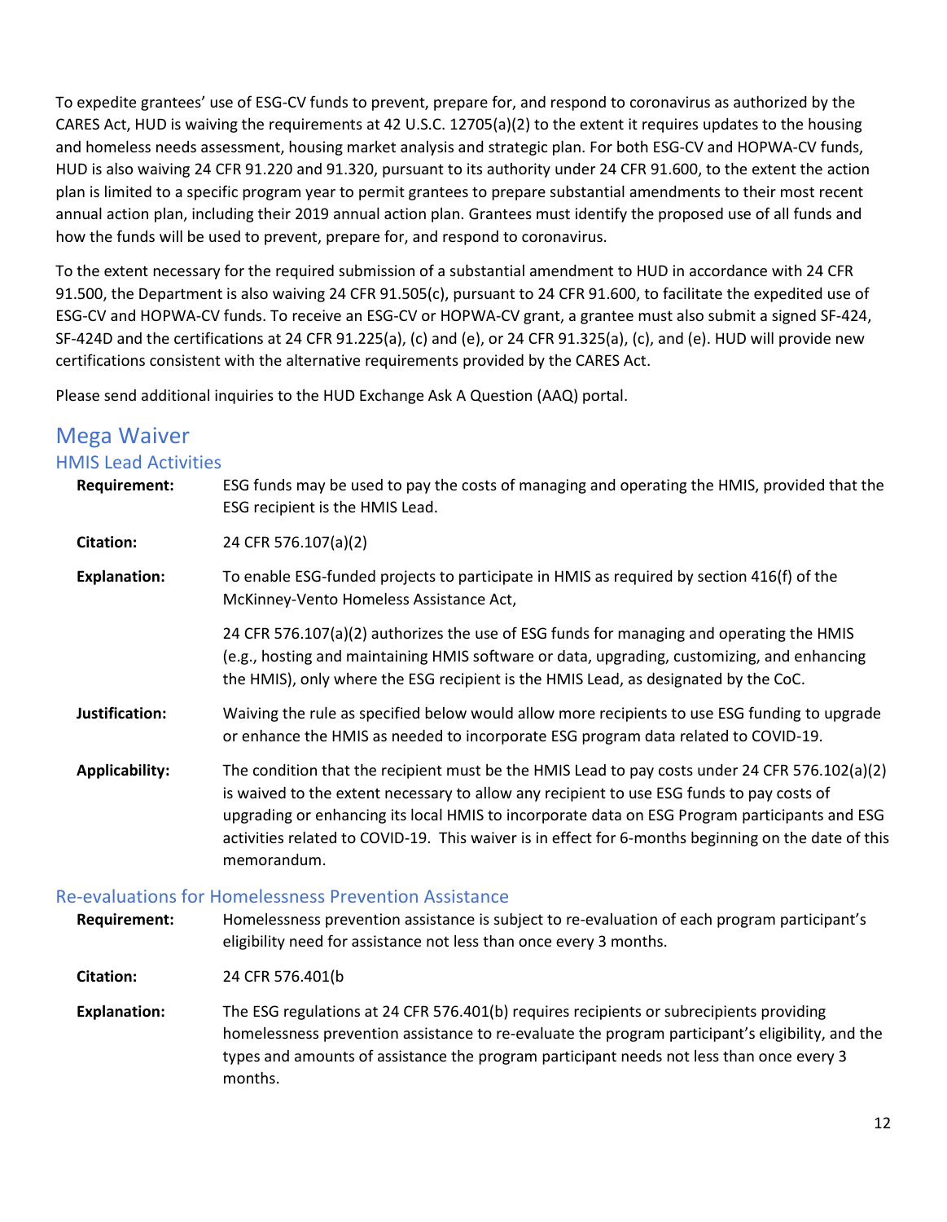To expedite grantees' use of ESG-CV funds to prevent, prepare for, and respond to coronavirus as authorized by the CARES Act, HUD is waiving the requirements at 42 U.S.C. 12705(a)(2) to the extent it requires updates to the housing and homeless needs assessment, housing market analysis and strategic plan. For both ESG-CV and HOPWA-CV funds, HUD is also waiving 24 CFR 91.220 and 91.320, pursuant to its authority under 24 CFR 91.600, to the extent the action plan is limited to a specific program year to permit grantees to prepare substantial amendments to their most recent annual action plan, including their 2019 annual action plan. Grantees must identify the proposed use of all funds and how the funds will be used to prevent, prepare for, and respond to coronavirus.

To the extent necessary for the required submission of a substantial amendment to HUD in accordance with 24 CFR 91.500, the Department is also waiving 24 CFR 91.505(c), pursuant to 24 CFR 91.600, to facilitate the expedited use of ESG-CV and HOPWA-CV funds. To receive an ESG-CV or HOPWA-CV grant, a grantee must also submit a signed SF-424, SF-424D and the certifications at 24 CFR 91.225(a), (c) and (e), or 24 CFR 91.325(a), (c), and (e). HUD will provide new certifications consistent with the alternative requirements provided by the CARES Act.

Please send additional inquiries to the HUD Exchange Ask A Question (AAQ) portal.

# Mega Waiver

## HMIS Lead Activities

**Requirement:** ESG funds may be used to pay the costs of managing and operating the HMIS, provided that the ESG recipient is the HMIS Lead.

**Citation:** 24 CFR 576.107(a)(2)

**Explanation:** To enable ESG-funded projects to participate in HMIS as required by section 416(f) of the McKinney-Vento Homeless Assistance Act,

24 CFR 576.107(a)(2) authorizes the use of ESG funds for managing and operating the HMIS (e.g., hosting and maintaining HMIS software or data, upgrading, customizing, and enhancing the HMIS), only where the ESG recipient is the HMIS Lead, as designated by the CoC.

**Justification:** Waiving the rule as specified below would allow more recipients to use ESG funding to upgrade or enhance the HMIS as needed to incorporate ESG program data related to COVID-19.

**Applicability:** The condition that the recipient must be the HMIS Lead to pay costs under 24 CFR 576.102(a)(2) is waived to the extent necessary to allow any recipient to use ESG funds to pay costs of upgrading or enhancing its local HMIS to incorporate data on ESG Program participants and ESG activities related to COVID-19. This waiver is in effect for 6-months beginning on the date of this memorandum.

## Re-evaluations for Homelessness Prevention Assistance

**Requirement:** Homelessness prevention assistance is subject to re-evaluation of each program participant's eligibility need for assistance not less than once every 3 months.

**Citation:** 24 CFR 576.401(b

**Explanation:** The ESG regulations at 24 CFR 576.401(b) requires recipients or subrecipients providing homelessness prevention assistance to re-evaluate the program participant's eligibility, and the types and amounts of assistance the program participant needs not less than once every 3 months.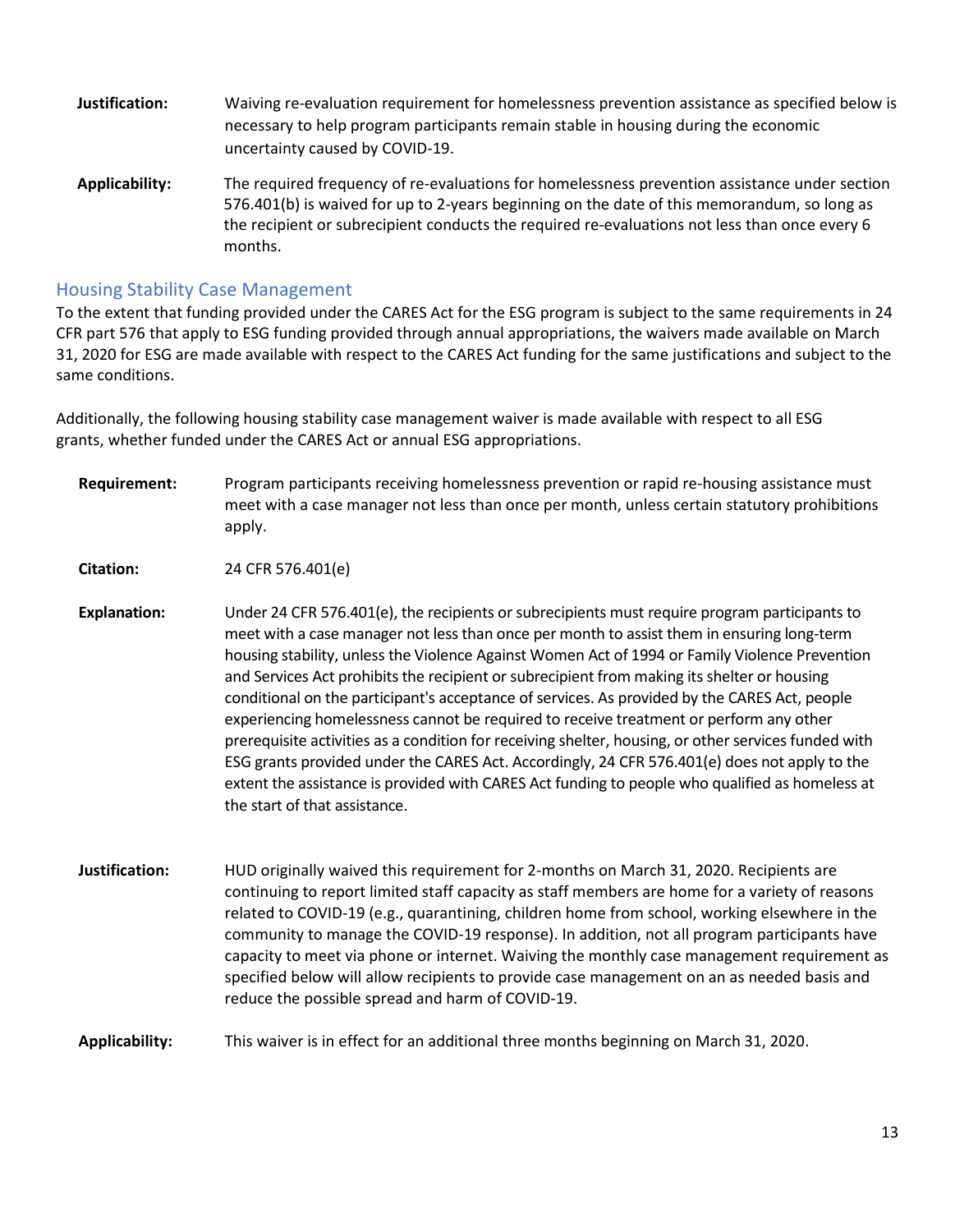**Justification:** Waiving re-evaluation requirement for homelessness prevention assistance as specified below is necessary to help program participants remain stable in housing during the economic uncertainty caused by COVID-19.

**Applicability:** The required frequency of re-evaluations for homelessness prevention assistance under section 576.401(b) is waived for up to 2-years beginning on the date of this memorandum, so long as the recipient or subrecipient conducts the required re-evaluations not less than once every 6 months.

## Housing Stability Case Management

To the extent that funding provided under the CARES Act for the ESG program is subject to the same requirements in 24 CFR part 576 that apply to ESG funding provided through annual appropriations, the waivers made available on March 31, 2020 for ESG are made available with respect to the CARES Act funding for the same justifications and subject to the same conditions.

Additionally, the following housing stability case management waiver is made available with respect to all ESG grants, whether funded under the CARES Act or annual ESG appropriations.

**Requirement:** Program participants receiving homelessness prevention or rapid re-housing assistance must meet with a case manager not less than once per month, unless certain statutory prohibitions apply.

**Citation:** 24 CFR 576.401(e)

**Explanation:** Under 24 CFR 576.401(e), the recipients or subrecipients must require program participants to meet with a case manager not less than once per month to assist them in ensuring long-term housing stability, unless the Violence Against Women Act of 1994 or Family Violence Prevention and Services Act prohibits the recipient or subrecipient from making its shelter or housing conditional on the participant's acceptance of services. As provided by the CARES Act, people experiencing homelessness cannot be required to receive treatment or perform any other prerequisite activities as a condition for receiving shelter, housing, or other services funded with ESG grants provided under the CARES Act. Accordingly, 24 CFR 576.401(e) does not apply to the extent the assistance is provided with CARES Act funding to people who qualified as homeless at the start of that assistance.

**Justification:** HUD originally waived this requirement for 2-months on March 31, 2020. Recipients are continuing to report limited staff capacity as staff members are home for a variety of reasons related to COVID-19 (e.g., quarantining, children home from school, working elsewhere in the community to manage the COVID-19 response). In addition, not all program participants have capacity to meet via phone or internet. Waiving the monthly case management requirement as specified below will allow recipients to provide case management on an as needed basis and reduce the possible spread and harm of COVID-19.

**Applicability:** This waiver is in effect for an additional three months beginning on March 31, 2020.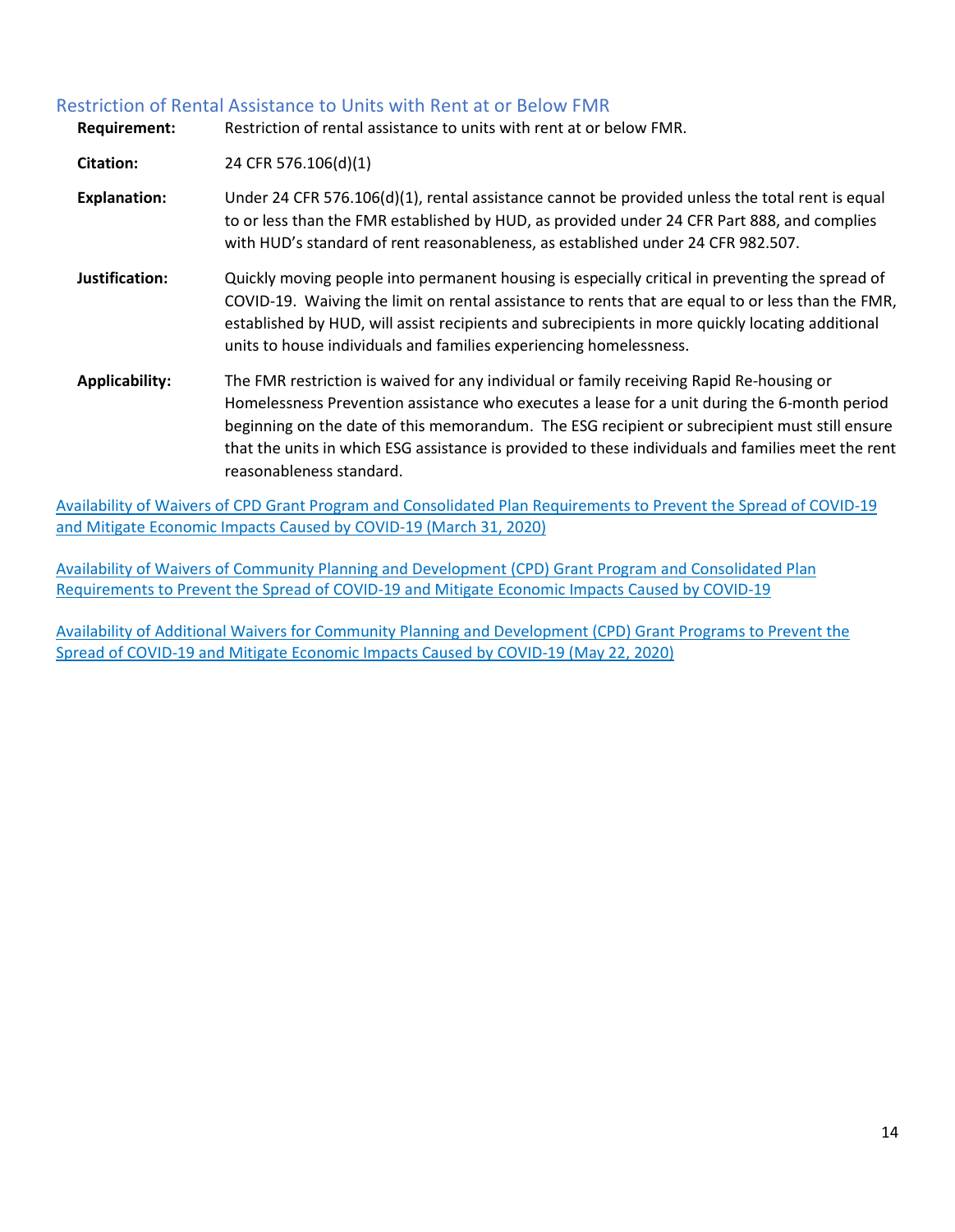### Restriction of Rental Assistance to Units with Rent at or Below FMR

**Requirement:** Restriction of rental assistance to units with rent at or below FMR.

**Citation:** 24 CFR 576.106(d)(1)

**Explanation:** Under 24 CFR 576.106(d)(1), rental assistance cannot be provided unless the total rent is equal to or less than the FMR established by HUD, as provided under 24 CFR Part 888, and complies with HUD's standard of rent reasonableness, as established under 24 CFR 982.507.

**Justification:** Quickly moving people into permanent housing is especially critical in preventing the spread of COVID-19. Waiving the limit on rental assistance to rents that are equal to or less than the FMR, established by HUD, will assist recipients and subrecipients in more quickly locating additional units to house individuals and families experiencing homelessness.

**Applicability:** The FMR restriction is waived for any individual or family receiving Rapid Re-housing or Homelessness Prevention assistance who executes a lease for a unit during the 6-month period beginning on the date of this memorandum. The ESG recipient or subrecipient must still ensure that the units in which ESG assistance is provided to these individuals and families meet the rent reasonableness standard.

Availability of Waivers of CPD Grant Program and Consolidated Plan Requirements to Prevent the Spread of COVID-19 and Mitigate Economic Impacts Caused by COVID-19 (March 31, 2020)

Availability of Waivers of Community Planning and Development (CPD) Grant Program and Consolidated Plan Requirements to Prevent the Spread of COVID-19 and Mitigate Economic Impacts Caused by COVID-19

Availability of Additional Waivers for Community Planning and Development (CPD) Grant Programs to Prevent the Spread of COVID-19 and Mitigate Economic Impacts Caused by COVID-19 (May 22, 2020)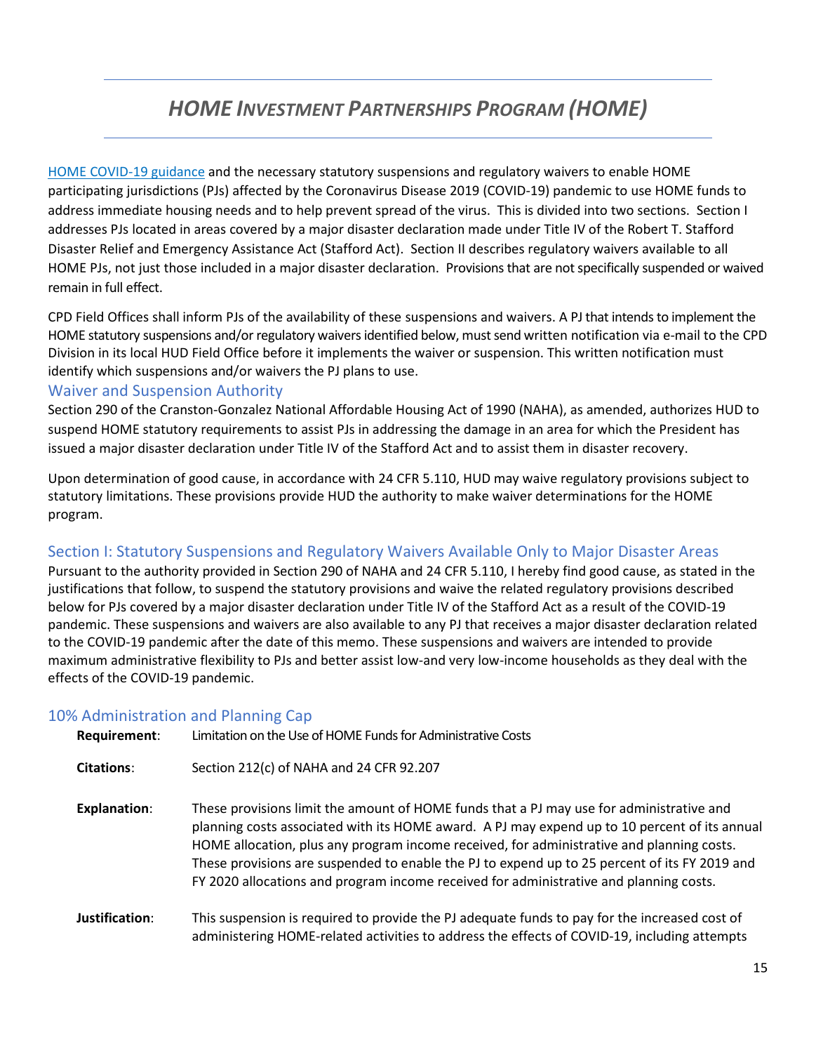# *HOME INVESTMENT PARTNERSHIPS PROGRAM (HOME)*

HOME COVID-19 guidance and the necessary statutory suspensions and regulatory waivers to enable HOME participating jurisdictions (PJs) affected by the Coronavirus Disease 2019 (COVID-19) pandemic to use HOME funds to address immediate housing needs and to help prevent spread of the virus. This is divided into two sections. Section I addresses PJs located in areas covered by a major disaster declaration made under Title IV of the Robert T. Stafford Disaster Relief and Emergency Assistance Act (Stafford Act). Section II describes regulatory waivers available to all HOME PJs, not just those included in a major disaster declaration. Provisions that are not specifically suspended or waived remain in full effect.

CPD Field Offices shall inform PJs of the availability of these suspensions and waivers. A PJ that intends to implement the HOME statutory suspensions and/or regulatory waivers identified below, must send written notification via e-mail to the CPD Division in its local HUD Field Office before it implements the waiver or suspension. This written notification must identify which suspensions and/or waivers the PJ plans to use.

## Waiver and Suspension Authority

Section 290 of the Cranston-Gonzalez National Affordable Housing Act of 1990 (NAHA), as amended, authorizes HUD to suspend HOME statutory requirements to assist PJs in addressing the damage in an area for which the President has issued a major disaster declaration under Title IV of the Stafford Act and to assist them in disaster recovery.

Upon determination of good cause, in accordance with 24 CFR 5.110, HUD may waive regulatory provisions subject to statutory limitations. These provisions provide HUD the authority to make waiver determinations for the HOME program.

## Section I: Statutory Suspensions and Regulatory Waivers Available Only to Major Disaster Areas

Pursuant to the authority provided in Section 290 of NAHA and 24 CFR 5.110, I hereby find good cause, as stated in the justifications that follow, to suspend the statutory provisions and waive the related regulatory provisions described below for PJs covered by a major disaster declaration under Title IV of the Stafford Act as a result of the COVID-19 pandemic. These suspensions and waivers are also available to any PJ that receives a major disaster declaration related to the COVID-19 pandemic after the date of this memo. These suspensions and waivers are intended to provide maximum administrative flexibility to PJs and better assist low-and very low-income households as they deal with the effects of the COVID-19 pandemic.

## 10% Administration and Planning Cap

**Requirement**: Limitation on the Use of HOME Funds for Administrative Costs

**Citations**: Section 212(c) of NAHA and 24 CFR 92.207

**Explanation**: These provisions limit the amount of HOME funds that a PJ may use for administrative and planning costs associated with its HOME award. A PJ may expend up to 10 percent of its annual HOME allocation, plus any program income received, for administrative and planning costs. These provisions are suspended to enable the PJ to expend up to 25 percent of its FY 2019 and FY 2020 allocations and program income received for administrative and planning costs.

**Justification**: This suspension is required to provide the PJ adequate funds to pay for the increased cost of administering HOME-related activities to address the effects of COVID-19, including attempts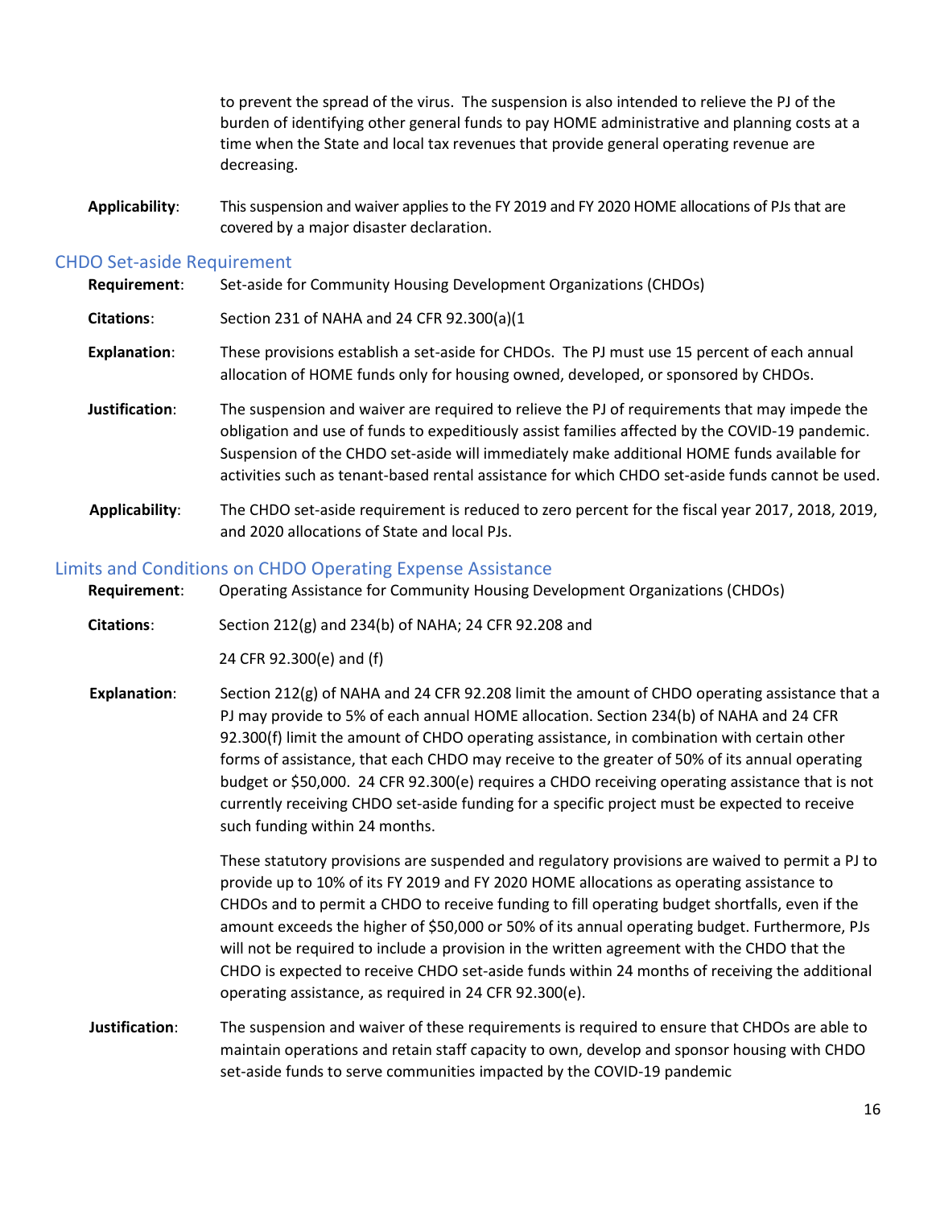to prevent the spread of the virus. The suspension is also intended to relieve the PJ of the burden of identifying other general funds to pay HOME administrative and planning costs at a time when the State and local tax revenues that provide general operating revenue are decreasing.

**Applicability**: This suspension and waiver applies to the FY 2019 and FY 2020 HOME allocations of PJs that are covered by a major disaster declaration.

## CHDO Set-aside Requirement

**Requirement**: Set-aside for Community Housing Development Organizations (CHDOs)

**Citations**: Section 231 of NAHA and 24 CFR 92.300(a)(1

**Explanation**: These provisions establish a set-aside for CHDOs. The PJ must use 15 percent of each annual allocation of HOME funds only for housing owned, developed, or sponsored by CHDOs.

**Justification**: The suspension and waiver are required to relieve the PJ of requirements that may impede the obligation and use of funds to expeditiously assist families affected by the COVID-19 pandemic. Suspension of the CHDO set-aside will immediately make additional HOME funds available for activities such as tenant-based rental assistance for which CHDO set-aside funds cannot be used.

**Applicability**: The CHDO set-aside requirement is reduced to zero percent for the fiscal year 2017, 2018, 2019, and 2020 allocations of State and local PJs.

## Limits and Conditions on CHDO Operating Expense Assistance

**Requirement**: Operating Assistance for Community Housing Development Organizations (CHDOs)

**Citations**: Section 212(g) and 234(b) of NAHA; 24 CFR 92.208 and

24 CFR 92.300(e) and (f)

**Explanation**: Section 212(g) of NAHA and 24 CFR 92.208 limit the amount of CHDO operating assistance that a PJ may provide to 5% of each annual HOME allocation. Section 234(b) of NAHA and 24 CFR 92.300(f) limit the amount of CHDO operating assistance, in combination with certain other forms of assistance, that each CHDO may receive to the greater of 50% of its annual operating budget or $50,000. 24 CFR 92.300(e) requires a CHDO receiving operating assistance that is not currently receiving CHDO set-aside funding for a specific project must be expected to receive such funding within 24 months.

These statutory provisions are suspended and regulatory provisions are waived to permit a PJ to provide up to 10% of its FY 2019 and FY 2020 HOME allocations as operating assistance to CHDOs and to permit a CHDO to receive funding to fill operating budget shortfalls, even if the amount exceeds the higher of $50,000 or 50% of its annual operating budget. Furthermore, PJs will not be required to include a provision in the written agreement with the CHDO that the CHDO is expected to receive CHDO set-aside funds within 24 months of receiving the additional operating assistance, as required in 24 CFR 92.300(e).

**Justification**: The suspension and waiver of these requirements is required to ensure that CHDOs are able to maintain operations and retain staff capacity to own, develop and sponsor housing with CHDO set-aside funds to serve communities impacted by the COVID-19 pandemic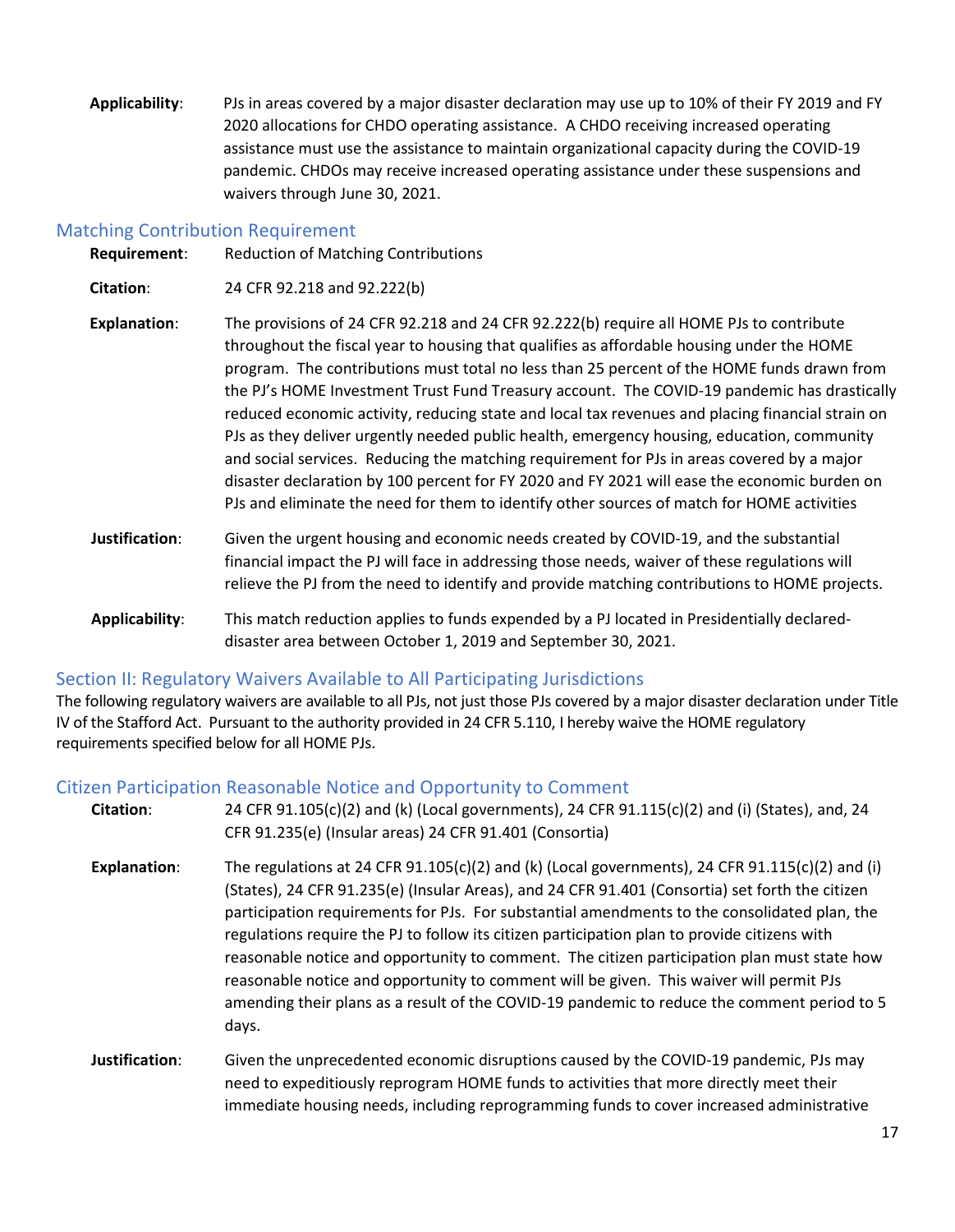**Applicability**: PJs in areas covered by a major disaster declaration may use up to 10% of their FY 2019 and FY 2020 allocations for CHDO operating assistance. A CHDO receiving increased operating assistance must use the assistance to maintain organizational capacity during the COVID-19 pandemic. CHDOs may receive increased operating assistance under these suspensions and waivers through June 30, 2021.

### Matching Contribution Requirement

**Requirement**: Reduction of Matching Contributions

**Citation**: 24 CFR 92.218 and 92.222(b)

**Explanation**: The provisions of 24 CFR 92.218 and 24 CFR 92.222(b) require all HOME PJs to contribute throughout the fiscal year to housing that qualifies as affordable housing under the HOME program. The contributions must total no less than 25 percent of the HOME funds drawn from the PJ's HOME Investment Trust Fund Treasury account. The COVID-19 pandemic has drastically reduced economic activity, reducing state and local tax revenues and placing financial strain on PJs as they deliver urgently needed public health, emergency housing, education, community and social services. Reducing the matching requirement for PJs in areas covered by a major disaster declaration by 100 percent for FY 2020 and FY 2021 will ease the economic burden on PJs and eliminate the need for them to identify other sources of match for HOME activities

**Justification**: Given the urgent housing and economic needs created by COVID-19, and the substantial financial impact the PJ will face in addressing those needs, waiver of these regulations will relieve the PJ from the need to identify and provide matching contributions to HOME projects.

**Applicability**: This match reduction applies to funds expended by a PJ located in Presidentially declared-disaster area between October 1, 2019 and September 30, 2021.

## Section II: Regulatory Waivers Available to All Participating Jurisdictions

The following regulatory waivers are available to all PJs, not just those PJs covered by a major disaster declaration under Title IV of the Stafford Act. Pursuant to the authority provided in 24 CFR 5.110, I hereby waive the HOME regulatory requirements specified below for all HOME PJs.

### Citizen Participation Reasonable Notice and Opportunity to Comment

**Citation**: 24 CFR 91.105(c)(2) and (k) (Local governments), 24 CFR 91.115(c)(2) and (i) (States), and, 24 CFR 91.235(e) (Insular areas) 24 CFR 91.401 (Consortia)

**Explanation**: The regulations at 24 CFR 91.105(c)(2) and (k) (Local governments), 24 CFR 91.115(c)(2) and (i) (States), 24 CFR 91.235(e) (Insular Areas), and 24 CFR 91.401 (Consortia) set forth the citizen participation requirements for PJs. For substantial amendments to the consolidated plan, the regulations require the PJ to follow its citizen participation plan to provide citizens with reasonable notice and opportunity to comment. The citizen participation plan must state how reasonable notice and opportunity to comment will be given. This waiver will permit PJs amending their plans as a result of the COVID-19 pandemic to reduce the comment period to 5 days.

**Justification**: Given the unprecedented economic disruptions caused by the COVID-19 pandemic, PJs may need to expeditiously reprogram HOME funds to activities that more directly meet their immediate housing needs, including reprogramming funds to cover increased administrative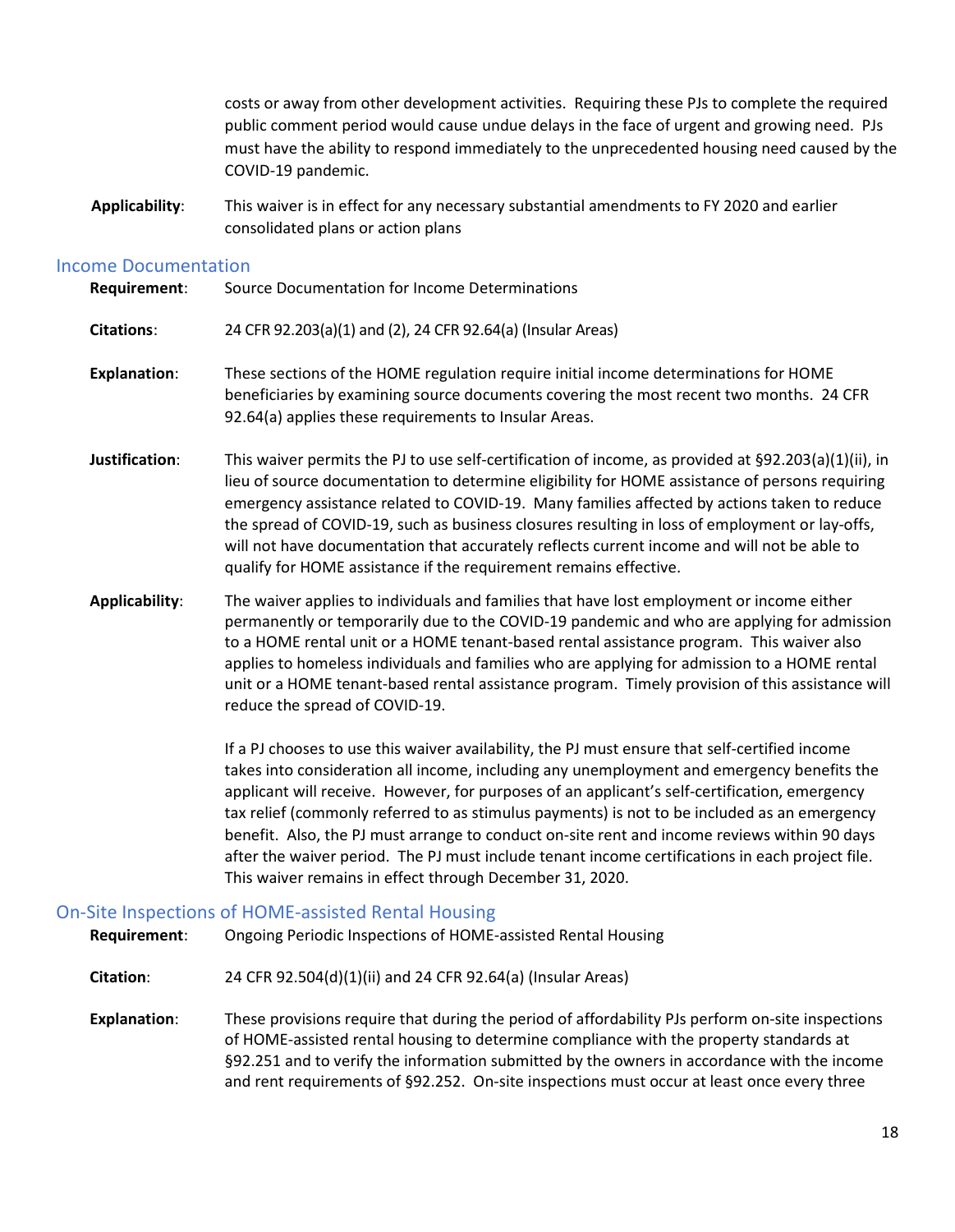costs or away from other development activities. Requiring these PJs to complete the required public comment period would cause undue delays in the face of urgent and growing need. PJs must have the ability to respond immediately to the unprecedented housing need caused by the COVID-19 pandemic.

**Applicability**: This waiver is in effect for any necessary substantial amendments to FY 2020 and earlier consolidated plans or action plans

## Income Documentation

**Requirement**: Source Documentation for Income Determinations

**Citations**: 24 CFR 92.203(a)(1) and (2), 24 CFR 92.64(a) (Insular Areas)

**Explanation**: These sections of the HOME regulation require initial income determinations for HOME beneficiaries by examining source documents covering the most recent two months. 24 CFR 92.64(a) applies these requirements to Insular Areas.

**Justification**: This waiver permits the PJ to use self-certification of income, as provided at §92.203(a)(1)(ii), in lieu of source documentation to determine eligibility for HOME assistance of persons requiring emergency assistance related to COVID-19. Many families affected by actions taken to reduce the spread of COVID-19, such as business closures resulting in loss of employment or lay-offs, will not have documentation that accurately reflects current income and will not be able to qualify for HOME assistance if the requirement remains effective.

**Applicability**: The waiver applies to individuals and families that have lost employment or income either permanently or temporarily due to the COVID-19 pandemic and who are applying for admission to a HOME rental unit or a HOME tenant-based rental assistance program. This waiver also applies to homeless individuals and families who are applying for admission to a HOME rental unit or a HOME tenant-based rental assistance program. Timely provision of this assistance will reduce the spread of COVID-19.

If a PJ chooses to use this waiver availability, the PJ must ensure that self-certified income takes into consideration all income, including any unemployment and emergency benefits the applicant will receive. However, for purposes of an applicant's self-certification, emergency tax relief (commonly referred to as stimulus payments) is not to be included as an emergency benefit. Also, the PJ must arrange to conduct on-site rent and income reviews within 90 days after the waiver period. The PJ must include tenant income certifications in each project file. This waiver remains in effect through December 31, 2020.

## On-Site Inspections of HOME-assisted Rental Housing

**Requirement**: Ongoing Periodic Inspections of HOME-assisted Rental Housing

**Citation**: 24 CFR 92.504(d)(1)(ii) and 24 CFR 92.64(a) (Insular Areas)

**Explanation**: These provisions require that during the period of affordability PJs perform on-site inspections of HOME-assisted rental housing to determine compliance with the property standards at §92.251 and to verify the information submitted by the owners in accordance with the income and rent requirements of §92.252. On-site inspections must occur at least once every three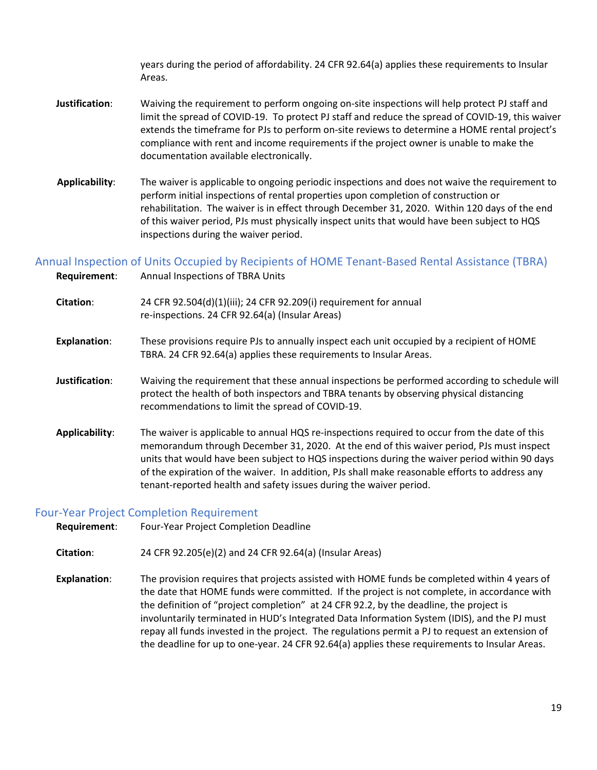years during the period of affordability. 24 CFR 92.64(a) applies these requirements to Insular Areas.

**Justification**: Waiving the requirement to perform ongoing on-site inspections will help protect PJ staff and limit the spread of COVID-19. To protect PJ staff and reduce the spread of COVID-19, this waiver extends the timeframe for PJs to perform on-site reviews to determine a HOME rental project's compliance with rent and income requirements if the project owner is unable to make the documentation available electronically.

**Applicability**: The waiver is applicable to ongoing periodic inspections and does not waive the requirement to perform initial inspections of rental properties upon completion of construction or rehabilitation. The waiver is in effect through December 31, 2020. Within 120 days of the end of this waiver period, PJs must physically inspect units that would have been subject to HQS inspections during the waiver period.

## Annual Inspection of Units Occupied by Recipients of HOME Tenant-Based Rental Assistance (TBRA)

**Requirement**: Annual Inspections of TBRA Units

**Citation**: 24 CFR 92.504(d)(1)(iii); 24 CFR 92.209(i) requirement for annual re-inspections. 24 CFR 92.64(a) (Insular Areas)

**Explanation**: These provisions require PJs to annually inspect each unit occupied by a recipient of HOME TBRA. 24 CFR 92.64(a) applies these requirements to Insular Areas.

**Justification**: Waiving the requirement that these annual inspections be performed according to schedule will protect the health of both inspectors and TBRA tenants by observing physical distancing recommendations to limit the spread of COVID-19.

**Applicability**: The waiver is applicable to annual HQS re-inspections required to occur from the date of this memorandum through December 31, 2020. At the end of this waiver period, PJs must inspect units that would have been subject to HQS inspections during the waiver period within 90 days of the expiration of the waiver. In addition, PJs shall make reasonable efforts to address any tenant-reported health and safety issues during the waiver period.

## Four-Year Project Completion Requirement

**Requirement**: Four-Year Project Completion Deadline

**Citation**: 24 CFR 92.205(e)(2) and 24 CFR 92.64(a) (Insular Areas)

**Explanation**: The provision requires that projects assisted with HOME funds be completed within 4 years of the date that HOME funds were committed. If the project is not complete, in accordance with the definition of "project completion" at 24 CFR 92.2, by the deadline, the project is involuntarily terminated in HUD's Integrated Data Information System (IDIS), and the PJ must repay all funds invested in the project. The regulations permit a PJ to request an extension of the deadline for up to one-year. 24 CFR 92.64(a) applies these requirements to Insular Areas.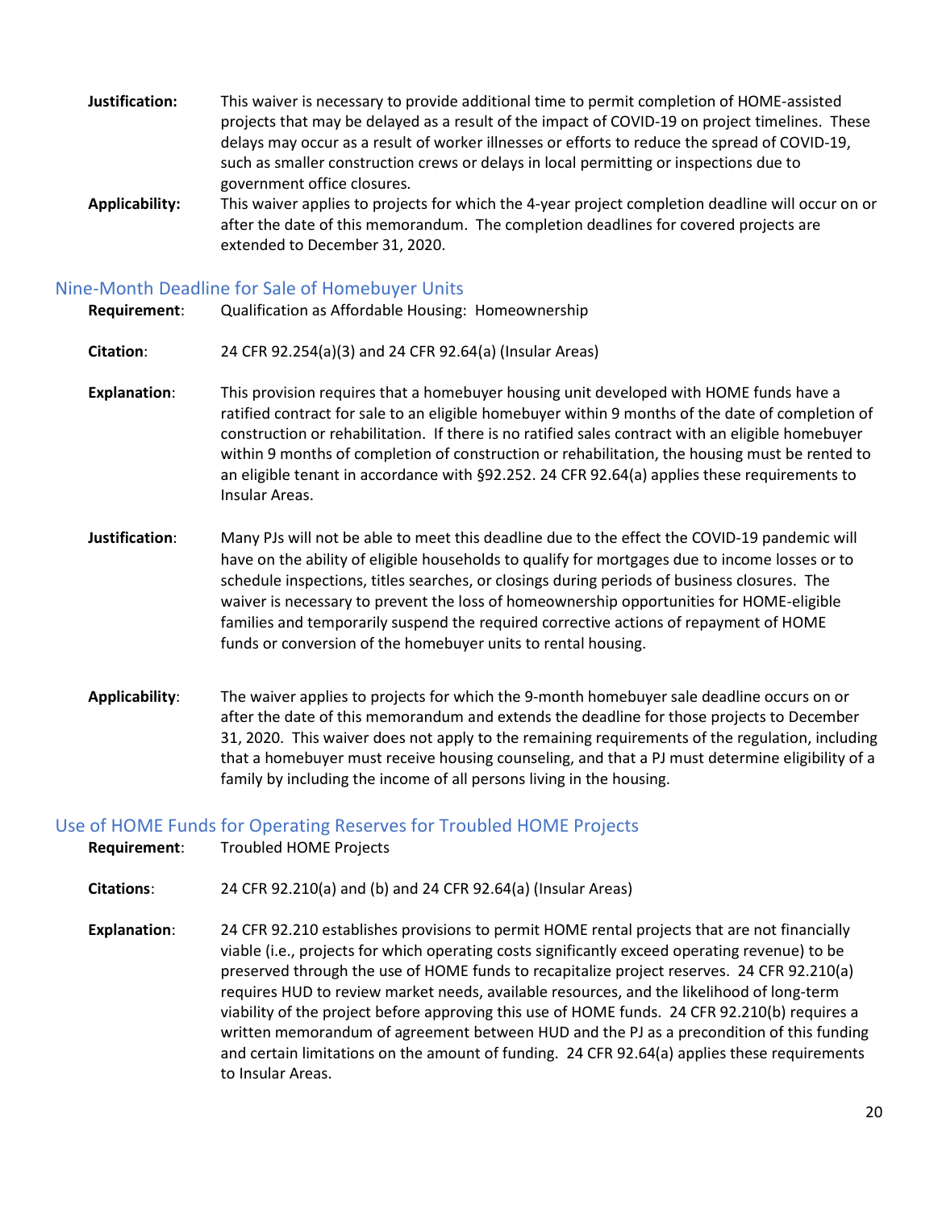**Justification:** This waiver is necessary to provide additional time to permit completion of HOME-assisted projects that may be delayed as a result of the impact of COVID-19 on project timelines. These delays may occur as a result of worker illnesses or efforts to reduce the spread of COVID-19, such as smaller construction crews or delays in local permitting or inspections due to government office closures.

**Applicability:** This waiver applies to projects for which the 4-year project completion deadline will occur on or after the date of this memorandum. The completion deadlines for covered projects are extended to December 31, 2020.

## Nine-Month Deadline for Sale of Homebuyer Units

**Requirement**: Qualification as Affordable Housing: Homeownership

**Citation**: 24 CFR 92.254(a)(3) and 24 CFR 92.64(a) (Insular Areas)

**Explanation**: This provision requires that a homebuyer housing unit developed with HOME funds have a ratified contract for sale to an eligible homebuyer within 9 months of the date of completion of construction or rehabilitation. If there is no ratified sales contract with an eligible homebuyer within 9 months of completion of construction or rehabilitation, the housing must be rented to an eligible tenant in accordance with §92.252. 24 CFR 92.64(a) applies these requirements to Insular Areas.

**Justification**: Many PJs will not be able to meet this deadline due to the effect the COVID-19 pandemic will have on the ability of eligible households to qualify for mortgages due to income losses or to schedule inspections, titles searches, or closings during periods of business closures. The waiver is necessary to prevent the loss of homeownership opportunities for HOME-eligible families and temporarily suspend the required corrective actions of repayment of HOME funds or conversion of the homebuyer units to rental housing.

**Applicability**: The waiver applies to projects for which the 9-month homebuyer sale deadline occurs on or after the date of this memorandum and extends the deadline for those projects to December 31, 2020. This waiver does not apply to the remaining requirements of the regulation, including that a homebuyer must receive housing counseling, and that a PJ must determine eligibility of a family by including the income of all persons living in the housing.

## Use of HOME Funds for Operating Reserves for Troubled HOME Projects

**Requirement**: Troubled HOME Projects

**Citations**: 24 CFR 92.210(a) and (b) and 24 CFR 92.64(a) (Insular Areas)

**Explanation**: 24 CFR 92.210 establishes provisions to permit HOME rental projects that are not financially viable (i.e., projects for which operating costs significantly exceed operating revenue) to be preserved through the use of HOME funds to recapitalize project reserves. 24 CFR 92.210(a) requires HUD to review market needs, available resources, and the likelihood of long-term viability of the project before approving this use of HOME funds. 24 CFR 92.210(b) requires a written memorandum of agreement between HUD and the PJ as a precondition of this funding and certain limitations on the amount of funding. 24 CFR 92.64(a) applies these requirements to Insular Areas.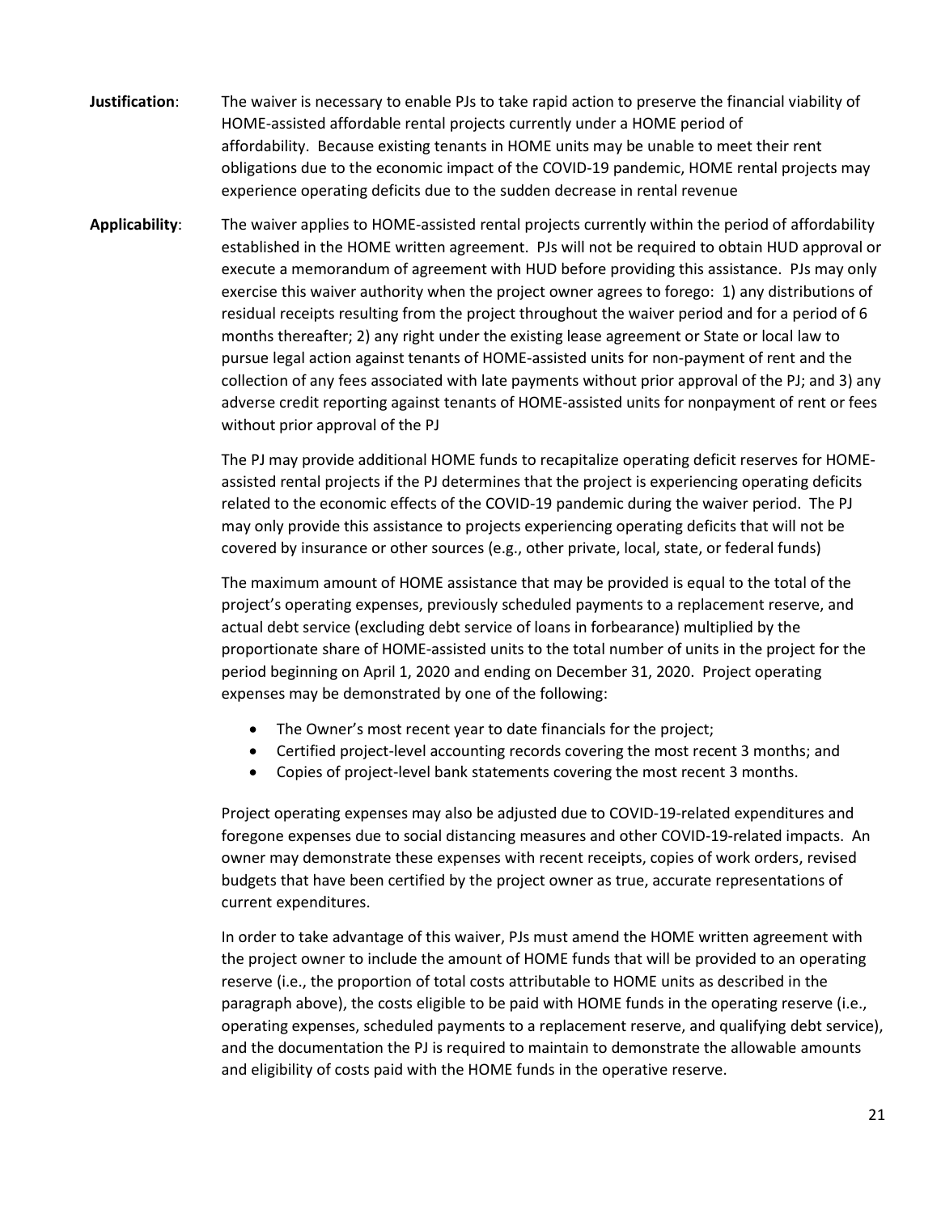**Justification**: The waiver is necessary to enable PJs to take rapid action to preserve the financial viability of HOME-assisted affordable rental projects currently under a HOME period of affordability. Because existing tenants in HOME units may be unable to meet their rent obligations due to the economic impact of the COVID-19 pandemic, HOME rental projects may experience operating deficits due to the sudden decrease in rental revenue

**Applicability**: The waiver applies to HOME-assisted rental projects currently within the period of affordability established in the HOME written agreement. PJs will not be required to obtain HUD approval or execute a memorandum of agreement with HUD before providing this assistance. PJs may only exercise this waiver authority when the project owner agrees to forego: 1) any distributions of residual receipts resulting from the project throughout the waiver period and for a period of 6 months thereafter; 2) any right under the existing lease agreement or State or local law to pursue legal action against tenants of HOME-assisted units for non-payment of rent and the collection of any fees associated with late payments without prior approval of the PJ; and 3) any adverse credit reporting against tenants of HOME-assisted units for nonpayment of rent or fees without prior approval of the PJ

The PJ may provide additional HOME funds to recapitalize operating deficit reserves for HOME-assisted rental projects if the PJ determines that the project is experiencing operating deficits related to the economic effects of the COVID-19 pandemic during the waiver period. The PJ may only provide this assistance to projects experiencing operating deficits that will not be covered by insurance or other sources (e.g., other private, local, state, or federal funds)

The maximum amount of HOME assistance that may be provided is equal to the total of the project's operating expenses, previously scheduled payments to a replacement reserve, and actual debt service (excluding debt service of loans in forbearance) multiplied by the proportionate share of HOME-assisted units to the total number of units in the project for the period beginning on April 1, 2020 and ending on December 31, 2020. Project operating expenses may be demonstrated by one of the following:

- The Owner's most recent year to date financials for the project;
- Certified project-level accounting records covering the most recent 3 months; and
- Copies of project-level bank statements covering the most recent 3 months.

Project operating expenses may also be adjusted due to COVID-19-related expenditures and foregone expenses due to social distancing measures and other COVID-19-related impacts. An owner may demonstrate these expenses with recent receipts, copies of work orders, revised budgets that have been certified by the project owner as true, accurate representations of current expenditures.

In order to take advantage of this waiver, PJs must amend the HOME written agreement with the project owner to include the amount of HOME funds that will be provided to an operating reserve (i.e., the proportion of total costs attributable to HOME units as described in the paragraph above), the costs eligible to be paid with HOME funds in the operating reserve (i.e., operating expenses, scheduled payments to a replacement reserve, and qualifying debt service), and the documentation the PJ is required to maintain to demonstrate the allowable amounts and eligibility of costs paid with the HOME funds in the operative reserve.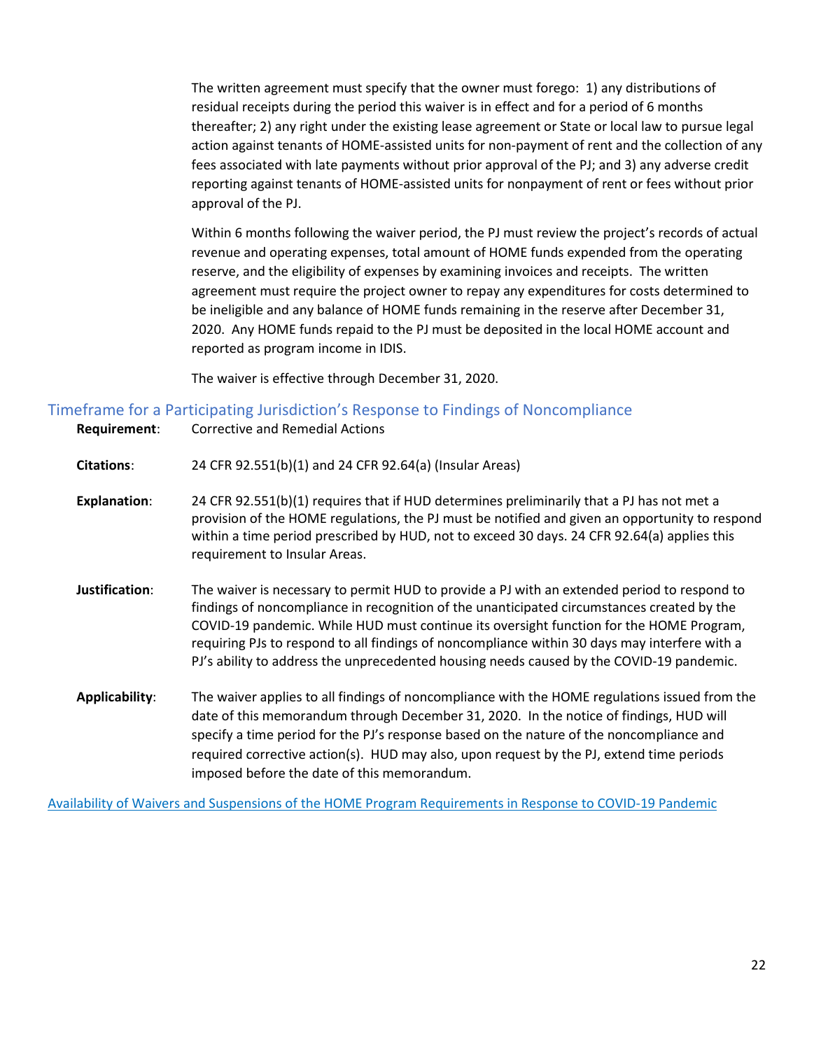The written agreement must specify that the owner must forego: 1) any distributions of residual receipts during the period this waiver is in effect and for a period of 6 months thereafter; 2) any right under the existing lease agreement or State or local law to pursue legal action against tenants of HOME-assisted units for non-payment of rent and the collection of any fees associated with late payments without prior approval of the PJ; and 3) any adverse credit reporting against tenants of HOME-assisted units for nonpayment of rent or fees without prior approval of the PJ.

Within 6 months following the waiver period, the PJ must review the project's records of actual revenue and operating expenses, total amount of HOME funds expended from the operating reserve, and the eligibility of expenses by examining invoices and receipts. The written agreement must require the project owner to repay any expenditures for costs determined to be ineligible and any balance of HOME funds remaining in the reserve after December 31, 2020. Any HOME funds repaid to the PJ must be deposited in the local HOME account and reported as program income in IDIS.

The waiver is effective through December 31, 2020.

## Timeframe for a Participating Jurisdiction's Response to Findings of Noncompliance

**Requirement**: Corrective and Remedial Actions

**Citations**: 24 CFR 92.551(b)(1) and 24 CFR 92.64(a) (Insular Areas)

**Explanation**: 24 CFR 92.551(b)(1) requires that if HUD determines preliminarily that a PJ has not met a provision of the HOME regulations, the PJ must be notified and given an opportunity to respond within a time period prescribed by HUD, not to exceed 30 days. 24 CFR 92.64(a) applies this requirement to Insular Areas.

**Justification**: The waiver is necessary to permit HUD to provide a PJ with an extended period to respond to findings of noncompliance in recognition of the unanticipated circumstances created by the COVID-19 pandemic. While HUD must continue its oversight function for the HOME Program, requiring PJs to respond to all findings of noncompliance within 30 days may interfere with a PJ's ability to address the unprecedented housing needs caused by the COVID-19 pandemic.

**Applicability**: The waiver applies to all findings of noncompliance with the HOME regulations issued from the date of this memorandum through December 31, 2020. In the notice of findings, HUD will specify a time period for the PJ's response based on the nature of the noncompliance and required corrective action(s). HUD may also, upon request by the PJ, extend time periods imposed before the date of this memorandum.

Availability of Waivers and Suspensions of the HOME Program Requirements in Response to COVID-19 Pandemic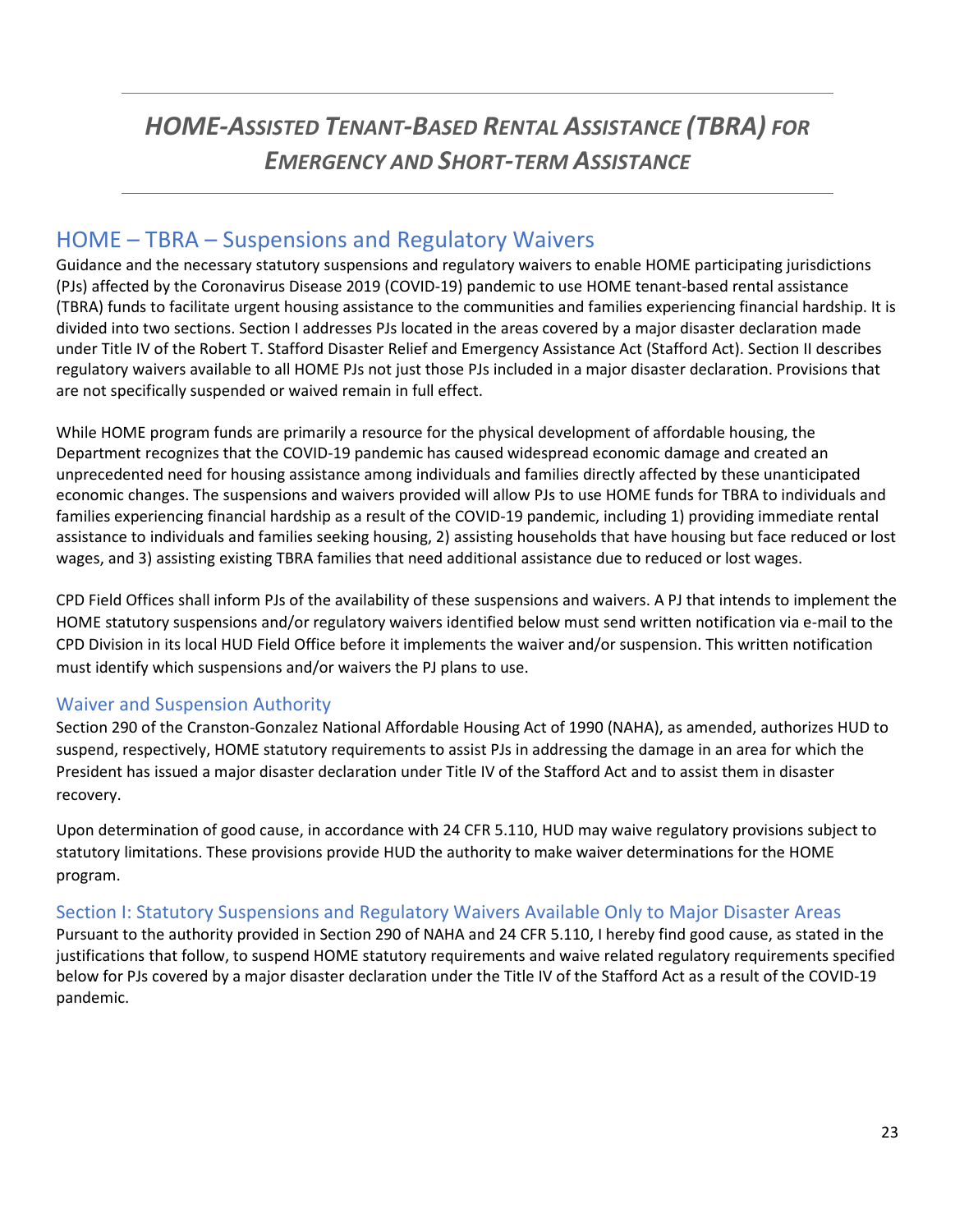# *HOME-ASSISTED TENANT-BASED RENTAL ASSISTANCE (TBRA) FOR EMERGENCY AND SHORT-TERM ASSISTANCE*

## HOME – TBRA – Suspensions and Regulatory Waivers

Guidance and the necessary statutory suspensions and regulatory waivers to enable HOME participating jurisdictions (PJs) affected by the Coronavirus Disease 2019 (COVID-19) pandemic to use HOME tenant-based rental assistance (TBRA) funds to facilitate urgent housing assistance to the communities and families experiencing financial hardship. It is divided into two sections. Section I addresses PJs located in the areas covered by a major disaster declaration made under Title IV of the Robert T. Stafford Disaster Relief and Emergency Assistance Act (Stafford Act). Section II describes regulatory waivers available to all HOME PJs not just those PJs included in a major disaster declaration. Provisions that are not specifically suspended or waived remain in full effect.

While HOME program funds are primarily a resource for the physical development of affordable housing, the Department recognizes that the COVID-19 pandemic has caused widespread economic damage and created an unprecedented need for housing assistance among individuals and families directly affected by these unanticipated economic changes. The suspensions and waivers provided will allow PJs to use HOME funds for TBRA to individuals and families experiencing financial hardship as a result of the COVID-19 pandemic, including 1) providing immediate rental assistance to individuals and families seeking housing, 2) assisting households that have housing but face reduced or lost wages, and 3) assisting existing TBRA families that need additional assistance due to reduced or lost wages.

CPD Field Offices shall inform PJs of the availability of these suspensions and waivers. A PJ that intends to implement the HOME statutory suspensions and/or regulatory waivers identified below must send written notification via e-mail to the CPD Division in its local HUD Field Office before it implements the waiver and/or suspension. This written notification must identify which suspensions and/or waivers the PJ plans to use.

### Waiver and Suspension Authority

Section 290 of the Cranston-Gonzalez National Affordable Housing Act of 1990 (NAHA), as amended, authorizes HUD to suspend, respectively, HOME statutory requirements to assist PJs in addressing the damage in an area for which the President has issued a major disaster declaration under Title IV of the Stafford Act and to assist them in disaster recovery.

Upon determination of good cause, in accordance with 24 CFR 5.110, HUD may waive regulatory provisions subject to statutory limitations. These provisions provide HUD the authority to make waiver determinations for the HOME program.

### Section I: Statutory Suspensions and Regulatory Waivers Available Only to Major Disaster Areas

Pursuant to the authority provided in Section 290 of NAHA and 24 CFR 5.110, I hereby find good cause, as stated in the justifications that follow, to suspend HOME statutory requirements and waive related regulatory requirements specified below for PJs covered by a major disaster declaration under the Title IV of the Stafford Act as a result of the COVID-19 pandemic.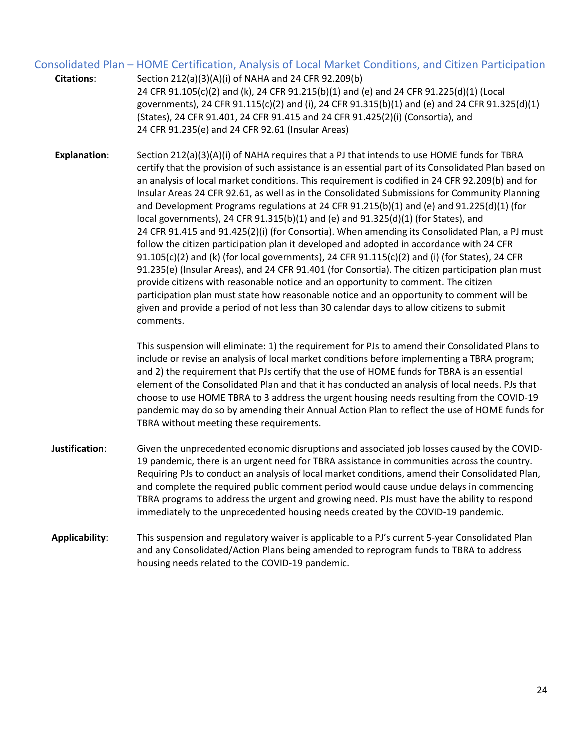## Consolidated Plan – HOME Certification, Analysis of Local Market Conditions, and Citizen Participation

**Citations**: Section 212(a)(3)(A)(i) of NAHA and 24 CFR 92.209(b)
24 CFR 91.105(c)(2) and (k), 24 CFR 91.215(b)(1) and (e) and 24 CFR 91.225(d)(1) (Local governments), 24 CFR 91.115(c)(2) and (i), 24 CFR 91.315(b)(1) and (e) and 24 CFR 91.325(d)(1) (States), 24 CFR 91.401, 24 CFR 91.415 and 24 CFR 91.425(2)(i) (Consortia), and 24 CFR 91.235(e) and 24 CFR 92.61 (Insular Areas)

**Explanation**: Section 212(a)(3)(A)(i) of NAHA requires that a PJ that intends to use HOME funds for TBRA certify that the provision of such assistance is an essential part of its Consolidated Plan based on an analysis of local market conditions. This requirement is codified in 24 CFR 92.209(b) and for Insular Areas 24 CFR 92.61, as well as in the Consolidated Submissions for Community Planning and Development Programs regulations at 24 CFR 91.215(b)(1) and (e) and 91.225(d)(1) (for local governments), 24 CFR 91.315(b)(1) and (e) and 91.325(d)(1) (for States), and 24 CFR 91.415 and 91.425(2)(i) (for Consortia). When amending its Consolidated Plan, a PJ must follow the citizen participation plan it developed and adopted in accordance with 24 CFR 91.105(c)(2) and (k) (for local governments), 24 CFR 91.115(c)(2) and (i) (for States), 24 CFR 91.235(e) (Insular Areas), and 24 CFR 91.401 (for Consortia). The citizen participation plan must provide citizens with reasonable notice and an opportunity to comment. The citizen participation plan must state how reasonable notice and an opportunity to comment will be given and provide a period of not less than 30 calendar days to allow citizens to submit comments.

This suspension will eliminate: 1) the requirement for PJs to amend their Consolidated Plans to include or revise an analysis of local market conditions before implementing a TBRA program; and 2) the requirement that PJs certify that the use of HOME funds for TBRA is an essential element of the Consolidated Plan and that it has conducted an analysis of local needs. PJs that choose to use HOME TBRA to 3 address the urgent housing needs resulting from the COVID-19 pandemic may do so by amending their Annual Action Plan to reflect the use of HOME funds for TBRA without meeting these requirements.

**Justification**: Given the unprecedented economic disruptions and associated job losses caused by the COVID-19 pandemic, there is an urgent need for TBRA assistance in communities across the country. Requiring PJs to conduct an analysis of local market conditions, amend their Consolidated Plan, and complete the required public comment period would cause undue delays in commencing TBRA programs to address the urgent and growing need. PJs must have the ability to respond immediately to the unprecedented housing needs created by the COVID-19 pandemic.

**Applicability**: This suspension and regulatory waiver is applicable to a PJ's current 5-year Consolidated Plan and any Consolidated/Action Plans being amended to reprogram funds to TBRA to address housing needs related to the COVID-19 pandemic.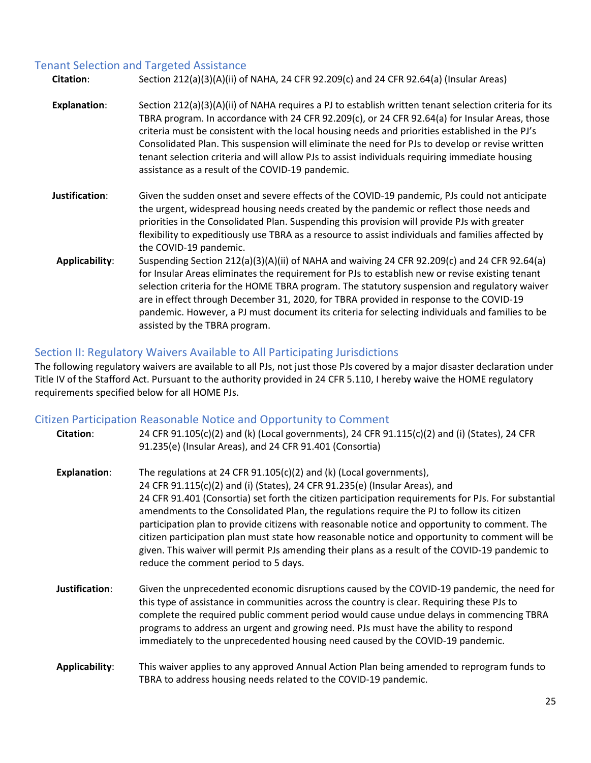### Tenant Selection and Targeted Assistance

**Citation**: Section 212(a)(3)(A)(ii) of NAHA, 24 CFR 92.209(c) and 24 CFR 92.64(a) (Insular Areas)

**Explanation**: Section 212(a)(3)(A)(ii) of NAHA requires a PJ to establish written tenant selection criteria for its TBRA program. In accordance with 24 CFR 92.209(c), or 24 CFR 92.64(a) for Insular Areas, those criteria must be consistent with the local housing needs and priorities established in the PJ's Consolidated Plan. This suspension will eliminate the need for PJs to develop or revise written tenant selection criteria and will allow PJs to assist individuals requiring immediate housing assistance as a result of the COVID-19 pandemic.

**Justification**: Given the sudden onset and severe effects of the COVID-19 pandemic, PJs could not anticipate the urgent, widespread housing needs created by the pandemic or reflect those needs and priorities in the Consolidated Plan. Suspending this provision will provide PJs with greater flexibility to expeditiously use TBRA as a resource to assist individuals and families affected by the COVID-19 pandemic.

**Applicability**: Suspending Section 212(a)(3)(A)(ii) of NAHA and waiving 24 CFR 92.209(c) and 24 CFR 92.64(a) for Insular Areas eliminates the requirement for PJs to establish new or revise existing tenant selection criteria for the HOME TBRA program. The statutory suspension and regulatory waiver are in effect through December 31, 2020, for TBRA provided in response to the COVID-19 pandemic. However, a PJ must document its criteria for selecting individuals and families to be assisted by the TBRA program.

## Section II: Regulatory Waivers Available to All Participating Jurisdictions

The following regulatory waivers are available to all PJs, not just those PJs covered by a major disaster declaration under Title IV of the Stafford Act. Pursuant to the authority provided in 24 CFR 5.110, I hereby waive the HOME regulatory requirements specified below for all HOME PJs.

### Citizen Participation Reasonable Notice and Opportunity to Comment

**Citation**: 24 CFR 91.105(c)(2) and (k) (Local governments), 24 CFR 91.115(c)(2) and (i) (States), 24 CFR 91.235(e) (Insular Areas), and 24 CFR 91.401 (Consortia)

**Explanation**: The regulations at 24 CFR 91.105(c)(2) and (k) (Local governments), 24 CFR 91.115(c)(2) and (i) (States), 24 CFR 91.235(e) (Insular Areas), and 24 CFR 91.401 (Consortia) set forth the citizen participation requirements for PJs. For substantial amendments to the Consolidated Plan, the regulations require the PJ to follow its citizen participation plan to provide citizens with reasonable notice and opportunity to comment. The citizen participation plan must state how reasonable notice and opportunity to comment will be given. This waiver will permit PJs amending their plans as a result of the COVID-19 pandemic to reduce the comment period to 5 days.

**Justification**: Given the unprecedented economic disruptions caused by the COVID-19 pandemic, the need for this type of assistance in communities across the country is clear. Requiring these PJs to complete the required public comment period would cause undue delays in commencing TBRA programs to address an urgent and growing need. PJs must have the ability to respond immediately to the unprecedented housing need caused by the COVID-19 pandemic.

**Applicability**: This waiver applies to any approved Annual Action Plan being amended to reprogram funds to TBRA to address housing needs related to the COVID-19 pandemic.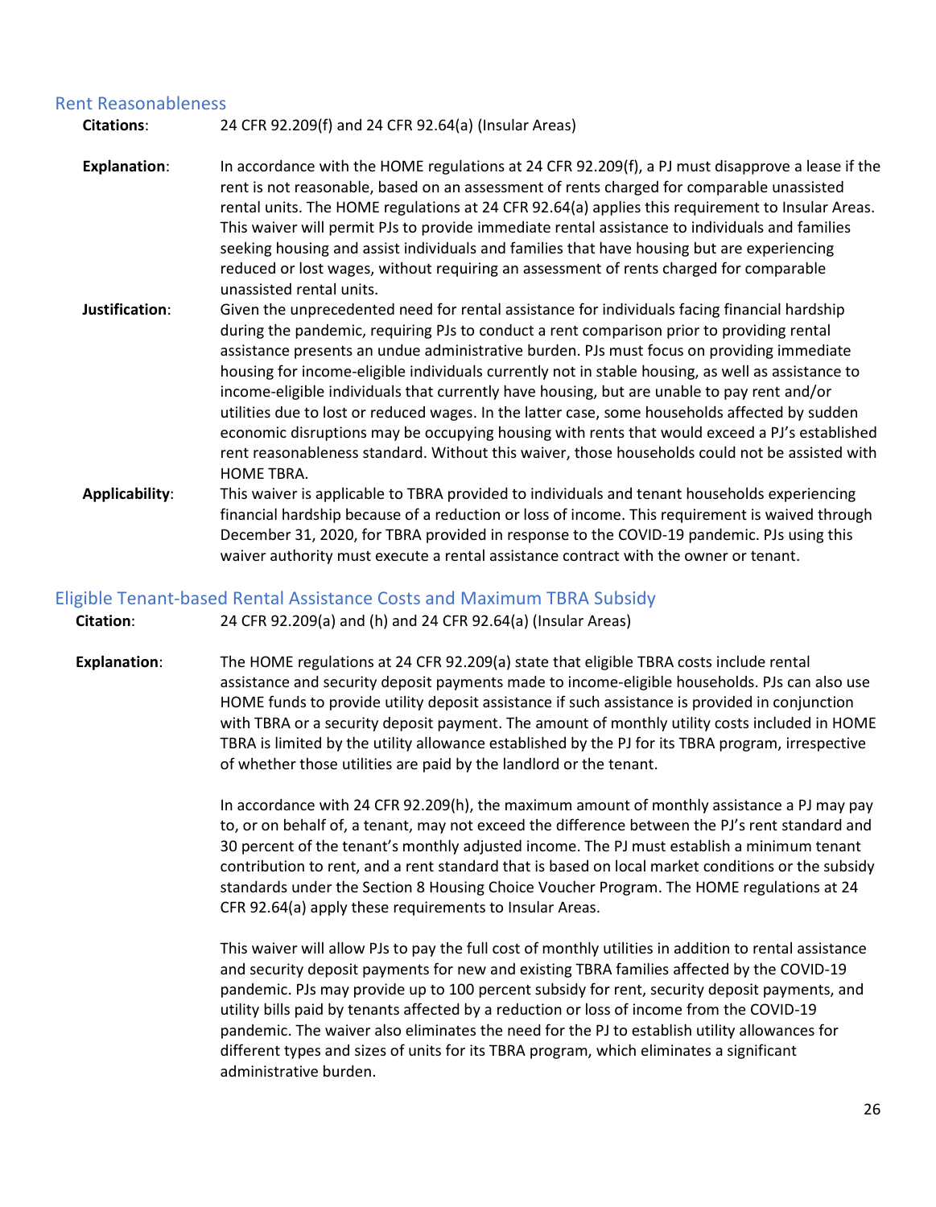## Rent Reasonableness

**Citations**: 24 CFR 92.209(f) and 24 CFR 92.64(a) (Insular Areas)

**Explanation**: In accordance with the HOME regulations at 24 CFR 92.209(f), a PJ must disapprove a lease if the rent is not reasonable, based on an assessment of rents charged for comparable unassisted rental units. The HOME regulations at 24 CFR 92.64(a) applies this requirement to Insular Areas. This waiver will permit PJs to provide immediate rental assistance to individuals and families seeking housing and assist individuals and families that have housing but are experiencing reduced or lost wages, without requiring an assessment of rents charged for comparable unassisted rental units.

**Justification**: Given the unprecedented need for rental assistance for individuals facing financial hardship during the pandemic, requiring PJs to conduct a rent comparison prior to providing rental assistance presents an undue administrative burden. PJs must focus on providing immediate housing for income-eligible individuals currently not in stable housing, as well as assistance to income-eligible individuals that currently have housing, but are unable to pay rent and/or utilities due to lost or reduced wages. In the latter case, some households affected by sudden economic disruptions may be occupying housing with rents that would exceed a PJ's established rent reasonableness standard. Without this waiver, those households could not be assisted with HOME TBRA.

**Applicability**: This waiver is applicable to TBRA provided to individuals and tenant households experiencing financial hardship because of a reduction or loss of income. This requirement is waived through December 31, 2020, for TBRA provided in response to the COVID-19 pandemic. PJs using this waiver authority must execute a rental assistance contract with the owner or tenant.

## Eligible Tenant-based Rental Assistance Costs and Maximum TBRA Subsidy

**Citation**: 24 CFR 92.209(a) and (h) and 24 CFR 92.64(a) (Insular Areas)

**Explanation**: The HOME regulations at 24 CFR 92.209(a) state that eligible TBRA costs include rental assistance and security deposit payments made to income-eligible households. PJs can also use HOME funds to provide utility deposit assistance if such assistance is provided in conjunction with TBRA or a security deposit payment. The amount of monthly utility costs included in HOME TBRA is limited by the utility allowance established by the PJ for its TBRA program, irrespective of whether those utilities are paid by the landlord or the tenant.

In accordance with 24 CFR 92.209(h), the maximum amount of monthly assistance a PJ may pay to, or on behalf of, a tenant, may not exceed the difference between the PJ's rent standard and 30 percent of the tenant's monthly adjusted income. The PJ must establish a minimum tenant contribution to rent, and a rent standard that is based on local market conditions or the subsidy standards under the Section 8 Housing Choice Voucher Program. The HOME regulations at 24 CFR 92.64(a) apply these requirements to Insular Areas.

This waiver will allow PJs to pay the full cost of monthly utilities in addition to rental assistance and security deposit payments for new and existing TBRA families affected by the COVID-19 pandemic. PJs may provide up to 100 percent subsidy for rent, security deposit payments, and utility bills paid by tenants affected by a reduction or loss of income from the COVID-19 pandemic. The waiver also eliminates the need for the PJ to establish utility allowances for different types and sizes of units for its TBRA program, which eliminates a significant administrative burden.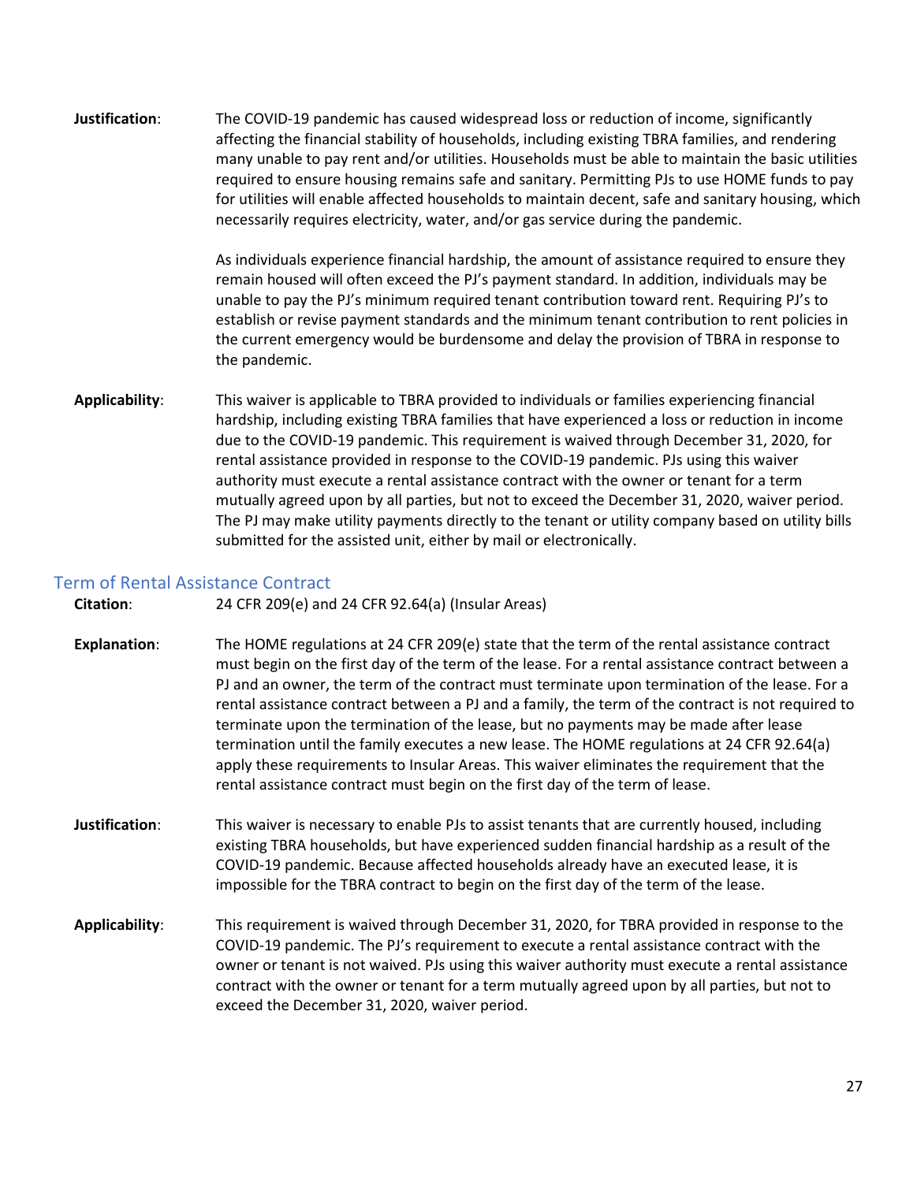**Justification**: The COVID-19 pandemic has caused widespread loss or reduction of income, significantly affecting the financial stability of households, including existing TBRA families, and rendering many unable to pay rent and/or utilities. Households must be able to maintain the basic utilities required to ensure housing remains safe and sanitary. Permitting PJs to use HOME funds to pay for utilities will enable affected households to maintain decent, safe and sanitary housing, which necessarily requires electricity, water, and/or gas service during the pandemic.

As individuals experience financial hardship, the amount of assistance required to ensure they remain housed will often exceed the PJ's payment standard. In addition, individuals may be unable to pay the PJ's minimum required tenant contribution toward rent. Requiring PJ's to establish or revise payment standards and the minimum tenant contribution to rent policies in the current emergency would be burdensome and delay the provision of TBRA in response to the pandemic.

**Applicability**: This waiver is applicable to TBRA provided to individuals or families experiencing financial hardship, including existing TBRA families that have experienced a loss or reduction in income due to the COVID-19 pandemic. This requirement is waived through December 31, 2020, for rental assistance provided in response to the COVID-19 pandemic. PJs using this waiver authority must execute a rental assistance contract with the owner or tenant for a term mutually agreed upon by all parties, but not to exceed the December 31, 2020, waiver period. The PJ may make utility payments directly to the tenant or utility company based on utility bills submitted for the assisted unit, either by mail or electronically.

## Term of Rental Assistance Contract

**Citation**: 24 CFR 209(e) and 24 CFR 92.64(a) (Insular Areas)

**Explanation**: The HOME regulations at 24 CFR 209(e) state that the term of the rental assistance contract must begin on the first day of the term of the lease. For a rental assistance contract between a PJ and an owner, the term of the contract must terminate upon termination of the lease. For a rental assistance contract between a PJ and a family, the term of the contract is not required to terminate upon the termination of the lease, but no payments may be made after lease termination until the family executes a new lease. The HOME regulations at 24 CFR 92.64(a) apply these requirements to Insular Areas. This waiver eliminates the requirement that the rental assistance contract must begin on the first day of the term of lease.

**Justification**: This waiver is necessary to enable PJs to assist tenants that are currently housed, including existing TBRA households, but have experienced sudden financial hardship as a result of the COVID-19 pandemic. Because affected households already have an executed lease, it is impossible for the TBRA contract to begin on the first day of the term of the lease.

**Applicability**: This requirement is waived through December 31, 2020, for TBRA provided in response to the COVID-19 pandemic. The PJ's requirement to execute a rental assistance contract with the owner or tenant is not waived. PJs using this waiver authority must execute a rental assistance contract with the owner or tenant for a term mutually agreed upon by all parties, but not to exceed the December 31, 2020, waiver period.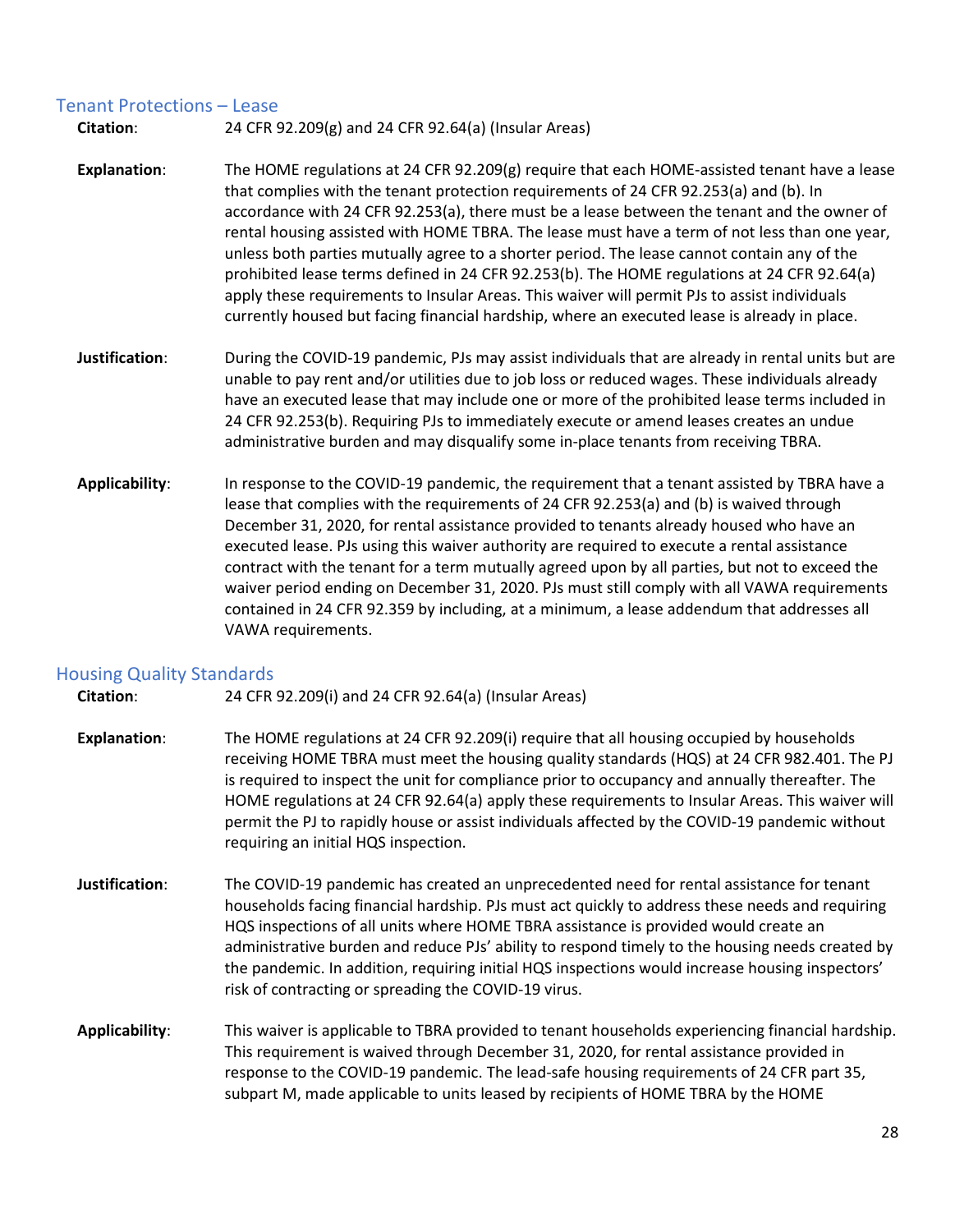## Tenant Protections – Lease

**Citation**: 24 CFR 92.209(g) and 24 CFR 92.64(a) (Insular Areas)

**Explanation**: The HOME regulations at 24 CFR 92.209(g) require that each HOME-assisted tenant have a lease that complies with the tenant protection requirements of 24 CFR 92.253(a) and (b). In accordance with 24 CFR 92.253(a), there must be a lease between the tenant and the owner of rental housing assisted with HOME TBRA. The lease must have a term of not less than one year, unless both parties mutually agree to a shorter period. The lease cannot contain any of the prohibited lease terms defined in 24 CFR 92.253(b). The HOME regulations at 24 CFR 92.64(a) apply these requirements to Insular Areas. This waiver will permit PJs to assist individuals currently housed but facing financial hardship, where an executed lease is already in place.

**Justification**: During the COVID-19 pandemic, PJs may assist individuals that are already in rental units but are unable to pay rent and/or utilities due to job loss or reduced wages. These individuals already have an executed lease that may include one or more of the prohibited lease terms included in 24 CFR 92.253(b). Requiring PJs to immediately execute or amend leases creates an undue administrative burden and may disqualify some in-place tenants from receiving TBRA.

**Applicability**: In response to the COVID-19 pandemic, the requirement that a tenant assisted by TBRA have a lease that complies with the requirements of 24 CFR 92.253(a) and (b) is waived through December 31, 2020, for rental assistance provided to tenants already housed who have an executed lease. PJs using this waiver authority are required to execute a rental assistance contract with the tenant for a term mutually agreed upon by all parties, but not to exceed the waiver period ending on December 31, 2020. PJs must still comply with all VAWA requirements contained in 24 CFR 92.359 by including, at a minimum, a lease addendum that addresses all VAWA requirements.

## Housing Quality Standards

**Citation**: 24 CFR 92.209(i) and 24 CFR 92.64(a) (Insular Areas)

**Explanation**: The HOME regulations at 24 CFR 92.209(i) require that all housing occupied by households receiving HOME TBRA must meet the housing quality standards (HQS) at 24 CFR 982.401. The PJ is required to inspect the unit for compliance prior to occupancy and annually thereafter. The HOME regulations at 24 CFR 92.64(a) apply these requirements to Insular Areas. This waiver will permit the PJ to rapidly house or assist individuals affected by the COVID-19 pandemic without requiring an initial HQS inspection.

**Justification**: The COVID-19 pandemic has created an unprecedented need for rental assistance for tenant households facing financial hardship. PJs must act quickly to address these needs and requiring HQS inspections of all units where HOME TBRA assistance is provided would create an administrative burden and reduce PJs' ability to respond timely to the housing needs created by the pandemic. In addition, requiring initial HQS inspections would increase housing inspectors' risk of contracting or spreading the COVID-19 virus.

**Applicability**: This waiver is applicable to TBRA provided to tenant households experiencing financial hardship. This requirement is waived through December 31, 2020, for rental assistance provided in response to the COVID-19 pandemic. The lead-safe housing requirements of 24 CFR part 35, subpart M, made applicable to units leased by recipients of HOME TBRA by the HOME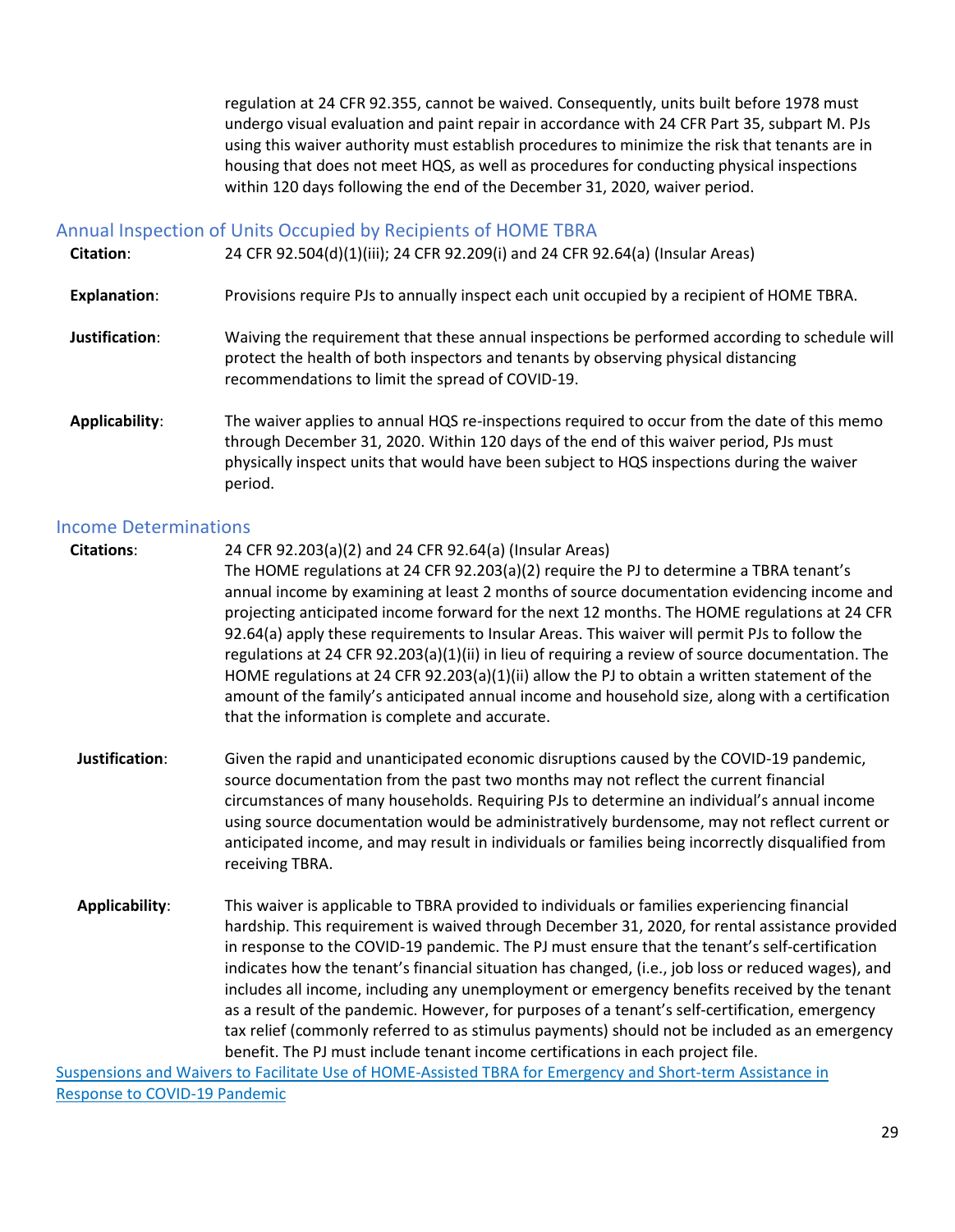regulation at 24 CFR 92.355, cannot be waived. Consequently, units built before 1978 must undergo visual evaluation and paint repair in accordance with 24 CFR Part 35, subpart M. PJs using this waiver authority must establish procedures to minimize the risk that tenants are in housing that does not meet HQS, as well as procedures for conducting physical inspections within 120 days following the end of the December 31, 2020, waiver period.

## Annual Inspection of Units Occupied by Recipients of HOME TBRA

**Citation**: 24 CFR 92.504(d)(1)(iii); 24 CFR 92.209(i) and 24 CFR 92.64(a) (Insular Areas)

**Explanation**: Provisions require PJs to annually inspect each unit occupied by a recipient of HOME TBRA.

**Justification**: Waiving the requirement that these annual inspections be performed according to schedule will protect the health of both inspectors and tenants by observing physical distancing recommendations to limit the spread of COVID-19.

**Applicability**: The waiver applies to annual HQS re-inspections required to occur from the date of this memo through December 31, 2020. Within 120 days of the end of this waiver period, PJs must physically inspect units that would have been subject to HQS inspections during the waiver period.

## Income Determinations

**Citations**: 24 CFR 92.203(a)(2) and 24 CFR 92.64(a) (Insular Areas)
The HOME regulations at 24 CFR 92.203(a)(2) require the PJ to determine a TBRA tenant's annual income by examining at least 2 months of source documentation evidencing income and projecting anticipated income forward for the next 12 months. The HOME regulations at 24 CFR 92.64(a) apply these requirements to Insular Areas. This waiver will permit PJs to follow the regulations at 24 CFR 92.203(a)(1)(ii) in lieu of requiring a review of source documentation. The HOME regulations at 24 CFR 92.203(a)(1)(ii) allow the PJ to obtain a written statement of the amount of the family's anticipated annual income and household size, along with a certification that the information is complete and accurate.

**Justification**: Given the rapid and unanticipated economic disruptions caused by the COVID-19 pandemic, source documentation from the past two months may not reflect the current financial circumstances of many households. Requiring PJs to determine an individual's annual income using source documentation would be administratively burdensome, may not reflect current or anticipated income, and may result in individuals or families being incorrectly disqualified from receiving TBRA.

**Applicability**: This waiver is applicable to TBRA provided to individuals or families experiencing financial hardship. This requirement is waived through December 31, 2020, for rental assistance provided in response to the COVID-19 pandemic. The PJ must ensure that the tenant's self-certification indicates how the tenant's financial situation has changed, (i.e., job loss or reduced wages), and includes all income, including any unemployment or emergency benefits received by the tenant as a result of the pandemic. However, for purposes of a tenant's self-certification, emergency tax relief (commonly referred to as stimulus payments) should not be included as an emergency benefit. The PJ must include tenant income certifications in each project file.

[Suspensions and Waivers to Facilitate Use of HOME-Assisted TBRA for Emergency and Short-term Assistance in Response to COVID-19 Pandemic]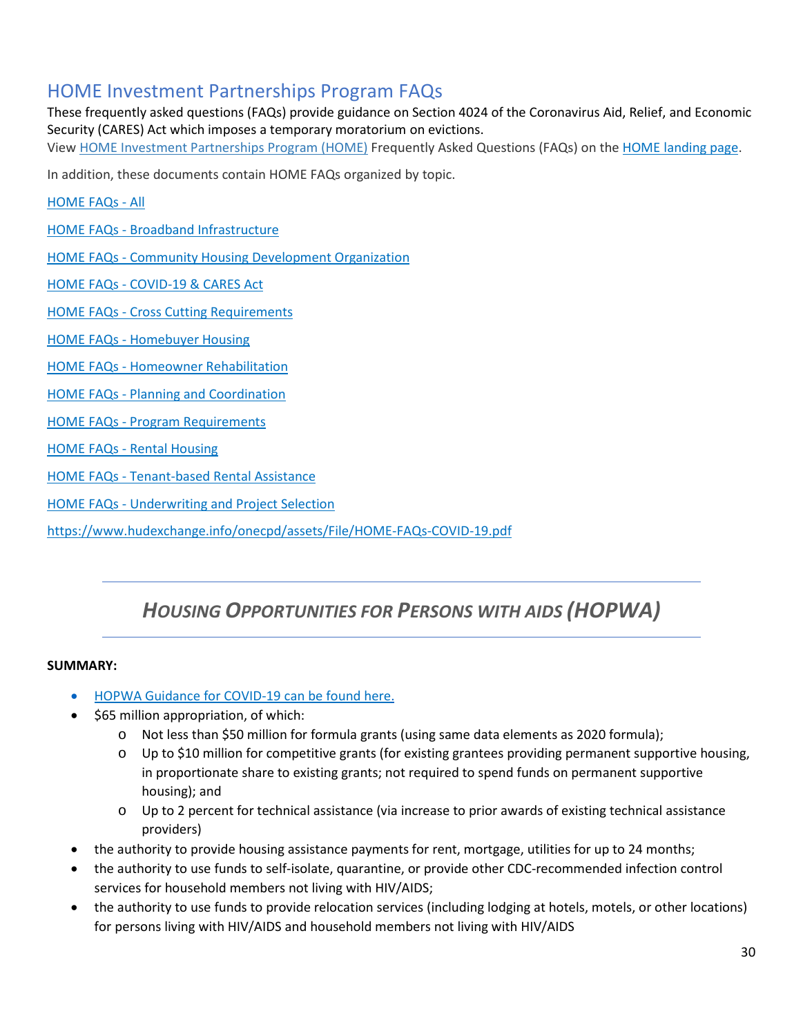## HOME Investment Partnerships Program FAQs

These frequently asked questions (FAQs) provide guidance on Section 4024 of the Coronavirus Aid, Relief, and Economic Security (CARES) Act which imposes a temporary moratorium on evictions.

View HOME Investment Partnerships Program (HOME) Frequently Asked Questions (FAQs) on the HOME landing page.

In addition, these documents contain HOME FAQs organized by topic.

HOME FAQs - All

HOME FAQs - Broadband Infrastructure

HOME FAQs - Community Housing Development Organization

HOME FAQs - COVID-19 & CARES Act

HOME FAQs - Cross Cutting Requirements

HOME FAQs - Homebuyer Housing

HOME FAQs - Homeowner Rehabilitation

HOME FAQs - Planning and Coordination

HOME FAQs - Program Requirements

HOME FAQs - Rental Housing

HOME FAQs - Tenant-based Rental Assistance

HOME FAQs - Underwriting and Project Selection

https://www.hudexchange.info/onecpd/assets/File/HOME-FAQs-COVID-19.pdf

---

## *HOUSING OPPORTUNITIES FOR PERSONS WITH AIDS (HOPWA)*

---

**SUMMARY:**

- HOPWA Guidance for COVID-19 can be found here.
- $65 million appropriation, of which:
  - Not less than $50 million for formula grants (using same data elements as 2020 formula);
  - Up to $10 million for competitive grants (for existing grantees providing permanent supportive housing, in proportionate share to existing grants; not required to spend funds on permanent supportive housing); and
  - Up to 2 percent for technical assistance (via increase to prior awards of existing technical assistance providers)
- the authority to provide housing assistance payments for rent, mortgage, utilities for up to 24 months;
- the authority to use funds to self-isolate, quarantine, or provide other CDC-recommended infection control services for household members not living with HIV/AIDS;
- the authority to use funds to provide relocation services (including lodging at hotels, motels, or other locations) for persons living with HIV/AIDS and household members not living with HIV/AIDS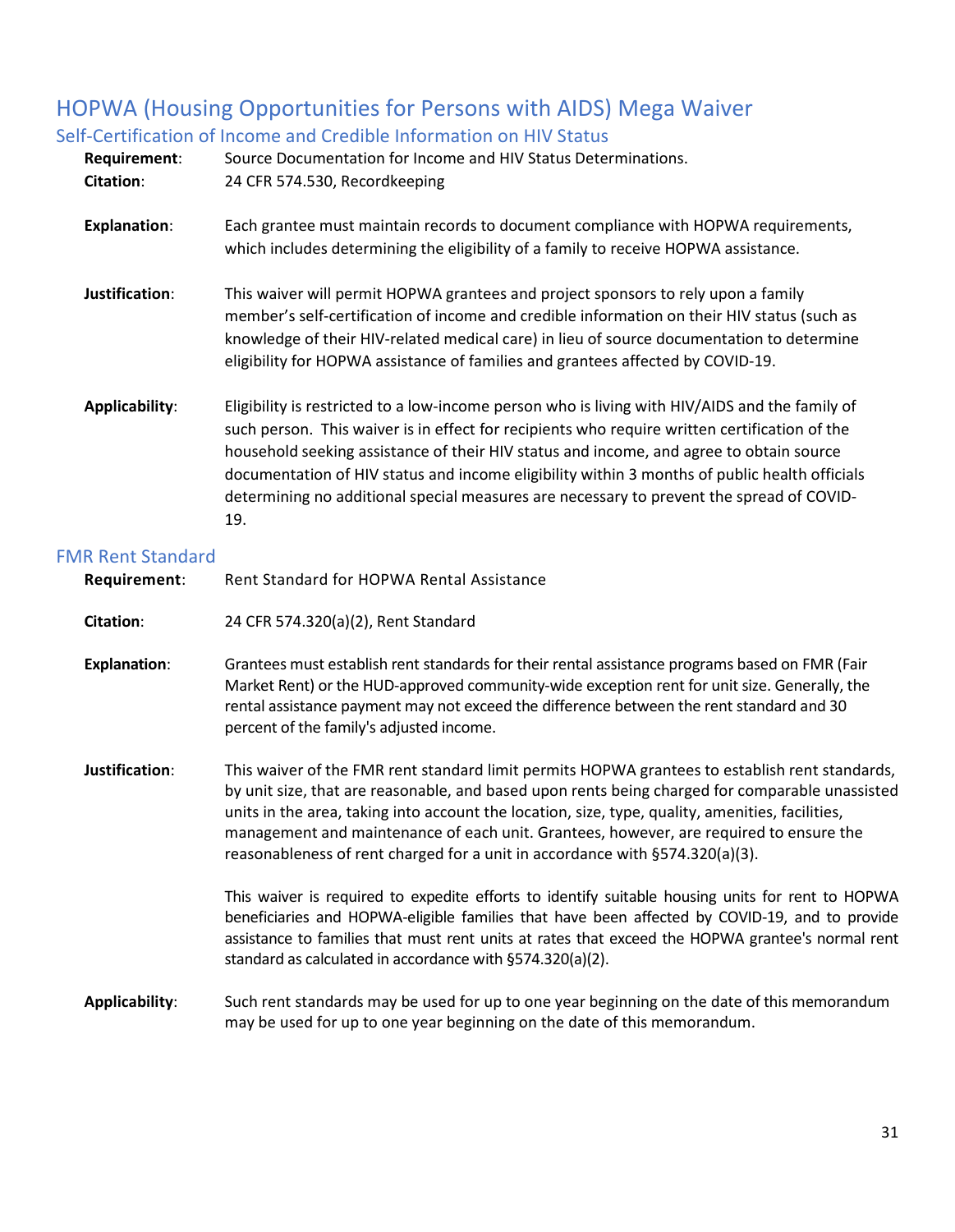# HOPWA (Housing Opportunities for Persons with AIDS) Mega Waiver

## Self-Certification of Income and Credible Information on HIV Status

**Requirement**: Source Documentation for Income and HIV Status Determinations.

**Citation**: 24 CFR 574.530, Recordkeeping

**Explanation**: Each grantee must maintain records to document compliance with HOPWA requirements, which includes determining the eligibility of a family to receive HOPWA assistance.

**Justification**: This waiver will permit HOPWA grantees and project sponsors to rely upon a family member's self-certification of income and credible information on their HIV status (such as knowledge of their HIV-related medical care) in lieu of source documentation to determine eligibility for HOPWA assistance of families and grantees affected by COVID-19.

**Applicability**: Eligibility is restricted to a low-income person who is living with HIV/AIDS and the family of such person. This waiver is in effect for recipients who require written certification of the household seeking assistance of their HIV status and income, and agree to obtain source documentation of HIV status and income eligibility within 3 months of public health officials determining no additional special measures are necessary to prevent the spread of COVID-19.

## FMR Rent Standard

**Requirement**: Rent Standard for HOPWA Rental Assistance

**Citation**: 24 CFR 574.320(a)(2), Rent Standard

**Explanation**: Grantees must establish rent standards for their rental assistance programs based on FMR (Fair Market Rent) or the HUD-approved community-wide exception rent for unit size. Generally, the rental assistance payment may not exceed the difference between the rent standard and 30 percent of the family's adjusted income.

**Justification**: This waiver of the FMR rent standard limit permits HOPWA grantees to establish rent standards, by unit size, that are reasonable, and based upon rents being charged for comparable unassisted units in the area, taking into account the location, size, type, quality, amenities, facilities, management and maintenance of each unit. Grantees, however, are required to ensure the reasonableness of rent charged for a unit in accordance with §574.320(a)(3).

This waiver is required to expedite efforts to identify suitable housing units for rent to HOPWA beneficiaries and HOPWA-eligible families that have been affected by COVID-19, and to provide assistance to families that must rent units at rates that exceed the HOPWA grantee's normal rent standard as calculated in accordance with §574.320(a)(2).

**Applicability**: Such rent standards may be used for up to one year beginning on the date of this memorandum may be used for up to one year beginning on the date of this memorandum.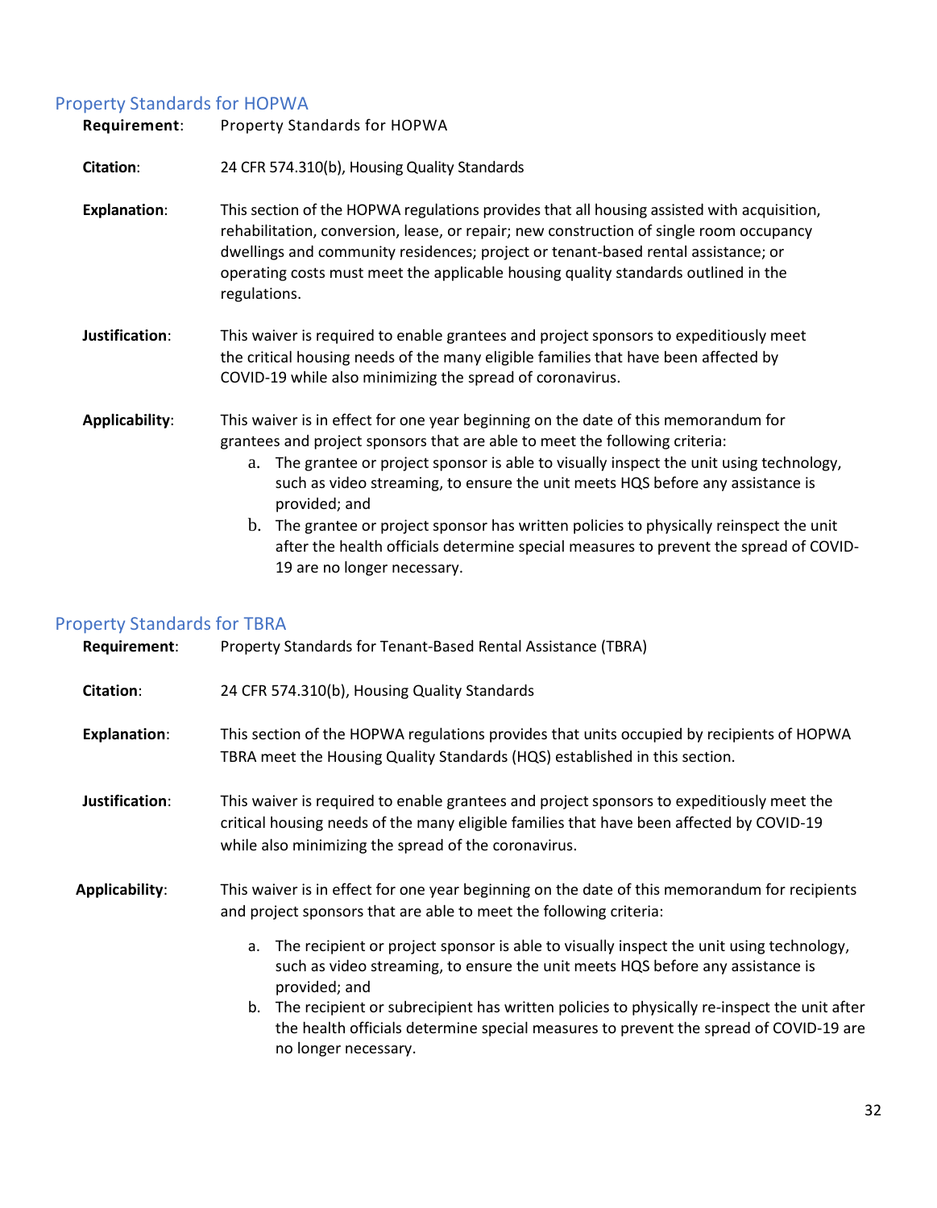## Property Standards for HOPWA

**Requirement**: Property Standards for HOPWA

**Citation**: 24 CFR 574.310(b), Housing Quality Standards

**Explanation**: This section of the HOPWA regulations provides that all housing assisted with acquisition, rehabilitation, conversion, lease, or repair; new construction of single room occupancy dwellings and community residences; project or tenant-based rental assistance; or operating costs must meet the applicable housing quality standards outlined in the regulations.

**Justification**: This waiver is required to enable grantees and project sponsors to expeditiously meet the critical housing needs of the many eligible families that have been affected by COVID-19 while also minimizing the spread of coronavirus.

**Applicability**: This waiver is in effect for one year beginning on the date of this memorandum for grantees and project sponsors that are able to meet the following criteria:

a. The grantee or project sponsor is able to visually inspect the unit using technology, such as video streaming, to ensure the unit meets HQS before any assistance is provided; and
b. The grantee or project sponsor has written policies to physically reinspect the unit after the health officials determine special measures to prevent the spread of COVID-19 are no longer necessary.

## Property Standards for TBRA

**Requirement**: Property Standards for Tenant-Based Rental Assistance (TBRA)

**Citation**: 24 CFR 574.310(b), Housing Quality Standards

**Explanation**: This section of the HOPWA regulations provides that units occupied by recipients of HOPWA TBRA meet the Housing Quality Standards (HQS) established in this section.

**Justification**: This waiver is required to enable grantees and project sponsors to expeditiously meet the critical housing needs of the many eligible families that have been affected by COVID-19 while also minimizing the spread of the coronavirus.

**Applicability**: This waiver is in effect for one year beginning on the date of this memorandum for recipients and project sponsors that are able to meet the following criteria:

a. The recipient or project sponsor is able to visually inspect the unit using technology, such as video streaming, to ensure the unit meets HQS before any assistance is provided; and
b. The recipient or subrecipient has written policies to physically re-inspect the unit after the health officials determine special measures to prevent the spread of COVID-19 are no longer necessary.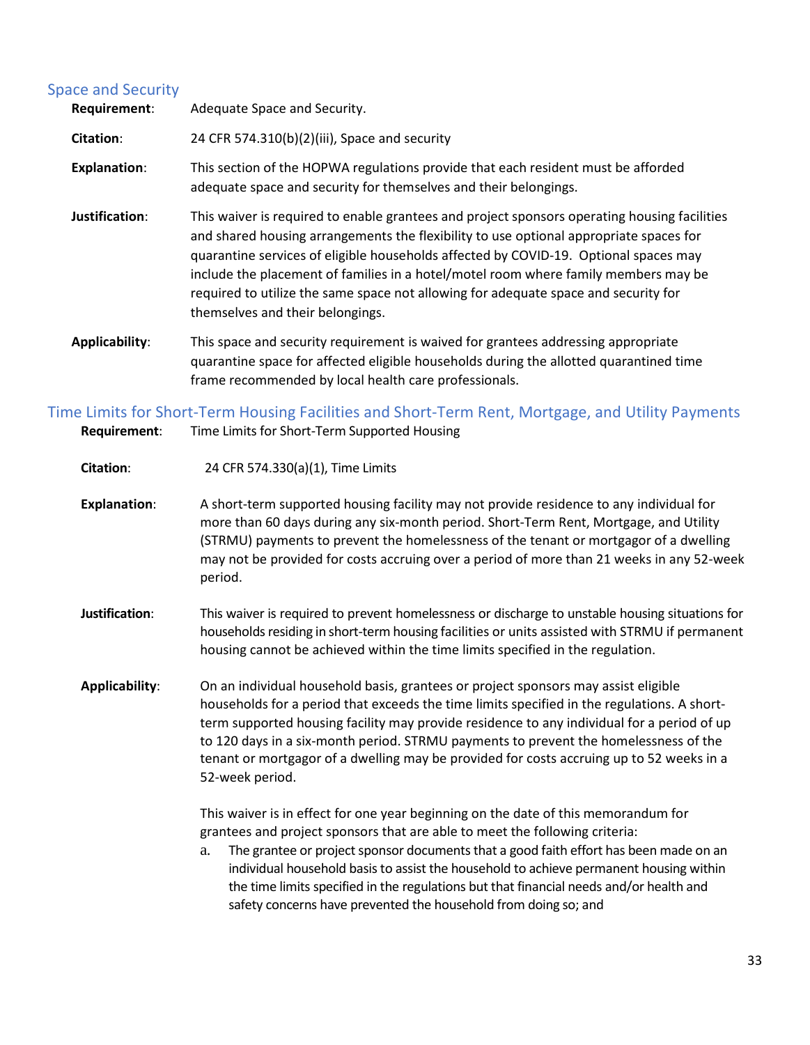## Space and Security

**Requirement**: Adequate Space and Security.

**Citation**: 24 CFR 574.310(b)(2)(iii), Space and security

**Explanation**: This section of the HOPWA regulations provide that each resident must be afforded adequate space and security for themselves and their belongings.

**Justification**: This waiver is required to enable grantees and project sponsors operating housing facilities and shared housing arrangements the flexibility to use optional appropriate spaces for quarantine services of eligible households affected by COVID-19. Optional spaces may include the placement of families in a hotel/motel room where family members may be required to utilize the same space not allowing for adequate space and security for themselves and their belongings.

**Applicability**: This space and security requirement is waived for grantees addressing appropriate quarantine space for affected eligible households during the allotted quarantined time frame recommended by local health care professionals.

## Time Limits for Short-Term Housing Facilities and Short-Term Rent, Mortgage, and Utility Payments

**Requirement**: Time Limits for Short-Term Supported Housing

**Citation**: 24 CFR 574.330(a)(1), Time Limits

**Explanation**: A short-term supported housing facility may not provide residence to any individual for more than 60 days during any six-month period. Short-Term Rent, Mortgage, and Utility (STRMU) payments to prevent the homelessness of the tenant or mortgagor of a dwelling may not be provided for costs accruing over a period of more than 21 weeks in any 52-week period.

**Justification**: This waiver is required to prevent homelessness or discharge to unstable housing situations for households residing in short-term housing facilities or units assisted with STRMU if permanent housing cannot be achieved within the time limits specified in the regulation.

**Applicability**: On an individual household basis, grantees or project sponsors may assist eligible households for a period that exceeds the time limits specified in the regulations. A short-term supported housing facility may provide residence to any individual for a period of up to 120 days in a six-month period. STRMU payments to prevent the homelessness of the tenant or mortgagor of a dwelling may be provided for costs accruing up to 52 weeks in a 52-week period.

This waiver is in effect for one year beginning on the date of this memorandum for grantees and project sponsors that are able to meet the following criteria:

a. The grantee or project sponsor documents that a good faith effort has been made on an individual household basis to assist the household to achieve permanent housing within the time limits specified in the regulations but that financial needs and/or health and safety concerns have prevented the household from doing so; and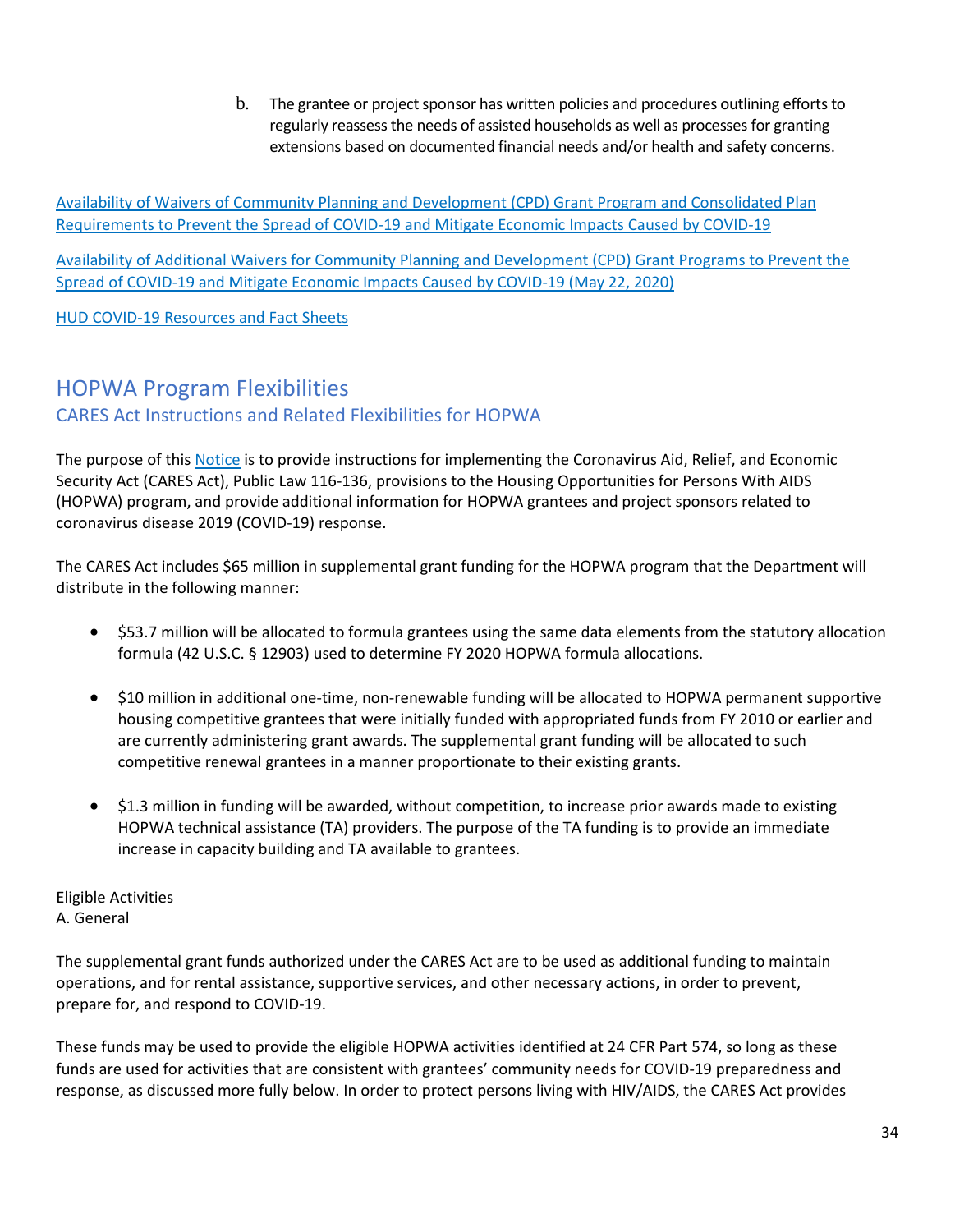b. The grantee or project sponsor has written policies and procedures outlining efforts to regularly reassess the needs of assisted households as well as processes for granting extensions based on documented financial needs and/or health and safety concerns.

[Availability of Waivers of Community Planning and Development (CPD) Grant Program and Consolidated Plan Requirements to Prevent the Spread of COVID-19 and Mitigate Economic Impacts Caused by COVID-19]()

[Availability of Additional Waivers for Community Planning and Development (CPD) Grant Programs to Prevent the Spread of COVID-19 and Mitigate Economic Impacts Caused by COVID-19 (May 22, 2020)]()

[HUD COVID-19 Resources and Fact Sheets]()

## HOPWA Program Flexibilities

### CARES Act Instructions and Related Flexibilities for HOPWA

The purpose of this [Notice]() is to provide instructions for implementing the Coronavirus Aid, Relief, and Economic Security Act (CARES Act), Public Law 116-136, provisions to the Housing Opportunities for Persons With AIDS (HOPWA) program, and provide additional information for HOPWA grantees and project sponsors related to coronavirus disease 2019 (COVID-19) response.

The CARES Act includes $65 million in supplemental grant funding for the HOPWA program that the Department will distribute in the following manner:

- $53.7 million will be allocated to formula grantees using the same data elements from the statutory allocation formula (42 U.S.C. § 12903) used to determine FY 2020 HOPWA formula allocations.
- $10 million in additional one-time, non-renewable funding will be allocated to HOPWA permanent supportive housing competitive grantees that were initially funded with appropriated funds from FY 2010 or earlier and are currently administering grant awards. The supplemental grant funding will be allocated to such competitive renewal grantees in a manner proportionate to their existing grants.
- $1.3 million in funding will be awarded, without competition, to increase prior awards made to existing HOPWA technical assistance (TA) providers. The purpose of the TA funding is to provide an immediate increase in capacity building and TA available to grantees.

Eligible Activities
A. General

The supplemental grant funds authorized under the CARES Act are to be used as additional funding to maintain operations, and for rental assistance, supportive services, and other necessary actions, in order to prevent, prepare for, and respond to COVID-19.

These funds may be used to provide the eligible HOPWA activities identified at 24 CFR Part 574, so long as these funds are used for activities that are consistent with grantees' community needs for COVID-19 preparedness and response, as discussed more fully below. In order to protect persons living with HIV/AIDS, the CARES Act provides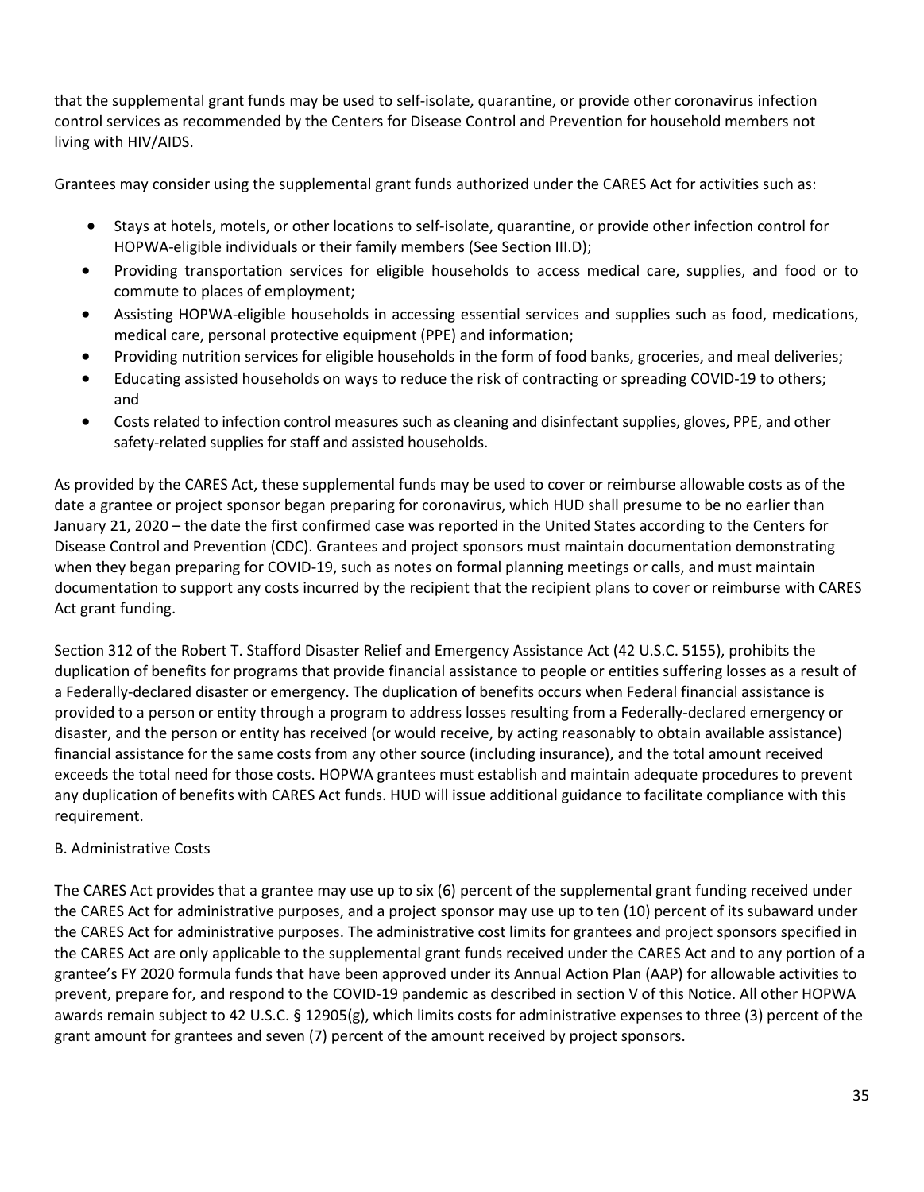that the supplemental grant funds may be used to self-isolate, quarantine, or provide other coronavirus infection control services as recommended by the Centers for Disease Control and Prevention for household members not living with HIV/AIDS.

Grantees may consider using the supplemental grant funds authorized under the CARES Act for activities such as:

- Stays at hotels, motels, or other locations to self-isolate, quarantine, or provide other infection control for HOPWA-eligible individuals or their family members (See Section III.D);
- Providing transportation services for eligible households to access medical care, supplies, and food or to commute to places of employment;
- Assisting HOPWA-eligible households in accessing essential services and supplies such as food, medications, medical care, personal protective equipment (PPE) and information;
- Providing nutrition services for eligible households in the form of food banks, groceries, and meal deliveries;
- Educating assisted households on ways to reduce the risk of contracting or spreading COVID-19 to others; and
- Costs related to infection control measures such as cleaning and disinfectant supplies, gloves, PPE, and other safety-related supplies for staff and assisted households.

As provided by the CARES Act, these supplemental funds may be used to cover or reimburse allowable costs as of the date a grantee or project sponsor began preparing for coronavirus, which HUD shall presume to be no earlier than January 21, 2020 – the date the first confirmed case was reported in the United States according to the Centers for Disease Control and Prevention (CDC). Grantees and project sponsors must maintain documentation demonstrating when they began preparing for COVID-19, such as notes on formal planning meetings or calls, and must maintain documentation to support any costs incurred by the recipient that the recipient plans to cover or reimburse with CARES Act grant funding.

Section 312 of the Robert T. Stafford Disaster Relief and Emergency Assistance Act (42 U.S.C. 5155), prohibits the duplication of benefits for programs that provide financial assistance to people or entities suffering losses as a result of a Federally-declared disaster or emergency. The duplication of benefits occurs when Federal financial assistance is provided to a person or entity through a program to address losses resulting from a Federally-declared emergency or disaster, and the person or entity has received (or would receive, by acting reasonably to obtain available assistance) financial assistance for the same costs from any other source (including insurance), and the total amount received exceeds the total need for those costs. HOPWA grantees must establish and maintain adequate procedures to prevent any duplication of benefits with CARES Act funds. HUD will issue additional guidance to facilitate compliance with this requirement.

B. Administrative Costs

The CARES Act provides that a grantee may use up to six (6) percent of the supplemental grant funding received under the CARES Act for administrative purposes, and a project sponsor may use up to ten (10) percent of its subaward under the CARES Act for administrative purposes. The administrative cost limits for grantees and project sponsors specified in the CARES Act are only applicable to the supplemental grant funds received under the CARES Act and to any portion of a grantee's FY 2020 formula funds that have been approved under its Annual Action Plan (AAP) for allowable activities to prevent, prepare for, and respond to the COVID-19 pandemic as described in section V of this Notice. All other HOPWA awards remain subject to 42 U.S.C. § 12905(g), which limits costs for administrative expenses to three (3) percent of the grant amount for grantees and seven (7) percent of the amount received by project sponsors.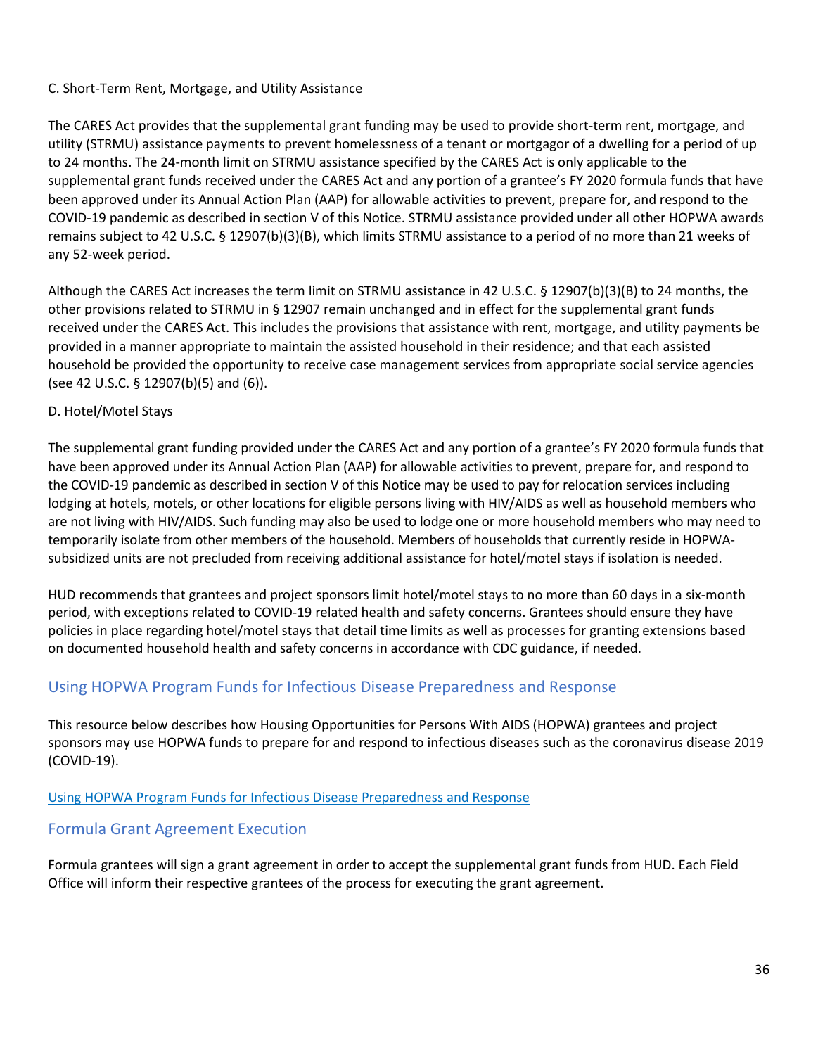C. Short-Term Rent, Mortgage, and Utility Assistance

The CARES Act provides that the supplemental grant funding may be used to provide short-term rent, mortgage, and utility (STRMU) assistance payments to prevent homelessness of a tenant or mortgagor of a dwelling for a period of up to 24 months. The 24-month limit on STRMU assistance specified by the CARES Act is only applicable to the supplemental grant funds received under the CARES Act and any portion of a grantee's FY 2020 formula funds that have been approved under its Annual Action Plan (AAP) for allowable activities to prevent, prepare for, and respond to the COVID-19 pandemic as described in section V of this Notice. STRMU assistance provided under all other HOPWA awards remains subject to 42 U.S.C. § 12907(b)(3)(B), which limits STRMU assistance to a period of no more than 21 weeks of any 52-week period.

Although the CARES Act increases the term limit on STRMU assistance in 42 U.S.C. § 12907(b)(3)(B) to 24 months, the other provisions related to STRMU in § 12907 remain unchanged and in effect for the supplemental grant funds received under the CARES Act. This includes the provisions that assistance with rent, mortgage, and utility payments be provided in a manner appropriate to maintain the assisted household in their residence; and that each assisted household be provided the opportunity to receive case management services from appropriate social service agencies (see 42 U.S.C. § 12907(b)(5) and (6)).

D. Hotel/Motel Stays

The supplemental grant funding provided under the CARES Act and any portion of a grantee's FY 2020 formula funds that have been approved under its Annual Action Plan (AAP) for allowable activities to prevent, prepare for, and respond to the COVID-19 pandemic as described in section V of this Notice may be used to pay for relocation services including lodging at hotels, motels, or other locations for eligible persons living with HIV/AIDS as well as household members who are not living with HIV/AIDS. Such funding may also be used to lodge one or more household members who may need to temporarily isolate from other members of the household. Members of households that currently reside in HOPWA-subsidized units are not precluded from receiving additional assistance for hotel/motel stays if isolation is needed.

HUD recommends that grantees and project sponsors limit hotel/motel stays to no more than 60 days in a six-month period, with exceptions related to COVID-19 related health and safety concerns. Grantees should ensure they have policies in place regarding hotel/motel stays that detail time limits as well as processes for granting extensions based on documented household health and safety concerns in accordance with CDC guidance, if needed.

## Using HOPWA Program Funds for Infectious Disease Preparedness and Response

This resource below describes how Housing Opportunities for Persons With AIDS (HOPWA) grantees and project sponsors may use HOPWA funds to prepare for and respond to infectious diseases such as the coronavirus disease 2019 (COVID-19).

Using HOPWA Program Funds for Infectious Disease Preparedness and Response

## Formula Grant Agreement Execution

Formula grantees will sign a grant agreement in order to accept the supplemental grant funds from HUD. Each Field Office will inform their respective grantees of the process for executing the grant agreement.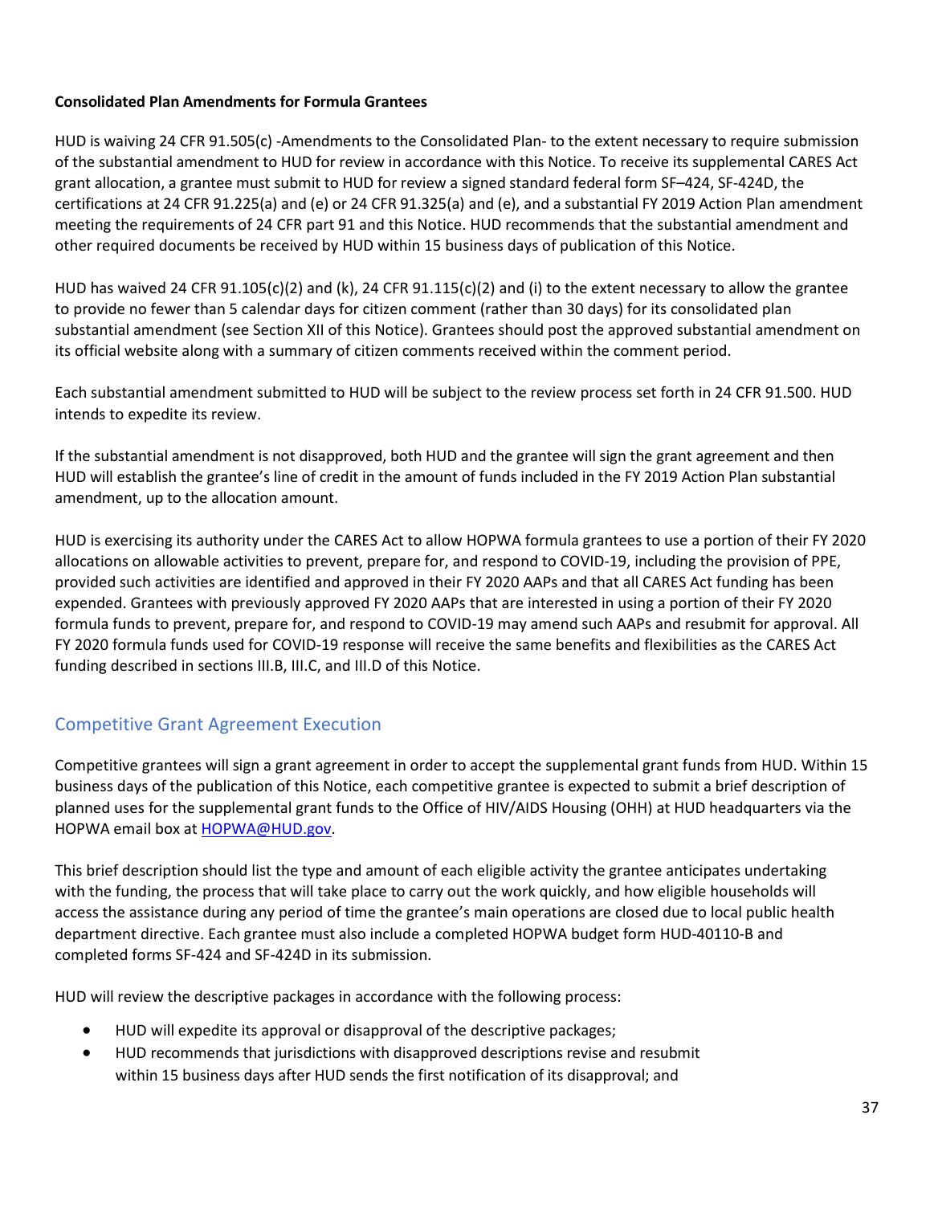**Consolidated Plan Amendments for Formula Grantees**

HUD is waiving 24 CFR 91.505(c) -Amendments to the Consolidated Plan- to the extent necessary to require submission of the substantial amendment to HUD for review in accordance with this Notice. To receive its supplemental CARES Act grant allocation, a grantee must submit to HUD for review a signed standard federal form SF–424, SF-424D, the certifications at 24 CFR 91.225(a) and (e) or 24 CFR 91.325(a) and (e), and a substantial FY 2019 Action Plan amendment meeting the requirements of 24 CFR part 91 and this Notice. HUD recommends that the substantial amendment and other required documents be received by HUD within 15 business days of publication of this Notice.

HUD has waived 24 CFR 91.105(c)(2) and (k), 24 CFR 91.115(c)(2) and (i) to the extent necessary to allow the grantee to provide no fewer than 5 calendar days for citizen comment (rather than 30 days) for its consolidated plan substantial amendment (see Section XII of this Notice). Grantees should post the approved substantial amendment on its official website along with a summary of citizen comments received within the comment period.

Each substantial amendment submitted to HUD will be subject to the review process set forth in 24 CFR 91.500. HUD intends to expedite its review.

If the substantial amendment is not disapproved, both HUD and the grantee will sign the grant agreement and then HUD will establish the grantee's line of credit in the amount of funds included in the FY 2019 Action Plan substantial amendment, up to the allocation amount.

HUD is exercising its authority under the CARES Act to allow HOPWA formula grantees to use a portion of their FY 2020 allocations on allowable activities to prevent, prepare for, and respond to COVID-19, including the provision of PPE, provided such activities are identified and approved in their FY 2020 AAPs and that all CARES Act funding has been expended. Grantees with previously approved FY 2020 AAPs that are interested in using a portion of their FY 2020 formula funds to prevent, prepare for, and respond to COVID-19 may amend such AAPs and resubmit for approval. All FY 2020 formula funds used for COVID-19 response will receive the same benefits and flexibilities as the CARES Act funding described in sections III.B, III.C, and III.D of this Notice.

## Competitive Grant Agreement Execution

Competitive grantees will sign a grant agreement in order to accept the supplemental grant funds from HUD. Within 15 business days of the publication of this Notice, each competitive grantee is expected to submit a brief description of planned uses for the supplemental grant funds to the Office of HIV/AIDS Housing (OHH) at HUD headquarters via the HOPWA email box at HOPWA@HUD.gov.

This brief description should list the type and amount of each eligible activity the grantee anticipates undertaking with the funding, the process that will take place to carry out the work quickly, and how eligible households will access the assistance during any period of time the grantee's main operations are closed due to local public health department directive. Each grantee must also include a completed HOPWA budget form HUD-40110-B and completed forms SF-424 and SF-424D in its submission.

HUD will review the descriptive packages in accordance with the following process:

- HUD will expedite its approval or disapproval of the descriptive packages;
- HUD recommends that jurisdictions with disapproved descriptions revise and resubmit within 15 business days after HUD sends the first notification of its disapproval; and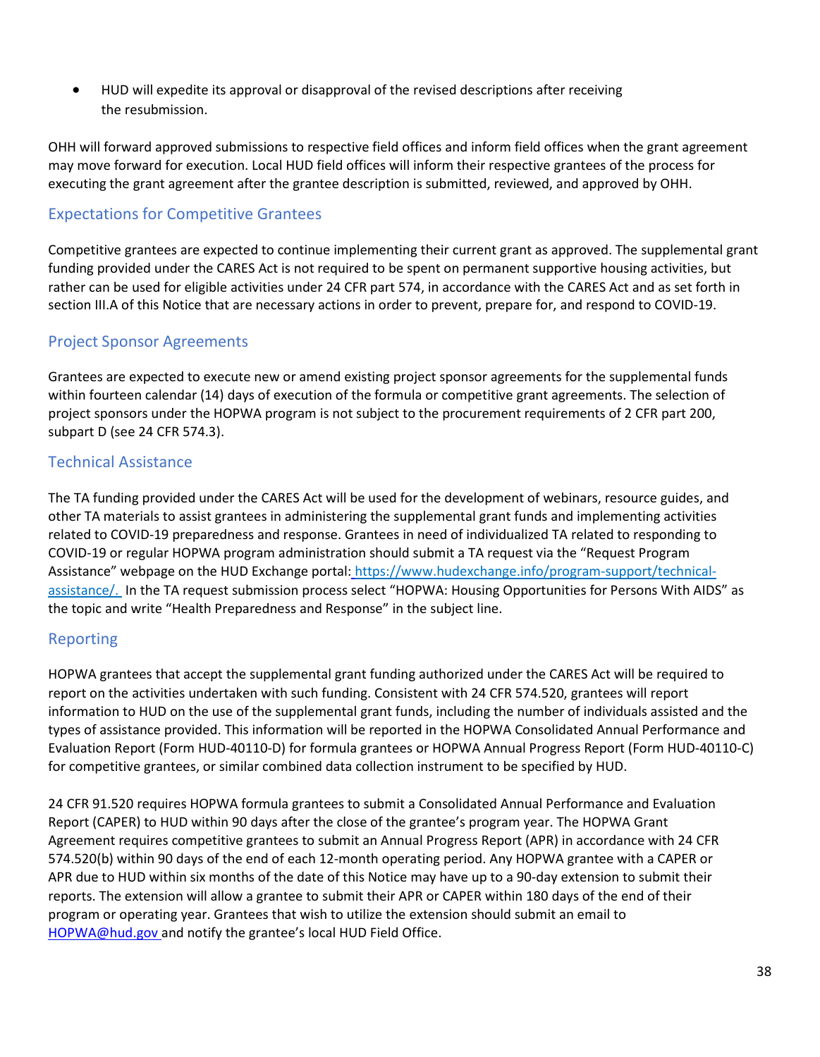- HUD will expedite its approval or disapproval of the revised descriptions after receiving the resubmission.

OHH will forward approved submissions to respective field offices and inform field offices when the grant agreement may move forward for execution. Local HUD field offices will inform their respective grantees of the process for executing the grant agreement after the grantee description is submitted, reviewed, and approved by OHH.

## Expectations for Competitive Grantees

Competitive grantees are expected to continue implementing their current grant as approved. The supplemental grant funding provided under the CARES Act is not required to be spent on permanent supportive housing activities, but rather can be used for eligible activities under 24 CFR part 574, in accordance with the CARES Act and as set forth in section III.A of this Notice that are necessary actions in order to prevent, prepare for, and respond to COVID-19.

## Project Sponsor Agreements

Grantees are expected to execute new or amend existing project sponsor agreements for the supplemental funds within fourteen calendar (14) days of execution of the formula or competitive grant agreements. The selection of project sponsors under the HOPWA program is not subject to the procurement requirements of 2 CFR part 200, subpart D (see 24 CFR 574.3).

## Technical Assistance

The TA funding provided under the CARES Act will be used for the development of webinars, resource guides, and other TA materials to assist grantees in administering the supplemental grant funds and implementing activities related to COVID-19 preparedness and response. Grantees in need of individualized TA related to responding to COVID-19 or regular HOPWA program administration should submit a TA request via the "Request Program Assistance" webpage on the HUD Exchange portal: https://www.hudexchange.info/program-support/technical-assistance/. In the TA request submission process select "HOPWA: Housing Opportunities for Persons With AIDS" as the topic and write "Health Preparedness and Response" in the subject line.

## Reporting

HOPWA grantees that accept the supplemental grant funding authorized under the CARES Act will be required to report on the activities undertaken with such funding. Consistent with 24 CFR 574.520, grantees will report information to HUD on the use of the supplemental grant funds, including the number of individuals assisted and the types of assistance provided. This information will be reported in the HOPWA Consolidated Annual Performance and Evaluation Report (Form HUD-40110-D) for formula grantees or HOPWA Annual Progress Report (Form HUD-40110-C) for competitive grantees, or similar combined data collection instrument to be specified by HUD.

24 CFR 91.520 requires HOPWA formula grantees to submit a Consolidated Annual Performance and Evaluation Report (CAPER) to HUD within 90 days after the close of the grantee's program year. The HOPWA Grant Agreement requires competitive grantees to submit an Annual Progress Report (APR) in accordance with 24 CFR 574.520(b) within 90 days of the end of each 12-month operating period. Any HOPWA grantee with a CAPER or APR due to HUD within six months of the date of this Notice may have up to a 90-day extension to submit their reports. The extension will allow a grantee to submit their APR or CAPER within 180 days of the end of their program or operating year. Grantees that wish to utilize the extension should submit an email to HOPWA@hud.gov and notify the grantee's local HUD Field Office.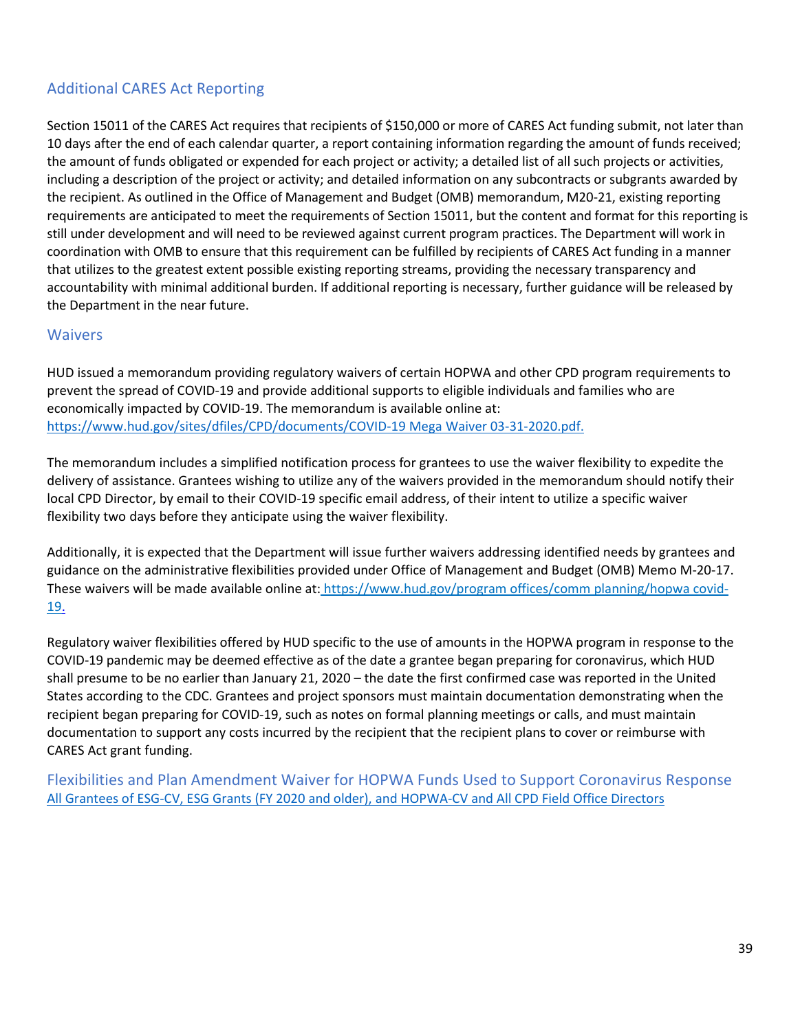## Additional CARES Act Reporting

Section 15011 of the CARES Act requires that recipients of $150,000 or more of CARES Act funding submit, not later than 10 days after the end of each calendar quarter, a report containing information regarding the amount of funds received; the amount of funds obligated or expended for each project or activity; a detailed list of all such projects or activities, including a description of the project or activity; and detailed information on any subcontracts or subgrants awarded by the recipient. As outlined in the Office of Management and Budget (OMB) memorandum, M20-21, existing reporting requirements are anticipated to meet the requirements of Section 15011, but the content and format for this reporting is still under development and will need to be reviewed against current program practices. The Department will work in coordination with OMB to ensure that this requirement can be fulfilled by recipients of CARES Act funding in a manner that utilizes to the greatest extent possible existing reporting streams, providing the necessary transparency and accountability with minimal additional burden. If additional reporting is necessary, further guidance will be released by the Department in the near future.

## Waivers

HUD issued a memorandum providing regulatory waivers of certain HOPWA and other CPD program requirements to prevent the spread of COVID-19 and provide additional supports to eligible individuals and families who are economically impacted by COVID-19. The memorandum is available online at: [https://www.hud.gov/sites/dfiles/CPD/documents/COVID-19 Mega Waiver 03-31-2020.pdf.](https://www.hud.gov/sites/dfiles/CPD/documents/COVID-19_Mega_Waiver_03-31-2020.pdf)

The memorandum includes a simplified notification process for grantees to use the waiver flexibility to expedite the delivery of assistance. Grantees wishing to utilize any of the waivers provided in the memorandum should notify their local CPD Director, by email to their COVID-19 specific email address, of their intent to utilize a specific waiver flexibility two days before they anticipate using the waiver flexibility.

Additionally, it is expected that the Department will issue further waivers addressing identified needs by grantees and guidance on the administrative flexibilities provided under Office of Management and Budget (OMB) Memo M-20-17. These waivers will be made available online at: [https://www.hud.gov/program offices/comm planning/hopwa covid-19.](https://www.hud.gov/program_offices/comm_planning/hopwa_covid-19)

Regulatory waiver flexibilities offered by HUD specific to the use of amounts in the HOPWA program in response to the COVID-19 pandemic may be deemed effective as of the date a grantee began preparing for coronavirus, which HUD shall presume to be no earlier than January 21, 2020 – the date the first confirmed case was reported in the United States according to the CDC. Grantees and project sponsors must maintain documentation demonstrating when the recipient began preparing for COVID-19, such as notes on formal planning meetings or calls, and must maintain documentation to support any costs incurred by the recipient that the recipient plans to cover or reimburse with CARES Act grant funding.

## Flexibilities and Plan Amendment Waiver for HOPWA Funds Used to Support Coronavirus Response

All Grantees of ESG-CV, ESG Grants (FY 2020 and older), and HOPWA-CV and All CPD Field Office Directors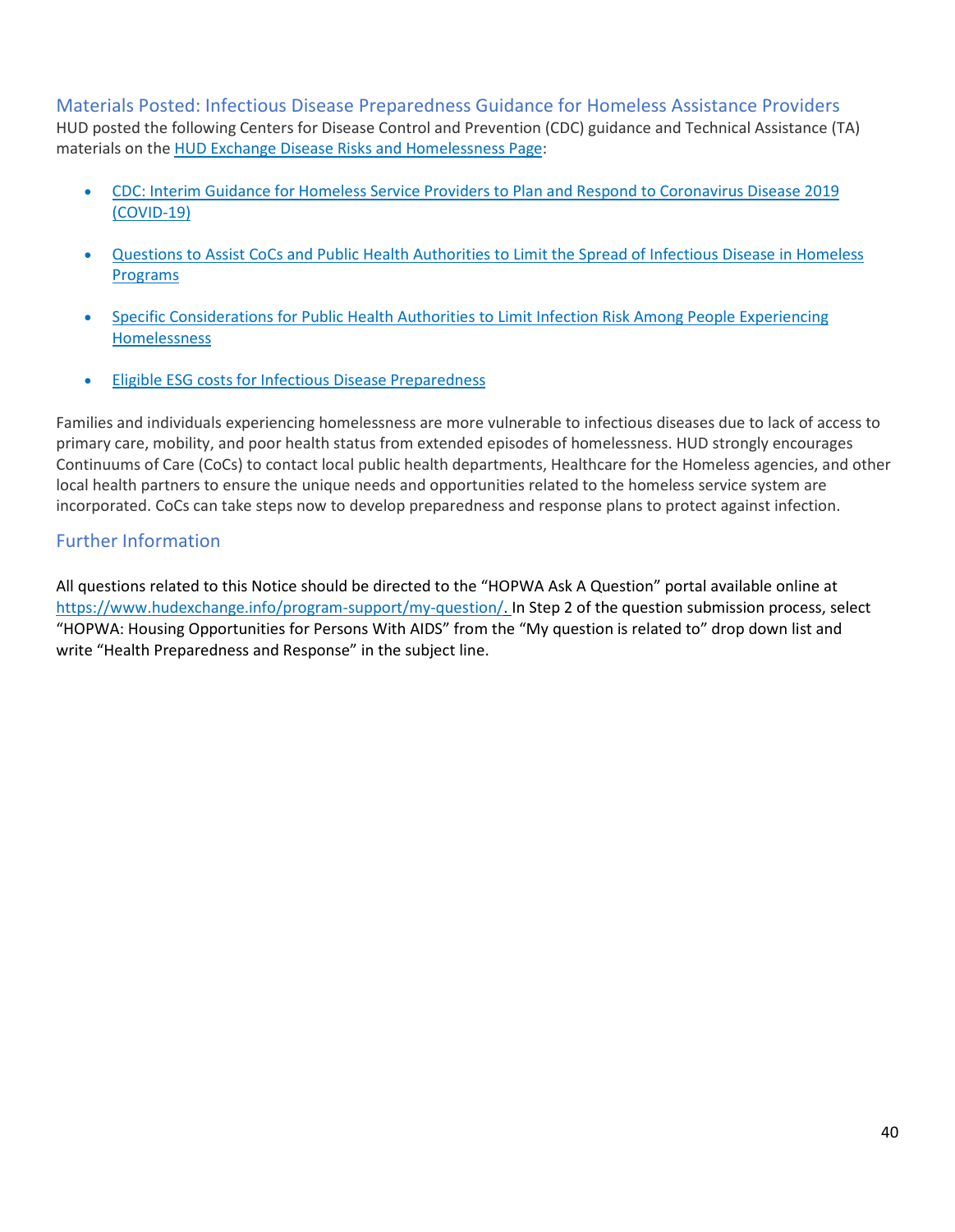## Materials Posted: Infectious Disease Preparedness Guidance for Homeless Assistance Providers

HUD posted the following Centers for Disease Control and Prevention (CDC) guidance and Technical Assistance (TA) materials on the HUD Exchange Disease Risks and Homelessness Page:

- CDC: Interim Guidance for Homeless Service Providers to Plan and Respond to Coronavirus Disease 2019 (COVID-19)
- Questions to Assist CoCs and Public Health Authorities to Limit the Spread of Infectious Disease in Homeless Programs
- Specific Considerations for Public Health Authorities to Limit Infection Risk Among People Experiencing Homelessness
- Eligible ESG costs for Infectious Disease Preparedness

Families and individuals experiencing homelessness are more vulnerable to infectious diseases due to lack of access to primary care, mobility, and poor health status from extended episodes of homelessness. HUD strongly encourages Continuums of Care (CoCs) to contact local public health departments, Healthcare for the Homeless agencies, and other local health partners to ensure the unique needs and opportunities related to the homeless service system are incorporated. CoCs can take steps now to develop preparedness and response plans to protect against infection.

## Further Information

All questions related to this Notice should be directed to the "HOPWA Ask A Question" portal available online at https://www.hudexchange.info/program-support/my-question/. In Step 2 of the question submission process, select "HOPWA: Housing Opportunities for Persons With AIDS" from the "My question is related to" drop down list and write "Health Preparedness and Response" in the subject line.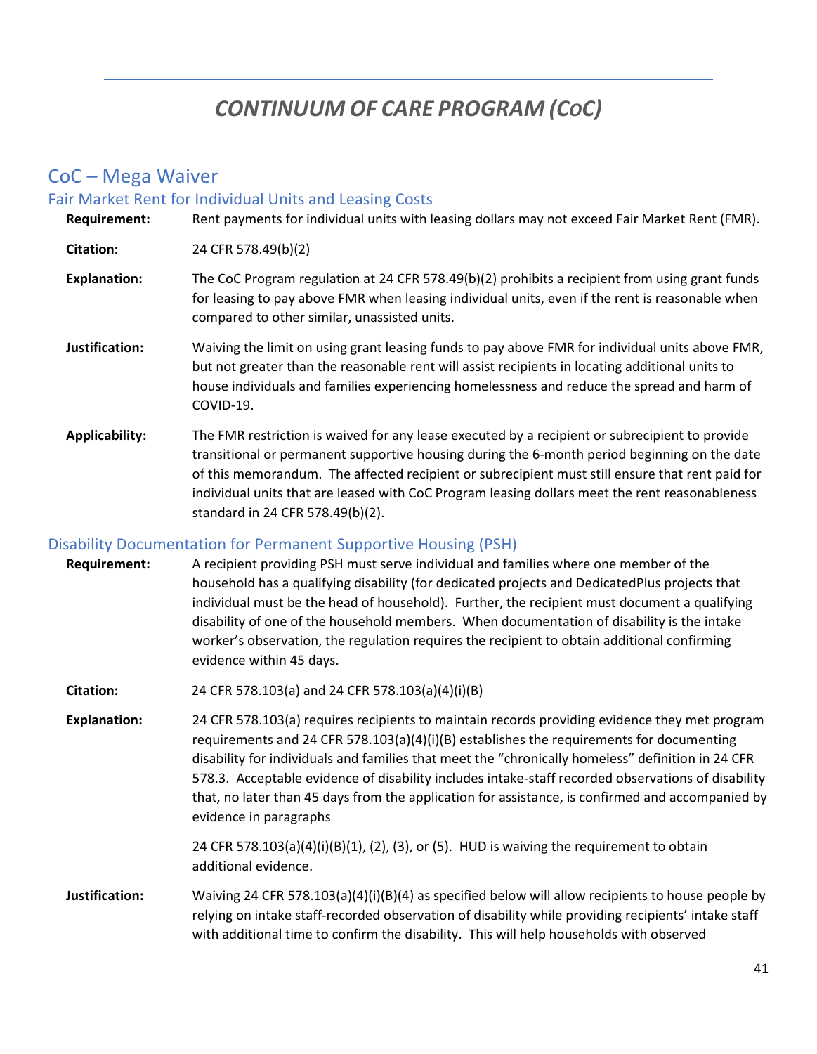# *CONTINUUM OF CARE PROGRAM (COC)*

## CoC – Mega Waiver

### Fair Market Rent for Individual Units and Leasing Costs

**Requirement:** Rent payments for individual units with leasing dollars may not exceed Fair Market Rent (FMR).

**Citation:** 24 CFR 578.49(b)(2)

**Explanation:** The CoC Program regulation at 24 CFR 578.49(b)(2) prohibits a recipient from using grant funds for leasing to pay above FMR when leasing individual units, even if the rent is reasonable when compared to other similar, unassisted units.

**Justification:** Waiving the limit on using grant leasing funds to pay above FMR for individual units above FMR, but not greater than the reasonable rent will assist recipients in locating additional units to house individuals and families experiencing homelessness and reduce the spread and harm of COVID-19.

**Applicability:** The FMR restriction is waived for any lease executed by a recipient or subrecipient to provide transitional or permanent supportive housing during the 6-month period beginning on the date of this memorandum. The affected recipient or subrecipient must still ensure that rent paid for individual units that are leased with CoC Program leasing dollars meet the rent reasonableness standard in 24 CFR 578.49(b)(2).

### Disability Documentation for Permanent Supportive Housing (PSH)

**Requirement:** A recipient providing PSH must serve individual and families where one member of the household has a qualifying disability (for dedicated projects and DedicatedPlus projects that individual must be the head of household). Further, the recipient must document a qualifying disability of one of the household members. When documentation of disability is the intake worker's observation, the regulation requires the recipient to obtain additional confirming evidence within 45 days.

**Citation:** 24 CFR 578.103(a) and 24 CFR 578.103(a)(4)(i)(B)

**Explanation:** 24 CFR 578.103(a) requires recipients to maintain records providing evidence they met program requirements and 24 CFR 578.103(a)(4)(i)(B) establishes the requirements for documenting disability for individuals and families that meet the "chronically homeless" definition in 24 CFR 578.3. Acceptable evidence of disability includes intake-staff recorded observations of disability that, no later than 45 days from the application for assistance, is confirmed and accompanied by evidence in paragraphs

24 CFR 578.103(a)(4)(i)(B)(1), (2), (3), or (5). HUD is waiving the requirement to obtain additional evidence.

**Justification:** Waiving 24 CFR 578.103(a)(4)(i)(B)(4) as specified below will allow recipients to house people by relying on intake staff-recorded observation of disability while providing recipients' intake staff with additional time to confirm the disability. This will help households with observed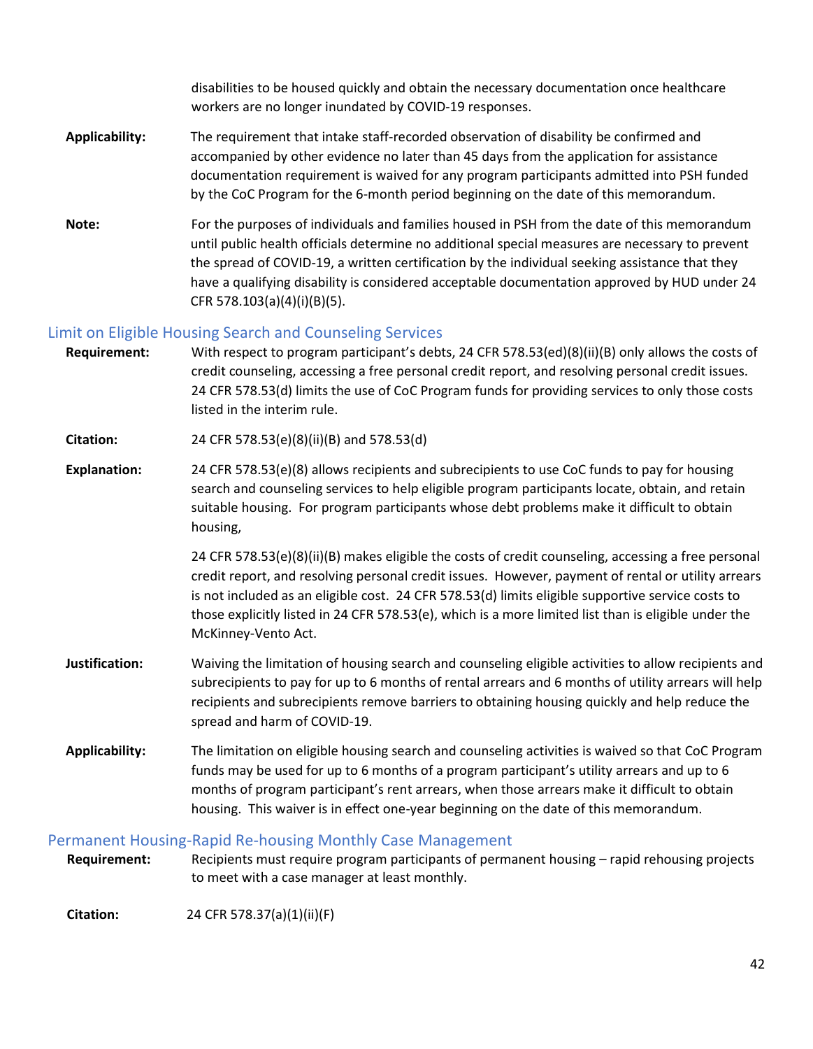disabilities to be housed quickly and obtain the necessary documentation once healthcare workers are no longer inundated by COVID-19 responses.

**Applicability:** The requirement that intake staff-recorded observation of disability be confirmed and accompanied by other evidence no later than 45 days from the application for assistance documentation requirement is waived for any program participants admitted into PSH funded by the CoC Program for the 6-month period beginning on the date of this memorandum.

**Note:** For the purposes of individuals and families housed in PSH from the date of this memorandum until public health officials determine no additional special measures are necessary to prevent the spread of COVID-19, a written certification by the individual seeking assistance that they have a qualifying disability is considered acceptable documentation approved by HUD under 24 CFR 578.103(a)(4)(i)(B)(5).

## Limit on Eligible Housing Search and Counseling Services

**Requirement:** With respect to program participant's debts, 24 CFR 578.53(ed)(8)(ii)(B) only allows the costs of credit counseling, accessing a free personal credit report, and resolving personal credit issues. 24 CFR 578.53(d) limits the use of CoC Program funds for providing services to only those costs listed in the interim rule.

**Citation:** 24 CFR 578.53(e)(8)(ii)(B) and 578.53(d)

**Explanation:** 24 CFR 578.53(e)(8) allows recipients and subrecipients to use CoC funds to pay for housing search and counseling services to help eligible program participants locate, obtain, and retain suitable housing. For program participants whose debt problems make it difficult to obtain housing,

24 CFR 578.53(e)(8)(ii)(B) makes eligible the costs of credit counseling, accessing a free personal credit report, and resolving personal credit issues. However, payment of rental or utility arrears is not included as an eligible cost. 24 CFR 578.53(d) limits eligible supportive service costs to those explicitly listed in 24 CFR 578.53(e), which is a more limited list than is eligible under the McKinney-Vento Act.

**Justification:** Waiving the limitation of housing search and counseling eligible activities to allow recipients and subrecipients to pay for up to 6 months of rental arrears and 6 months of utility arrears will help recipients and subrecipients remove barriers to obtaining housing quickly and help reduce the spread and harm of COVID-19.

**Applicability:** The limitation on eligible housing search and counseling activities is waived so that CoC Program funds may be used for up to 6 months of a program participant's utility arrears and up to 6 months of program participant's rent arrears, when those arrears make it difficult to obtain housing. This waiver is in effect one-year beginning on the date of this memorandum.

## Permanent Housing-Rapid Re-housing Monthly Case Management

**Requirement:** Recipients must require program participants of permanent housing – rapid rehousing projects to meet with a case manager at least monthly.

**Citation:** 24 CFR 578.37(a)(1)(ii)(F)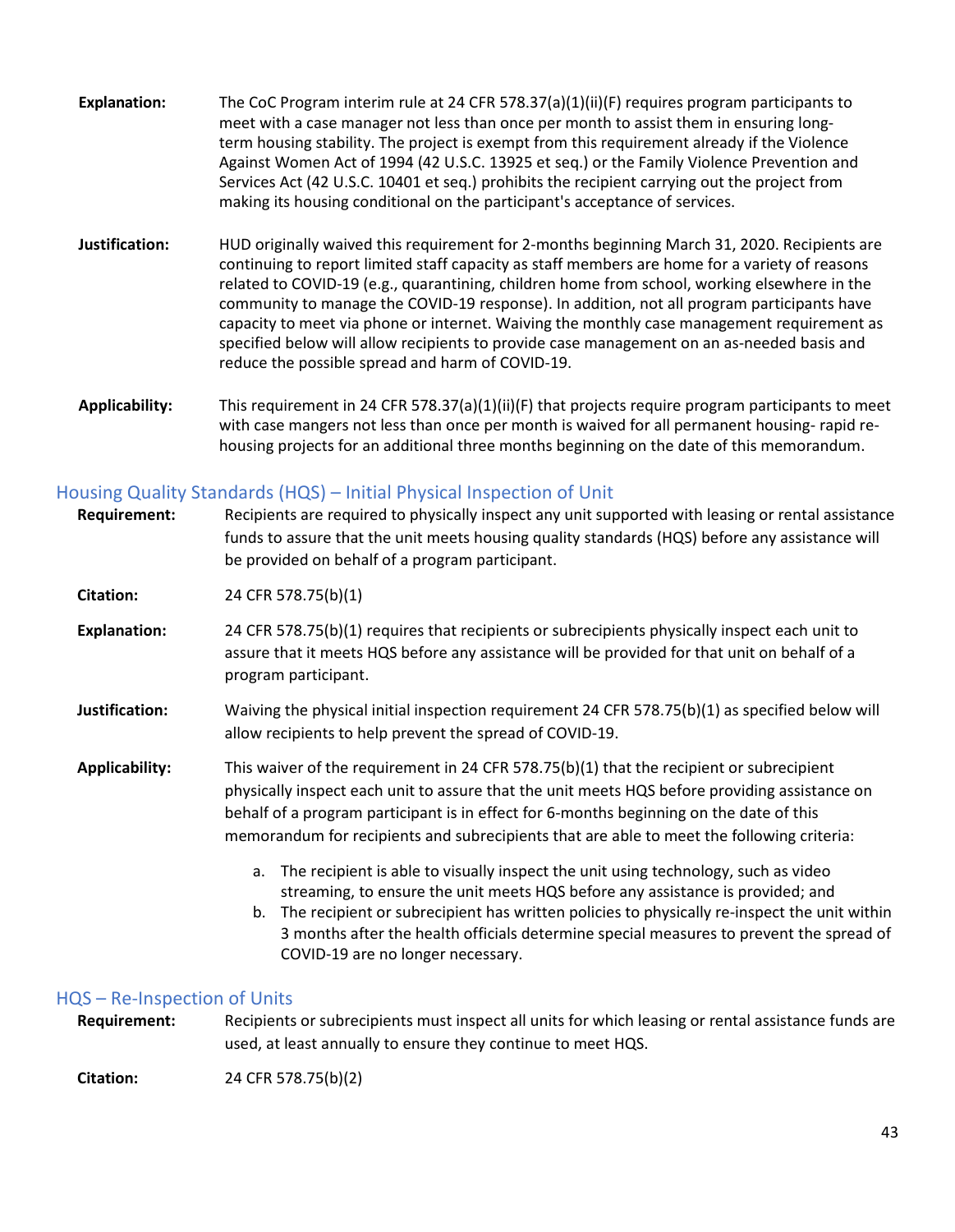**Explanation:** The CoC Program interim rule at 24 CFR 578.37(a)(1)(ii)(F) requires program participants to meet with a case manager not less than once per month to assist them in ensuring long-term housing stability. The project is exempt from this requirement already if the Violence Against Women Act of 1994 (42 U.S.C. 13925 et seq.) or the Family Violence Prevention and Services Act (42 U.S.C. 10401 et seq.) prohibits the recipient carrying out the project from making its housing conditional on the participant's acceptance of services.

**Justification:** HUD originally waived this requirement for 2-months beginning March 31, 2020. Recipients are continuing to report limited staff capacity as staff members are home for a variety of reasons related to COVID-19 (e.g., quarantining, children home from school, working elsewhere in the community to manage the COVID-19 response). In addition, not all program participants have capacity to meet via phone or internet. Waiving the monthly case management requirement as specified below will allow recipients to provide case management on an as-needed basis and reduce the possible spread and harm of COVID-19.

**Applicability:** This requirement in 24 CFR 578.37(a)(1)(ii)(F) that projects require program participants to meet with case mangers not less than once per month is waived for all permanent housing- rapid re-housing projects for an additional three months beginning on the date of this memorandum.

## Housing Quality Standards (HQS) – Initial Physical Inspection of Unit

**Requirement:** Recipients are required to physically inspect any unit supported with leasing or rental assistance funds to assure that the unit meets housing quality standards (HQS) before any assistance will be provided on behalf of a program participant.

**Citation:** 24 CFR 578.75(b)(1)

**Explanation:** 24 CFR 578.75(b)(1) requires that recipients or subrecipients physically inspect each unit to assure that it meets HQS before any assistance will be provided for that unit on behalf of a program participant.

**Justification:** Waiving the physical initial inspection requirement 24 CFR 578.75(b)(1) as specified below will allow recipients to help prevent the spread of COVID-19.

**Applicability:** This waiver of the requirement in 24 CFR 578.75(b)(1) that the recipient or subrecipient physically inspect each unit to assure that the unit meets HQS before providing assistance on behalf of a program participant is in effect for 6-months beginning on the date of this memorandum for recipients and subrecipients that are able to meet the following criteria:

a. The recipient is able to visually inspect the unit using technology, such as video streaming, to ensure the unit meets HQS before any assistance is provided; and
b. The recipient or subrecipient has written policies to physically re-inspect the unit within 3 months after the health officials determine special measures to prevent the spread of COVID-19 are no longer necessary.

## HQS – Re-Inspection of Units

**Requirement:** Recipients or subrecipients must inspect all units for which leasing or rental assistance funds are used, at least annually to ensure they continue to meet HQS.

**Citation:** 24 CFR 578.75(b)(2)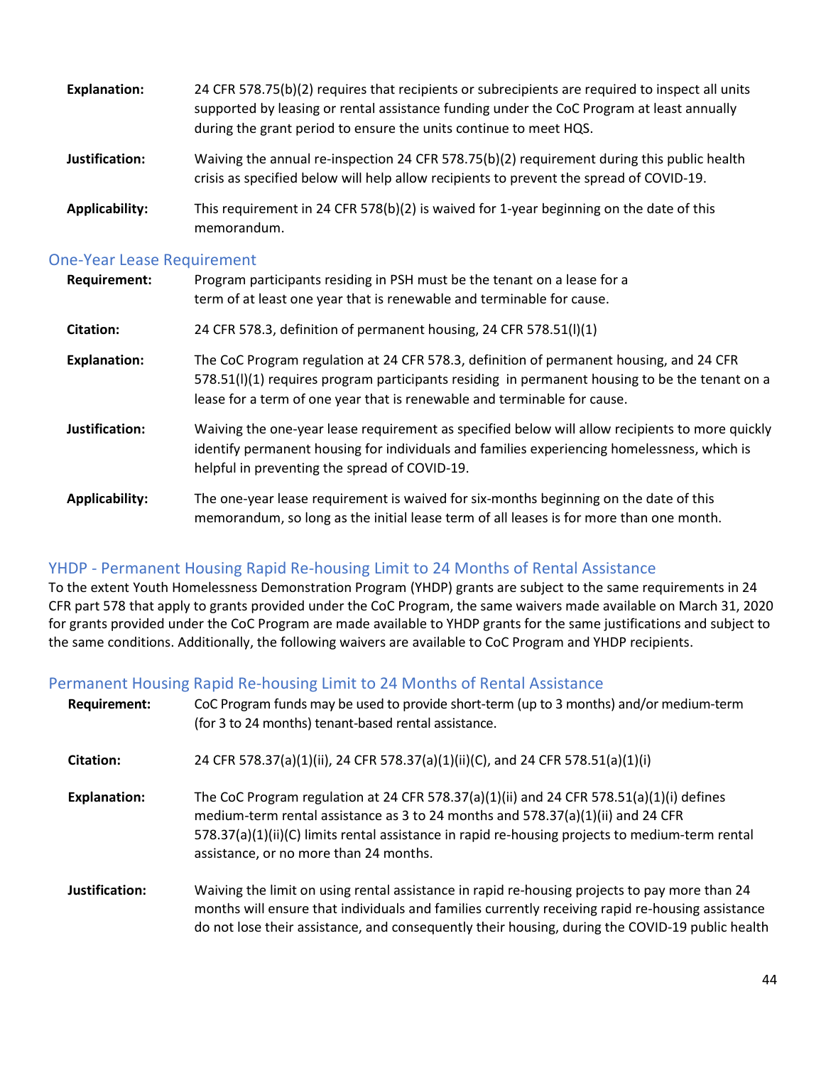**Explanation:** 24 CFR 578.75(b)(2) requires that recipients or subrecipients are required to inspect all units supported by leasing or rental assistance funding under the CoC Program at least annually during the grant period to ensure the units continue to meet HQS.

**Justification:** Waiving the annual re-inspection 24 CFR 578.75(b)(2) requirement during this public health crisis as specified below will help allow recipients to prevent the spread of COVID-19.

**Applicability:** This requirement in 24 CFR 578(b)(2) is waived for 1-year beginning on the date of this memorandum.

### One-Year Lease Requirement

**Requirement:** Program participants residing in PSH must be the tenant on a lease for a term of at least one year that is renewable and terminable for cause.

**Citation:** 24 CFR 578.3, definition of permanent housing, 24 CFR 578.51(l)(1)

**Explanation:** The CoC Program regulation at 24 CFR 578.3, definition of permanent housing, and 24 CFR 578.51(l)(1) requires program participants residing in permanent housing to be the tenant on a lease for a term of one year that is renewable and terminable for cause.

**Justification:** Waiving the one-year lease requirement as specified below will allow recipients to more quickly identify permanent housing for individuals and families experiencing homelessness, which is helpful in preventing the spread of COVID-19.

**Applicability:** The one-year lease requirement is waived for six-months beginning on the date of this memorandum, so long as the initial lease term of all leases is for more than one month.

### YHDP - Permanent Housing Rapid Re-housing Limit to 24 Months of Rental Assistance

To the extent Youth Homelessness Demonstration Program (YHDP) grants are subject to the same requirements in 24 CFR part 578 that apply to grants provided under the CoC Program, the same waivers made available on March 31, 2020 for grants provided under the CoC Program are made available to YHDP grants for the same justifications and subject to the same conditions. Additionally, the following waivers are available to CoC Program and YHDP recipients.

### Permanent Housing Rapid Re-housing Limit to 24 Months of Rental Assistance

**Requirement:** CoC Program funds may be used to provide short-term (up to 3 months) and/or medium-term (for 3 to 24 months) tenant-based rental assistance.

**Citation:** 24 CFR 578.37(a)(1)(ii), 24 CFR 578.37(a)(1)(ii)(C), and 24 CFR 578.51(a)(1)(i)

**Explanation:** The CoC Program regulation at 24 CFR 578.37(a)(1)(ii) and 24 CFR 578.51(a)(1)(i) defines medium-term rental assistance as 3 to 24 months and 578.37(a)(1)(ii) and 24 CFR 578.37(a)(1)(ii)(C) limits rental assistance in rapid re-housing projects to medium-term rental assistance, or no more than 24 months.

**Justification:** Waiving the limit on using rental assistance in rapid re-housing projects to pay more than 24 months will ensure that individuals and families currently receiving rapid re-housing assistance do not lose their assistance, and consequently their housing, during the COVID-19 public health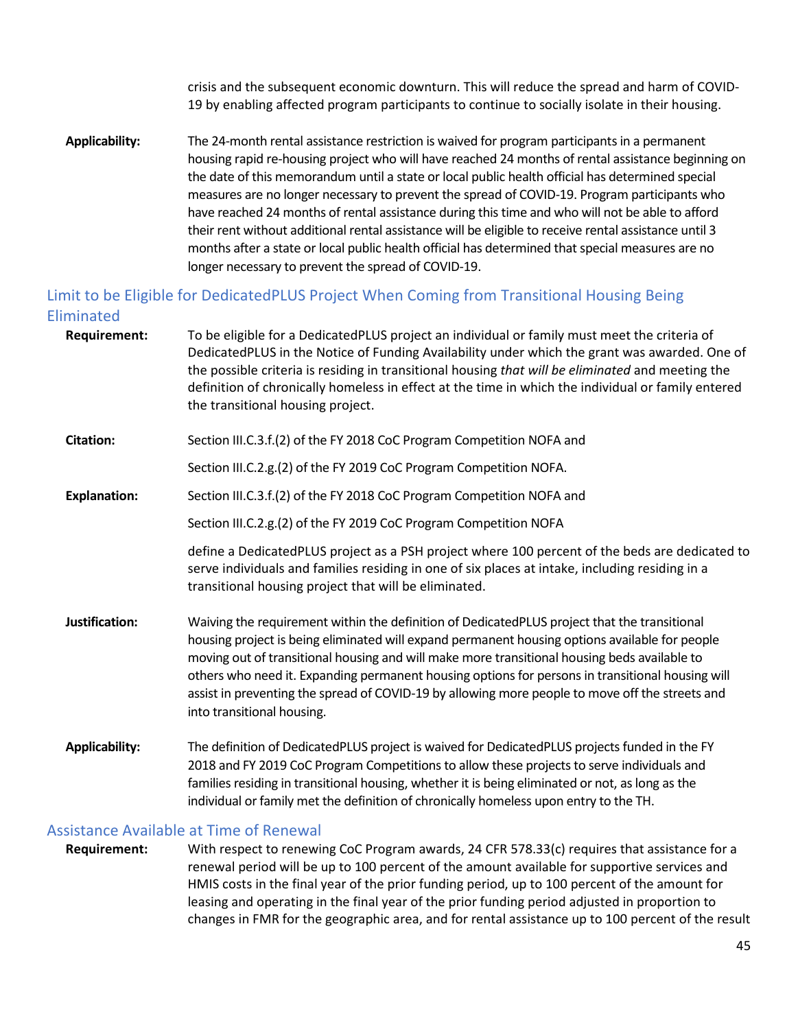crisis and the subsequent economic downturn. This will reduce the spread and harm of COVID-19 by enabling affected program participants to continue to socially isolate in their housing.

**Applicability:** The 24-month rental assistance restriction is waived for program participants in a permanent housing rapid re-housing project who will have reached 24 months of rental assistance beginning on the date of this memorandum until a state or local public health official has determined special measures are no longer necessary to prevent the spread of COVID-19. Program participants who have reached 24 months of rental assistance during this time and who will not be able to afford their rent without additional rental assistance will be eligible to receive rental assistance until 3 months after a state or local public health official has determined that special measures are no longer necessary to prevent the spread of COVID-19.

## Limit to be Eligible for DedicatedPLUS Project When Coming from Transitional Housing Being Eliminated

**Requirement:** To be eligible for a DedicatedPLUS project an individual or family must meet the criteria of DedicatedPLUS in the Notice of Funding Availability under which the grant was awarded. One of the possible criteria is residing in transitional housing *that will be eliminated* and meeting the definition of chronically homeless in effect at the time in which the individual or family entered the transitional housing project.

**Citation:** Section III.C.3.f.(2) of the FY 2018 CoC Program Competition NOFA and

Section III.C.2.g.(2) of the FY 2019 CoC Program Competition NOFA.

**Explanation:** Section III.C.3.f.(2) of the FY 2018 CoC Program Competition NOFA and

Section III.C.2.g.(2) of the FY 2019 CoC Program Competition NOFA

define a DedicatedPLUS project as a PSH project where 100 percent of the beds are dedicated to serve individuals and families residing in one of six places at intake, including residing in a transitional housing project that will be eliminated.

**Justification:** Waiving the requirement within the definition of DedicatedPLUS project that the transitional housing project is being eliminated will expand permanent housing options available for people moving out of transitional housing and will make more transitional housing beds available to others who need it. Expanding permanent housing options for persons in transitional housing will assist in preventing the spread of COVID-19 by allowing more people to move off the streets and into transitional housing.

**Applicability:** The definition of DedicatedPLUS project is waived for DedicatedPLUS projects funded in the FY 2018 and FY 2019 CoC Program Competitions to allow these projects to serve individuals and families residing in transitional housing, whether it is being eliminated or not, as long as the individual or family met the definition of chronically homeless upon entry to the TH.

## Assistance Available at Time of Renewal

**Requirement:** With respect to renewing CoC Program awards, 24 CFR 578.33(c) requires that assistance for a renewal period will be up to 100 percent of the amount available for supportive services and HMIS costs in the final year of the prior funding period, up to 100 percent of the amount for leasing and operating in the final year of the prior funding period adjusted in proportion to changes in FMR for the geographic area, and for rental assistance up to 100 percent of the result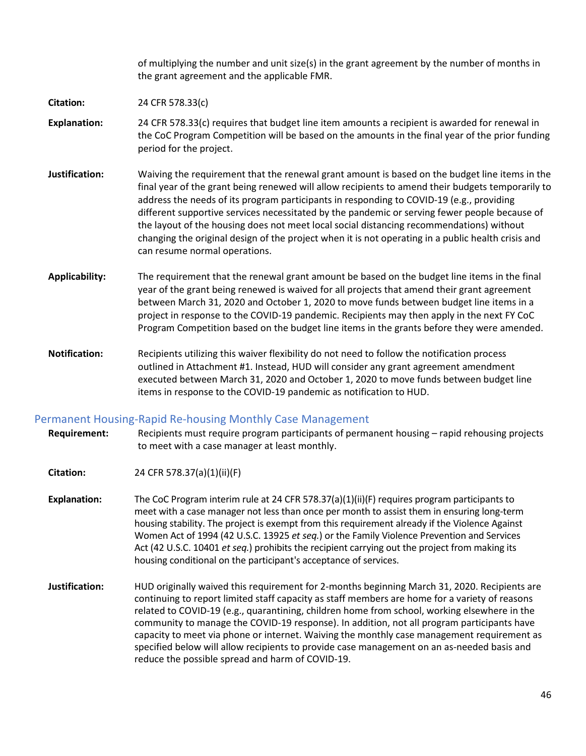of multiplying the number and unit size(s) in the grant agreement by the number of months in the grant agreement and the applicable FMR.

**Citation:** 24 CFR 578.33(c)

**Explanation:** 24 CFR 578.33(c) requires that budget line item amounts a recipient is awarded for renewal in the CoC Program Competition will be based on the amounts in the final year of the prior funding period for the project.

**Justification:** Waiving the requirement that the renewal grant amount is based on the budget line items in the final year of the grant being renewed will allow recipients to amend their budgets temporarily to address the needs of its program participants in responding to COVID-19 (e.g., providing different supportive services necessitated by the pandemic or serving fewer people because of the layout of the housing does not meet local social distancing recommendations) without changing the original design of the project when it is not operating in a public health crisis and can resume normal operations.

**Applicability:** The requirement that the renewal grant amount be based on the budget line items in the final year of the grant being renewed is waived for all projects that amend their grant agreement between March 31, 2020 and October 1, 2020 to move funds between budget line items in a project in response to the COVID-19 pandemic. Recipients may then apply in the next FY CoC Program Competition based on the budget line items in the grants before they were amended.

**Notification:** Recipients utilizing this waiver flexibility do not need to follow the notification process outlined in Attachment #1. Instead, HUD will consider any grant agreement amendment executed between March 31, 2020 and October 1, 2020 to move funds between budget line items in response to the COVID-19 pandemic as notification to HUD.

## Permanent Housing-Rapid Re-housing Monthly Case Management

**Requirement:** Recipients must require program participants of permanent housing – rapid rehousing projects to meet with a case manager at least monthly.

**Citation:** 24 CFR 578.37(a)(1)(ii)(F)

**Explanation:** The CoC Program interim rule at 24 CFR 578.37(a)(1)(ii)(F) requires program participants to meet with a case manager not less than once per month to assist them in ensuring long-term housing stability. The project is exempt from this requirement already if the Violence Against Women Act of 1994 (42 U.S.C. 13925 *et seq.*) or the Family Violence Prevention and Services Act (42 U.S.C. 10401 *et seq.*) prohibits the recipient carrying out the project from making its housing conditional on the participant's acceptance of services.

**Justification:** HUD originally waived this requirement for 2-months beginning March 31, 2020. Recipients are continuing to report limited staff capacity as staff members are home for a variety of reasons related to COVID-19 (e.g., quarantining, children home from school, working elsewhere in the community to manage the COVID-19 response). In addition, not all program participants have capacity to meet via phone or internet. Waiving the monthly case management requirement as specified below will allow recipients to provide case management on an as-needed basis and reduce the possible spread and harm of COVID-19.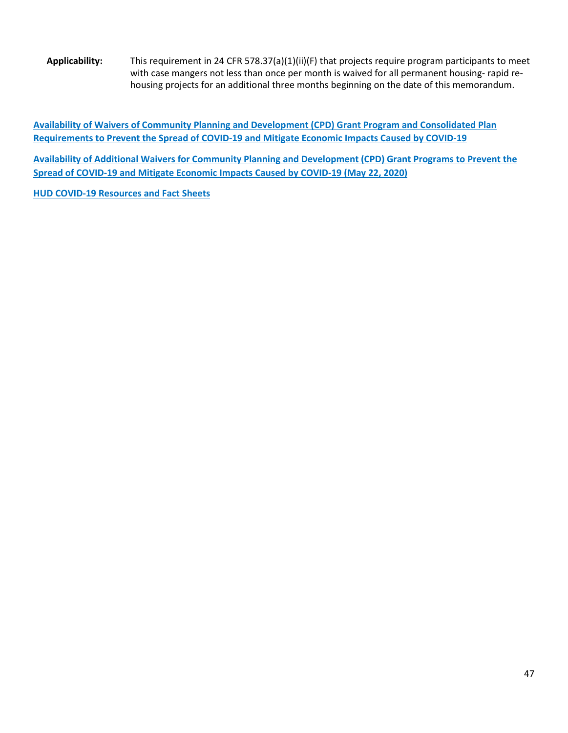**Applicability:** This requirement in 24 CFR 578.37(a)(1)(ii)(F) that projects require program participants to meet with case mangers not less than once per month is waived for all permanent housing- rapid re-housing projects for an additional three months beginning on the date of this memorandum.

**Availability of Waivers of Community Planning and Development (CPD) Grant Program and Consolidated Plan Requirements to Prevent the Spread of COVID-19 and Mitigate Economic Impacts Caused by COVID-19**

**Availability of Additional Waivers for Community Planning and Development (CPD) Grant Programs to Prevent the Spread of COVID-19 and Mitigate Economic Impacts Caused by COVID-19 (May 22, 2020)**

**HUD COVID-19 Resources and Fact Sheets**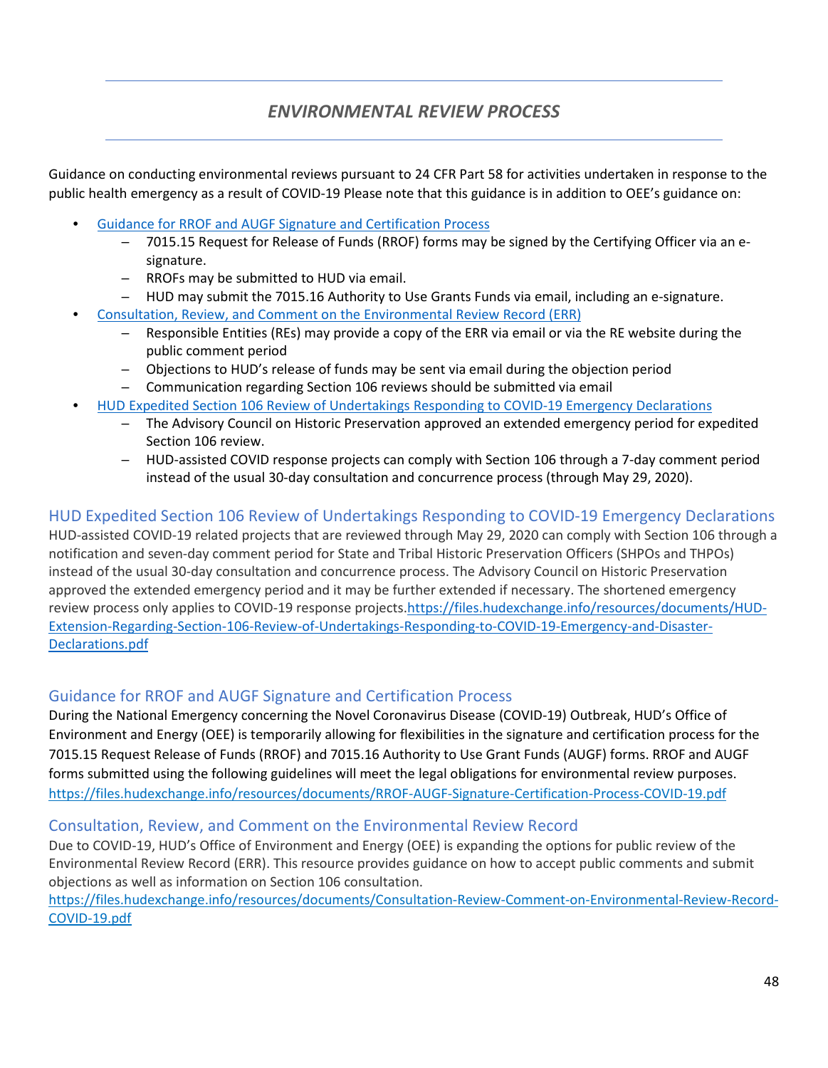## *ENVIRONMENTAL REVIEW PROCESS*

Guidance on conducting environmental reviews pursuant to 24 CFR Part 58 for activities undertaken in response to the public health emergency as a result of COVID-19 Please note that this guidance is in addition to OEE's guidance on:

- [Guidance for RROF and AUGF Signature and Certification Process](https://files.hudexchange.info/resources/documents/RROF-AUGF-Signature-Certification-Process-COVID-19.pdf)
  - 7015.15 Request for Release of Funds (RROF) forms may be signed by the Certifying Officer via an e-signature.
  - RROFs may be submitted to HUD via email.
  - HUD may submit the 7015.16 Authority to Use Grants Funds via email, including an e-signature.
- [Consultation, Review, and Comment on the Environmental Review Record (ERR)](https://files.hudexchange.info/resources/documents/Consultation-Review-Comment-on-Environmental-Review-Record-COVID-19.pdf)
  - Responsible Entities (REs) may provide a copy of the ERR via email or via the RE website during the public comment period
  - Objections to HUD's release of funds may be sent via email during the objection period
  - Communication regarding Section 106 reviews should be submitted via email
- [HUD Expedited Section 106 Review of Undertakings Responding to COVID-19 Emergency Declarations](https://files.hudexchange.info/resources/documents/HUD-Extension-Regarding-Section-106-Review-of-Undertakings-Responding-to-COVID-19-Emergency-and-Disaster-Declarations.pdf)
  - The Advisory Council on Historic Preservation approved an extended emergency period for expedited Section 106 review.
  - HUD-assisted COVID response projects can comply with Section 106 through a 7-day comment period instead of the usual 30-day consultation and concurrence process (through May 29, 2020).

### HUD Expedited Section 106 Review of Undertakings Responding to COVID-19 Emergency Declarations

HUD-assisted COVID-19 related projects that are reviewed through May 29, 2020 can comply with Section 106 through a notification and seven-day comment period for State and Tribal Historic Preservation Officers (SHPOs and THPOs) instead of the usual 30-day consultation and concurrence process. The Advisory Council on Historic Preservation approved the extended emergency period and it may be further extended if necessary. The shortened emergency review process only applies to COVID-19 response projects.https://files.hudexchange.info/resources/documents/HUD-Extension-Regarding-Section-106-Review-of-Undertakings-Responding-to-COVID-19-Emergency-and-Disaster-Declarations.pdf

### Guidance for RROF and AUGF Signature and Certification Process

During the National Emergency concerning the Novel Coronavirus Disease (COVID-19) Outbreak, HUD's Office of Environment and Energy (OEE) is temporarily allowing for flexibilities in the signature and certification process for the 7015.15 Request Release of Funds (RROF) and 7015.16 Authority to Use Grant Funds (AUGF) forms. RROF and AUGF forms submitted using the following guidelines will meet the legal obligations for environmental review purposes. https://files.hudexchange.info/resources/documents/RROF-AUGF-Signature-Certification-Process-COVID-19.pdf

### Consultation, Review, and Comment on the Environmental Review Record

Due to COVID-19, HUD's Office of Environment and Energy (OEE) is expanding the options for public review of the Environmental Review Record (ERR). This resource provides guidance on how to accept public comments and submit objections as well as information on Section 106 consultation.
https://files.hudexchange.info/resources/documents/Consultation-Review-Comment-on-Environmental-Review-Record-COVID-19.pdf